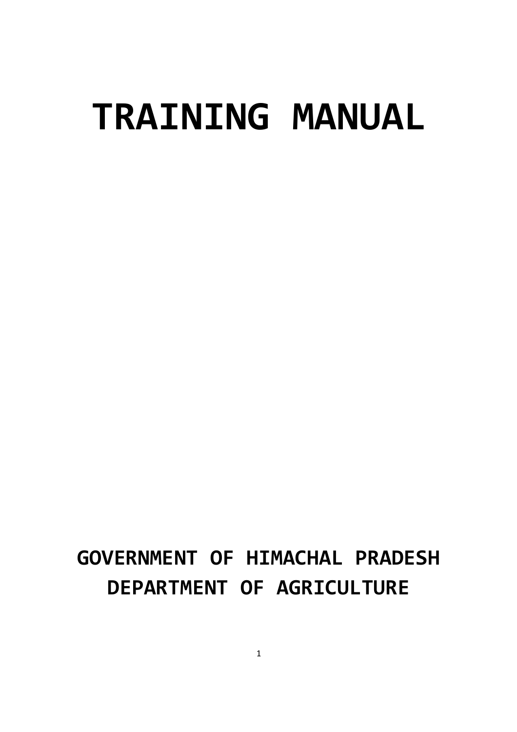# TRAINING MANUAL

**GOVERNMENT OF HIMACHAL PRADESH**
**DEPARTMENT OF AGRICULTURE**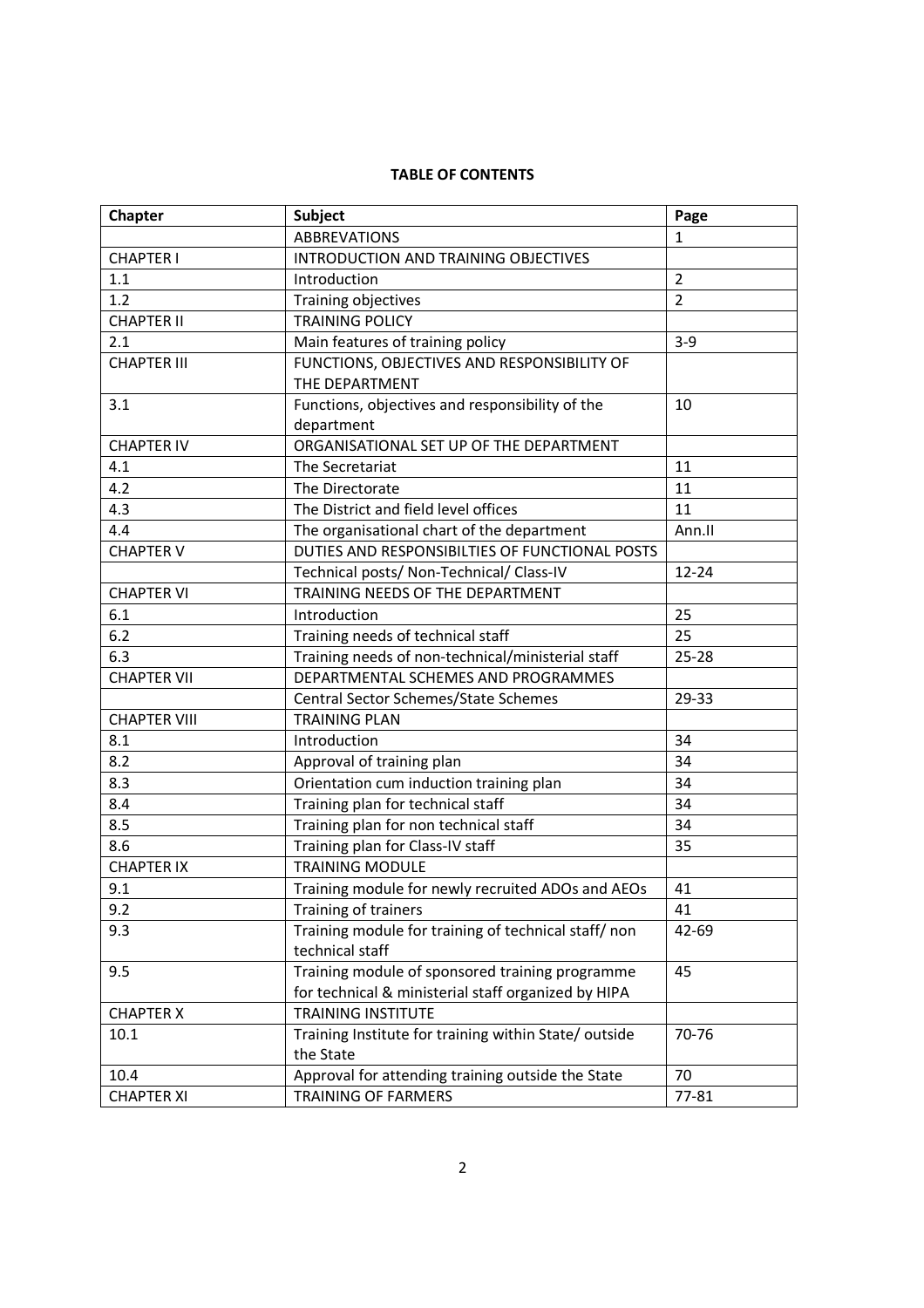**TABLE OF CONTENTS**

| Chapter | Subject | Page |
|---|---|---|
| | ABBREVATIONS | 1 |
| CHAPTER I | INTRODUCTION AND TRAINING OBJECTIVES | |
| 1.1 | Introduction | 2 |
| 1.2 | Training objectives | 2 |
| CHAPTER II | TRAINING POLICY | |
| 2.1 | Main features of training policy | 3-9 |
| CHAPTER III | FUNCTIONS, OBJECTIVES AND RESPONSIBILITY OF THE DEPARTMENT | |
| 3.1 | Functions, objectives and responsibility of the department | 10 |
| CHAPTER IV | ORGANISATIONAL SET UP OF THE DEPARTMENT | |
| 4.1 | The Secretariat | 11 |
| 4.2 | The Directorate | 11 |
| 4.3 | The District and field level offices | 11 |
| 4.4 | The organisational chart of the department | Ann.II |
| CHAPTER V | DUTIES AND RESPONSIBILTIES OF FUNCTIONAL POSTS | |
| | Technical posts/ Non-Technical/ Class-IV | 12-24 |
| CHAPTER VI | TRAINING NEEDS OF THE DEPARTMENT | |
| 6.1 | Introduction | 25 |
| 6.2 | Training needs of technical staff | 25 |
| 6.3 | Training needs of non-technical/ministerial staff | 25-28 |
| CHAPTER VII | DEPARTMENTAL SCHEMES AND PROGRAMMES | |
| | Central Sector Schemes/State Schemes | 29-33 |
| CHAPTER VIII | TRAINING PLAN | |
| 8.1 | Introduction | 34 |
| 8.2 | Approval of training plan | 34 |
| 8.3 | Orientation cum induction training plan | 34 |
| 8.4 | Training plan for technical staff | 34 |
| 8.5 | Training plan for non technical staff | 34 |
| 8.6 | Training plan for Class-IV staff | 35 |
| CHAPTER IX | TRAINING MODULE | |
| 9.1 | Training module for newly recruited ADOs and AEOs | 41 |
| 9.2 | Training of trainers | 41 |
| 9.3 | Training module for training of technical staff/ non technical staff | 42-69 |
| 9.5 | Training module of sponsored training programme for technical & ministerial staff organized by HIPA | 45 |
| CHAPTER X | TRAINING INSTITUTE | |
| 10.1 | Training Institute for training within State/ outside the State | 70-76 |
| 10.4 | Approval for attending training outside the State | 70 |
| CHAPTER XI | TRAINING OF FARMERS | 77-81 |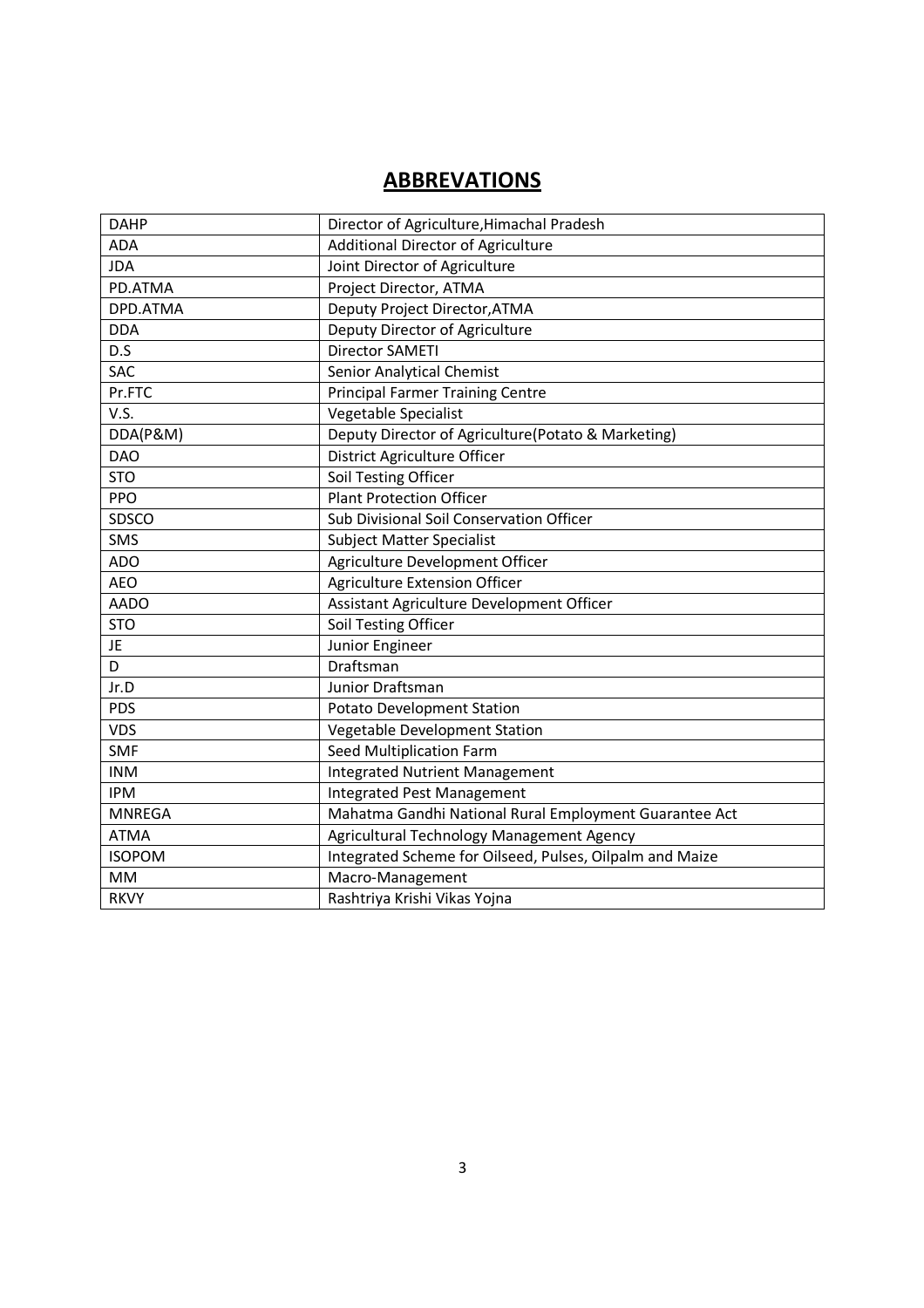## ABBREVATIONS

| | |
|---|---|
| DAHP | Director of Agriculture,Himachal Pradesh |
| ADA | Additional Director of Agriculture |
| JDA | Joint Director of Agriculture |
| PD.ATMA | Project Director, ATMA |
| DPD.ATMA | Deputy Project Director,ATMA |
| DDA | Deputy Director of Agriculture |
| D.S | Director SAMETI |
| SAC | Senior Analytical Chemist |
| Pr.FTC | Principal Farmer Training Centre |
| V.S. | Vegetable Specialist |
| DDA(P&M) | Deputy Director of Agriculture(Potato & Marketing) |
| DAO | District Agriculture Officer |
| STO | Soil Testing Officer |
| PPO | Plant Protection Officer |
| SDSCO | Sub Divisional Soil Conservation Officer |
| SMS | Subject Matter Specialist |
| ADO | Agriculture Development Officer |
| AEO | Agriculture Extension Officer |
| AADO | Assistant Agriculture Development Officer |
| STO | Soil Testing Officer |
| JE | Junior Engineer |
| D | Draftsman |
| Jr.D | Junior Draftsman |
| PDS | Potato Development Station |
| VDS | Vegetable Development Station |
| SMF | Seed Multiplication Farm |
| INM | Integrated Nutrient Management |
| IPM | Integrated Pest Management |
| MNREGA | Mahatma Gandhi National Rural Employment Guarantee Act |
| ATMA | Agricultural Technology Management Agency |
| ISOPOM | Integrated Scheme for Oilseed, Pulses, Oilpalm and Maize |
| MM | Macro-Management |
| RKVY | Rashtriya Krishi Vikas Yojna |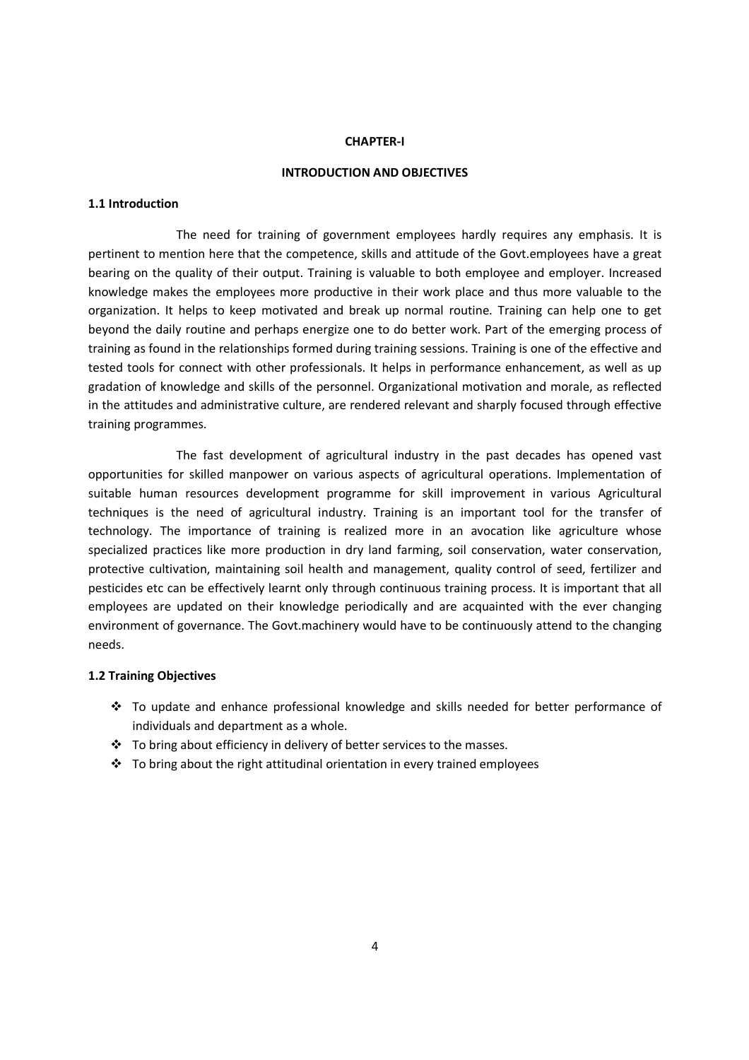# CHAPTER-I

## INTRODUCTION AND OBJECTIVES

### 1.1 Introduction

The need for training of government employees hardly requires any emphasis. It is pertinent to mention here that the competence, skills and attitude of the Govt.employees have a great bearing on the quality of their output. Training is valuable to both employee and employer. Increased knowledge makes the employees more productive in their work place and thus more valuable to the organization. It helps to keep motivated and break up normal routine. Training can help one to get beyond the daily routine and perhaps energize one to do better work. Part of the emerging process of training as found in the relationships formed during training sessions. Training is one of the effective and tested tools for connect with other professionals. It helps in performance enhancement, as well as up gradation of knowledge and skills of the personnel. Organizational motivation and morale, as reflected in the attitudes and administrative culture, are rendered relevant and sharply focused through effective training programmes.

The fast development of agricultural industry in the past decades has opened vast opportunities for skilled manpower on various aspects of agricultural operations. Implementation of suitable human resources development programme for skill improvement in various Agricultural techniques is the need of agricultural industry. Training is an important tool for the transfer of technology. The importance of training is realized more in an avocation like agriculture whose specialized practices like more production in dry land farming, soil conservation, water conservation, protective cultivation, maintaining soil health and management, quality control of seed, fertilizer and pesticides etc can be effectively learnt only through continuous training process. It is important that all employees are updated on their knowledge periodically and are acquainted with the ever changing environment of governance. The Govt.machinery would have to be continuously attend to the changing needs.

### 1.2 Training Objectives

- To update and enhance professional knowledge and skills needed for better performance of individuals and department as a whole.
- To bring about efficiency in delivery of better services to the masses.
- To bring about the right attitudinal orientation in every trained employees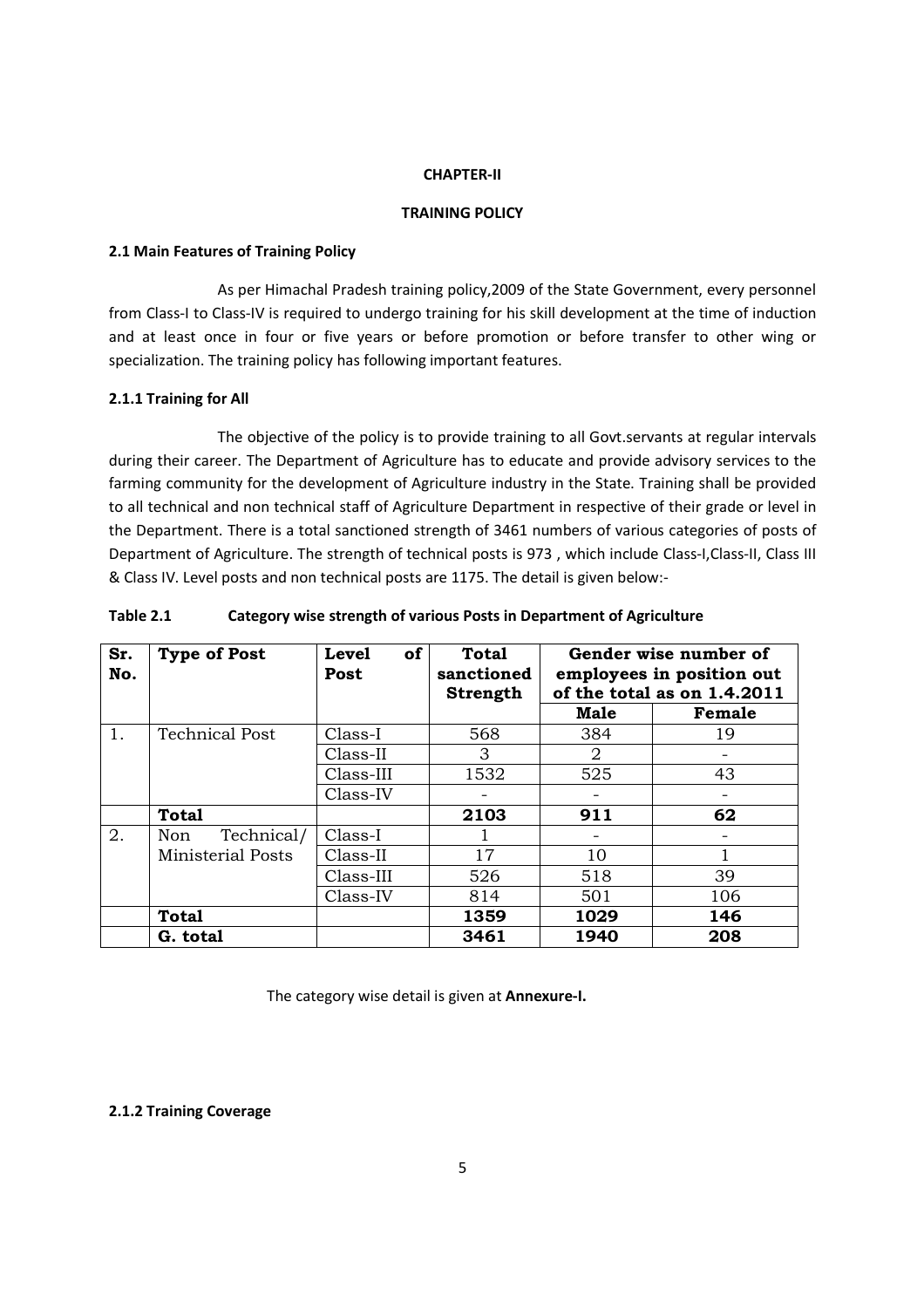**CHAPTER-II**

**TRAINING POLICY**

### 2.1 Main Features of Training Policy

As per Himachal Pradesh training policy,2009 of the State Government, every personnel from Class-I to Class-IV is required to undergo training for his skill development at the time of induction and at least once in four or five years or before promotion or before transfer to other wing or specialization. The training policy has following important features.

### 2.1.1 Training for All

The objective of the policy is to provide training to all Govt.servants at regular intervals during their career. The Department of Agriculture has to educate and provide advisory services to the farming community for the development of Agriculture industry in the State. Training shall be provided to all technical and non technical staff of Agriculture Department in respective of their grade or level in the Department. There is a total sanctioned strength of 3461 numbers of various categories of posts of Department of Agriculture. The strength of technical posts is 973 , which include Class-I,Class-II, Class III & Class IV. Level posts and non technical posts are 1175. The detail is given below:-

**Table 2.1 Category wise strength of various Posts in Department of Agriculture**

| Sr. No. | Type of Post | Level of Post | Total sanctioned Strength | Gender wise number of employees in position out of the total as on 1.4.2011 | |
|---|---|---|---|---|---|
| | | | | **Male** | **Female** |
| 1. | Technical Post | Class-I | 568 | 384 | 19 |
| | | Class-II | 3 | 2 | - |
| | | Class-III | 1532 | 525 | 43 |
| | | Class-IV | - | - | - |
| | **Total** | | **2103** | **911** | **62** |
| 2. | Non Technical/ Ministerial Posts | Class-I | 1 | - | - |
| | | Class-II | 17 | 10 | 1 |
| | | Class-III | 526 | 518 | 39 |
| | | Class-IV | 814 | 501 | 106 |
| | **Total** | | **1359** | **1029** | **146** |
| | **G. total** | | **3461** | **1940** | **208** |

The category wise detail is given at **Annexure-I.**

### 2.1.2 Training Coverage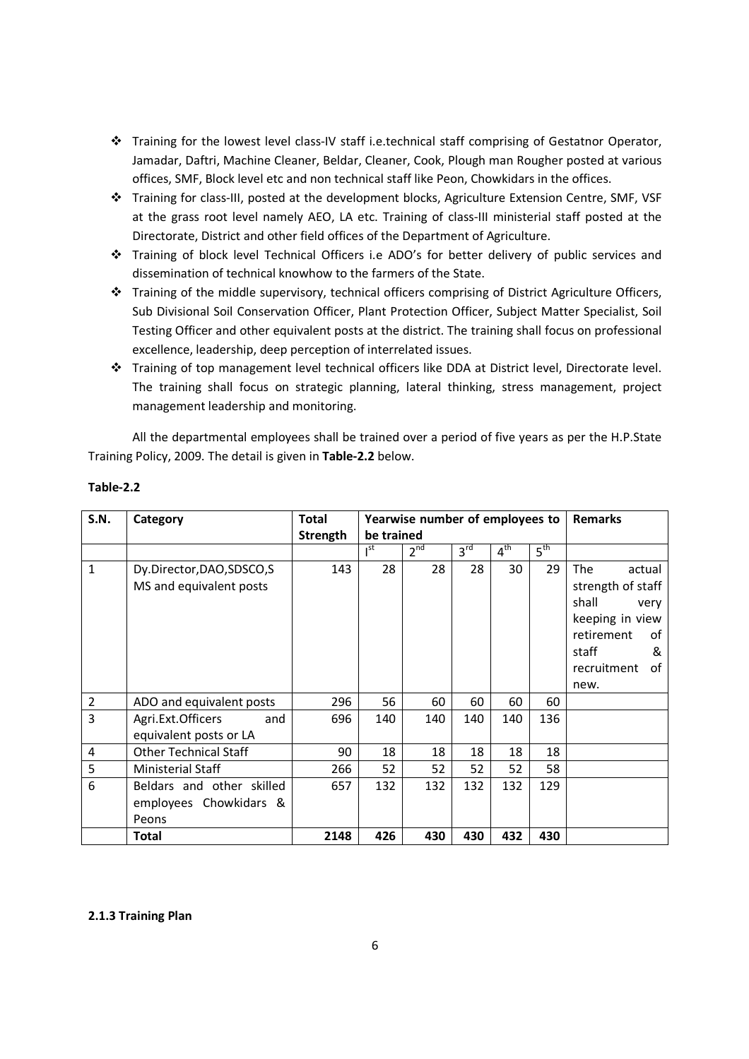- Training for the lowest level class-IV staff i.e.technical staff comprising of Gestatnor Operator, Jamadar, Daftri, Machine Cleaner, Beldar, Cleaner, Cook, Plough man Rougher posted at various offices, SMF, Block level etc and non technical staff like Peon, Chowkidars in the offices.
- Training for class-III, posted at the development blocks, Agriculture Extension Centre, SMF, VSF at the grass root level namely AEO, LA etc. Training of class-III ministerial staff posted at the Directorate, District and other field offices of the Department of Agriculture.
- Training of block level Technical Officers i.e ADO's for better delivery of public services and dissemination of technical knowhow to the farmers of the State.
- Training of the middle supervisory, technical officers comprising of District Agriculture Officers, Sub Divisional Soil Conservation Officer, Plant Protection Officer, Subject Matter Specialist, Soil Testing Officer and other equivalent posts at the district. The training shall focus on professional excellence, leadership, deep perception of interrelated issues.
- Training of top management level technical officers like DDA at District level, Directorate level. The training shall focus on strategic planning, lateral thinking, stress management, project management leadership and monitoring.

All the departmental employees shall be trained over a period of five years as per the H.P.State Training Policy, 2009. The detail is given in **Table-2.2** below.

**Table-2.2**

| S.N. | Category | Total Strength | Yearwise number of employees to be trained | | | | | Remarks |
|---|---|---|---|---|---|---|---|---|
| | | | I^st^ | 2^nd^ | 3^rd^ | 4^th^ | 5^th^ | |
| 1 | Dy.Director,DAO,SDSCO,SMS and equivalent posts | 143 | 28 | 28 | 28 | 30 | 29 | The actual strength of staff shall very keeping in view retirement of staff & recruitment of new. |
| 2 | ADO and equivalent posts | 296 | 56 | 60 | 60 | 60 | 60 | |
| 3 | Agri.Ext.Officers and equivalent posts or LA | 696 | 140 | 140 | 140 | 140 | 136 | |
| 4 | Other Technical Staff | 90 | 18 | 18 | 18 | 18 | 18 | |
| 5 | Ministerial Staff | 266 | 52 | 52 | 52 | 52 | 58 | |
| 6 | Beldars and other skilled employees Chowkidars & Peons | 657 | 132 | 132 | 132 | 132 | 129 | |
| | **Total** | **2148** | **426** | **430** | **430** | **432** | **430** | |

**2.1.3 Training Plan**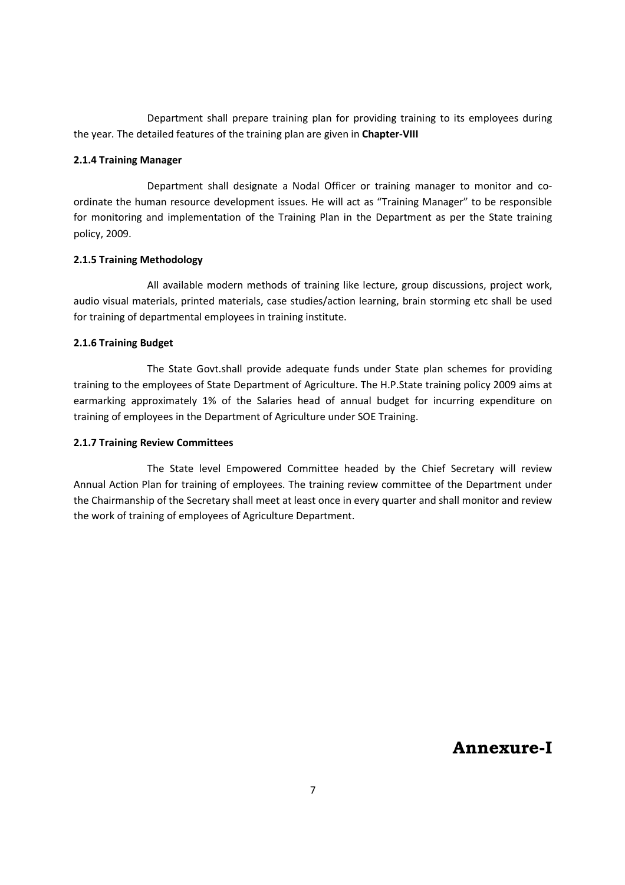Department shall prepare training plan for providing training to its employees during the year. The detailed features of the training plan are given in **Chapter-VIII**

#### 2.1.4 Training Manager

Department shall designate a Nodal Officer or training manager to monitor and co-ordinate the human resource development issues. He will act as "Training Manager" to be responsible for monitoring and implementation of the Training Plan in the Department as per the State training policy, 2009.

#### 2.1.5 Training Methodology

All available modern methods of training like lecture, group discussions, project work, audio visual materials, printed materials, case studies/action learning, brain storming etc shall be used for training of departmental employees in training institute.

#### 2.1.6 Training Budget

The State Govt.shall provide adequate funds under State plan schemes for providing training to the employees of State Department of Agriculture. The H.P.State training policy 2009 aims at earmarking approximately 1% of the Salaries head of annual budget for incurring expenditure on training of employees in the Department of Agriculture under SOE Training.

#### 2.1.7 Training Review Committees

The State level Empowered Committee headed by the Chief Secretary will review Annual Action Plan for training of employees. The training review committee of the Department under the Chairmanship of the Secretary shall meet at least once in every quarter and shall monitor and review the work of training of employees of Agriculture Department.

## Annexure-I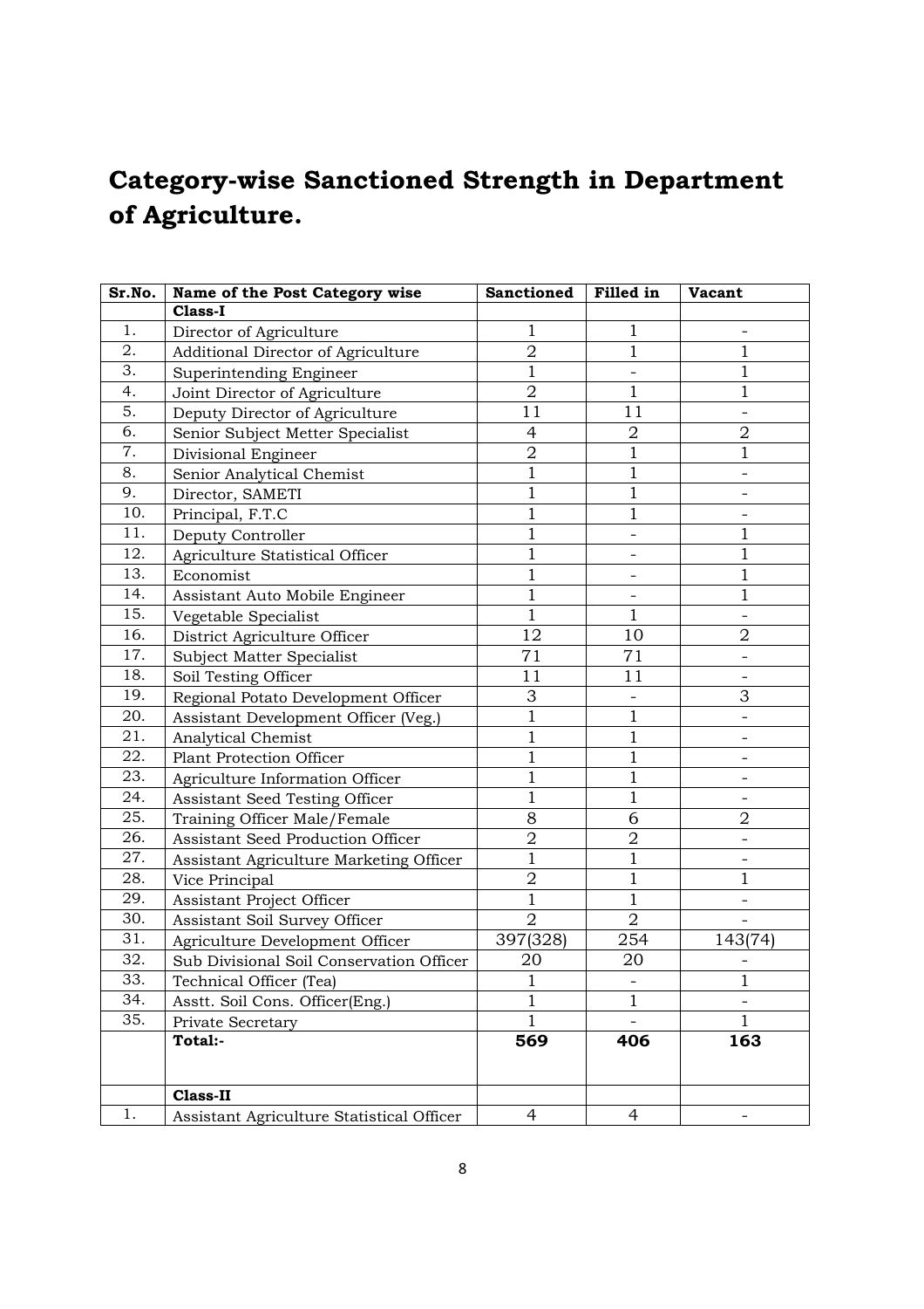# Category-wise Sanctioned Strength in Department of Agriculture.

| Sr.No. | Name of the Post Category wise | Sanctioned | Filled in | Vacant |
|---|---|---|---|---|
| | **Class-I** | | | |
| 1. | Director of Agriculture | 1 | 1 | - |
| 2. | Additional Director of Agriculture | 2 | 1 | 1 |
| 3. | Superintending Engineer | 1 | - | 1 |
| 4. | Joint Director of Agriculture | 2 | 1 | 1 |
| 5. | Deputy Director of Agriculture | 11 | 11 | - |
| 6. | Senior Subject Metter Specialist | 4 | 2 | 2 |
| 7. | Divisional Engineer | 2 | 1 | 1 |
| 8. | Senior Analytical Chemist | 1 | 1 | - |
| 9. | Director, SAMETI | 1 | 1 | - |
| 10. | Principal, F.T.C | 1 | 1 | - |
| 11. | Deputy Controller | 1 | - | 1 |
| 12. | Agriculture Statistical Officer | 1 | - | 1 |
| 13. | Economist | 1 | - | 1 |
| 14. | Assistant Auto Mobile Engineer | 1 | - | 1 |
| 15. | Vegetable Specialist | 1 | 1 | - |
| 16. | District Agriculture Officer | 12 | 10 | 2 |
| 17. | Subject Matter Specialist | 71 | 71 | - |
| 18. | Soil Testing Officer | 11 | 11 | - |
| 19. | Regional Potato Development Officer | 3 | - | 3 |
| 20. | Assistant Development Officer (Veg.) | 1 | 1 | - |
| 21. | Analytical Chemist | 1 | 1 | - |
| 22. | Plant Protection Officer | 1 | 1 | - |
| 23. | Agriculture Information Officer | 1 | 1 | - |
| 24. | Assistant Seed Testing Officer | 1 | 1 | - |
| 25. | Training Officer Male/Female | 8 | 6 | 2 |
| 26. | Assistant Seed Production Officer | 2 | 2 | - |
| 27. | Assistant Agriculture Marketing Officer | 1 | 1 | - |
| 28. | Vice Principal | 2 | 1 | 1 |
| 29. | Assistant Project Officer | 1 | 1 | - |
| 30. | Assistant Soil Survey Officer | 2 | 2 | - |
| 31. | Agriculture Development Officer | 397(328) | 254 | 143(74) |
| 32. | Sub Divisional Soil Conservation Officer | 20 | 20 | - |
| 33. | Technical Officer (Tea) | 1 | - | 1 |
| 34. | Asstt. Soil Cons. Officer(Eng.) | 1 | 1 | - |
| 35. | Private Secretary | 1 | - | 1 |
| | **Total:-** | **569** | **406** | **163** |
| | **Class-II** | | | |
| 1. | Assistant Agriculture Statistical Officer | 4 | 4 | - |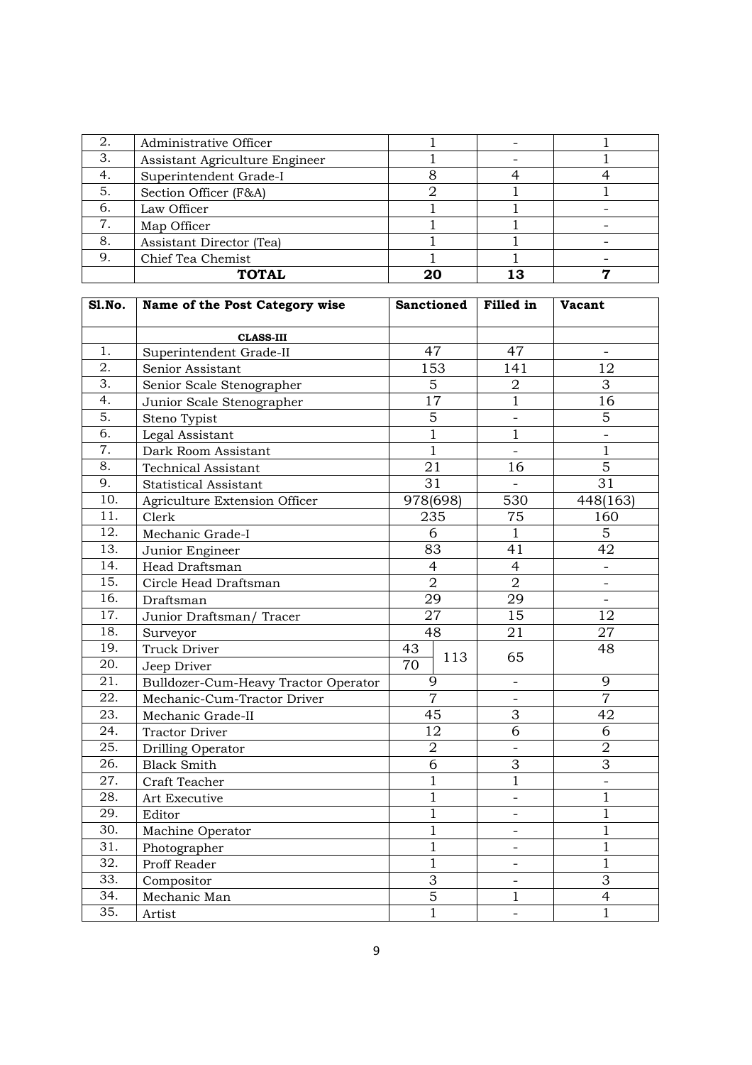| | | | | |
|---|---|---|---|---|
| 2. | Administrative Officer | 1 | - | 1 |
| 3. | Assistant Agriculture Engineer | 1 | - | 1 |
| 4. | Superintendent Grade-I | 8 | 4 | 4 |
| 5. | Section Officer (F&A) | 2 | 1 | 1 |
| 6. | Law Officer | 1 | 1 | - |
| 7. | Map Officer | 1 | 1 | - |
| 8. | Assistant Director (Tea) | 1 | 1 | - |
| 9. | Chief Tea Chemist | 1 | 1 | - |
| | **TOTAL** | **20** | **13** | **7** |

| Sl.No. | Name of the Post Category wise | Sanctioned | Filled in | Vacant |
|---|---|---|---|---|
| | **CLASS-III** | | | |
| 1. | Superintendent Grade-II | 47 | 47 | - |
| 2. | Senior Assistant | 153 | 141 | 12 |
| 3. | Senior Scale Stenographer | 5 | 2 | 3 |
| 4. | Junior Scale Stenographer | 17 | 1 | 16 |
| 5. | Steno Typist | 5 | - | 5 |
| 6. | Legal Assistant | 1 | 1 | - |
| 7. | Dark Room Assistant | 1 | - | 1 |
| 8. | Technical Assistant | 21 | 16 | 5 |
| 9. | Statistical Assistant | 31 | - | 31 |
| 10. | Agriculture Extension Officer | 978(698) | 530 | 448(163) |
| 11. | Clerk | 235 | 75 | 160 |
| 12. | Mechanic Grade-I | 6 | 1 | 5 |
| 13. | Junior Engineer | 83 | 41 | 42 |
| 14. | Head Draftsman | 4 | 4 | - |
| 15. | Circle Head Draftsman | 2 | 2 | - |
| 16. | Draftsman | 29 | 29 | - |
| 17. | Junior Draftsman/ Tracer | 27 | 15 | 12 |
| 18. | Surveyor | 48 | 21 | 27 |
| 19. | Truck Driver | 43 (113) | 65 | 48 |
| 20. | Jeep Driver | 70 | | |
| 21. | Bulldozer-Cum-Heavy Tractor Operator | 9 | - | 9 |
| 22. | Mechanic-Cum-Tractor Driver | 7 | - | 7 |
| 23. | Mechanic Grade-II | 45 | 3 | 42 |
| 24. | Tractor Driver | 12 | 6 | 6 |
| 25. | Drilling Operator | 2 | - | 2 |
| 26. | Black Smith | 6 | 3 | 3 |
| 27. | Craft Teacher | 1 | 1 | - |
| 28. | Art Executive | 1 | - | 1 |
| 29. | Editor | 1 | - | 1 |
| 30. | Machine Operator | 1 | - | 1 |
| 31. | Photographer | 1 | - | 1 |
| 32. | Proff Reader | 1 | - | 1 |
| 33. | Compositor | 3 | - | 3 |
| 34. | Mechanic Man | 5 | 1 | 4 |
| 35. | Artist | 1 | - | 1 |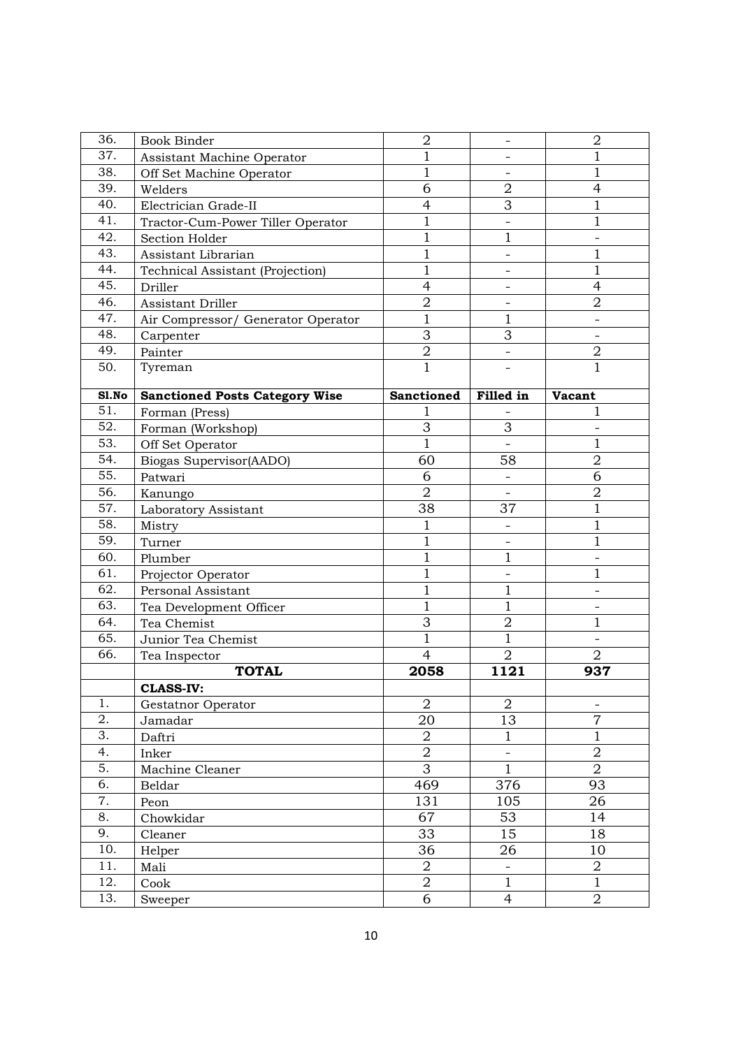| 36. | Book Binder | 2 | - | 2 |
|---|---|---|---|---|
| 37. | Assistant Machine Operator | 1 | - | 1 |
| 38. | Off Set Machine Operator | 1 | - | 1 |
| 39. | Welders | 6 | 2 | 4 |
| 40. | Electrician Grade-II | 4 | 3 | 1 |
| 41. | Tractor-Cum-Power Tiller Operator | 1 | - | 1 |
| 42. | Section Holder | 1 | 1 | - |
| 43. | Assistant Librarian | 1 | - | 1 |
| 44. | Technical Assistant (Projection) | 1 | - | 1 |
| 45. | Driller | 4 | - | 4 |
| 46. | Assistant Driller | 2 | - | 2 |
| 47. | Air Compressor/ Generator Operator | 1 | 1 | - |
| 48. | Carpenter | 3 | 3 | - |
| 49. | Painter | 2 | - | 2 |
| 50. | Tyreman | 1 | - | 1 |
| **Sl.No** | **Sanctioned Posts Category Wise** | **Sanctioned** | **Filled in** | **Vacant** |
| 51. | Forman (Press) | 1 | - | 1 |
| 52. | Forman (Workshop) | 3 | 3 | - |
| 53. | Off Set Operator | 1 | - | 1 |
| 54. | Biogas Supervisor(AADO) | 60 | 58 | 2 |
| 55. | Patwari | 6 | - | 6 |
| 56. | Kanungo | 2 | - | 2 |
| 57. | Laboratory Assistant | 38 | 37 | 1 |
| 58. | Mistry | 1 | - | 1 |
| 59. | Turner | 1 | - | 1 |
| 60. | Plumber | 1 | 1 | - |
| 61. | Projector Operator | 1 | - | 1 |
| 62. | Personal Assistant | 1 | 1 | - |
| 63. | Tea Development Officer | 1 | 1 | - |
| 64. | Tea Chemist | 3 | 2 | 1 |
| 65. | Junior Tea Chemist | 1 | 1 | - |
| 66. | Tea Inspector | 4 | 2 | 2 |
| | **TOTAL** | **2058** | **1121** | **937** |
| | **CLASS-IV:** | | | |
| 1. | Gestatnor Operator | 2 | 2 | - |
| 2. | Jamadar | 20 | 13 | 7 |
| 3. | Daftri | 2 | 1 | 1 |
| 4. | Inker | 2 | - | 2 |
| 5. | Machine Cleaner | 3 | 1 | 2 |
| 6. | Beldar | 469 | 376 | 93 |
| 7. | Peon | 131 | 105 | 26 |
| 8. | Chowkidar | 67 | 53 | 14 |
| 9. | Cleaner | 33 | 15 | 18 |
| 10. | Helper | 36 | 26 | 10 |
| 11. | Mali | 2 | - | 2 |
| 12. | Cook | 2 | 1 | 1 |
| 13. | Sweeper | 6 | 4 | 2 |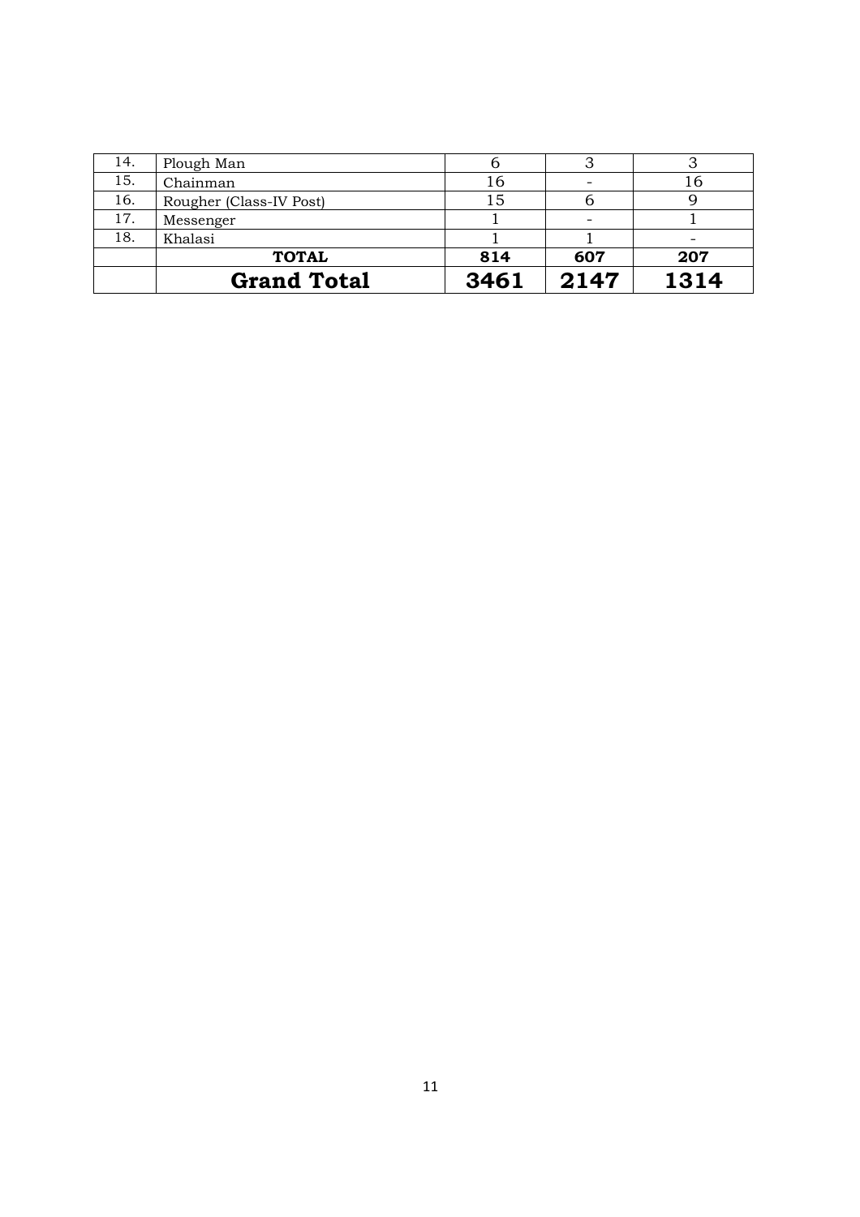| | | | | |
|---|---|---|---|---|
| 14. | Plough Man | 6 | 3 | 3 |
| 15. | Chainman | 16 | - | 16 |
| 16. | Rougher (Class-IV Post) | 15 | 6 | 9 |
| 17. | Messenger | 1 | - | 1 |
| 18. | Khalasi | 1 | 1 | - |
| | **TOTAL** | **814** | **607** | **207** |
| | **Grand Total** | **3461** | **2147** | **1314** |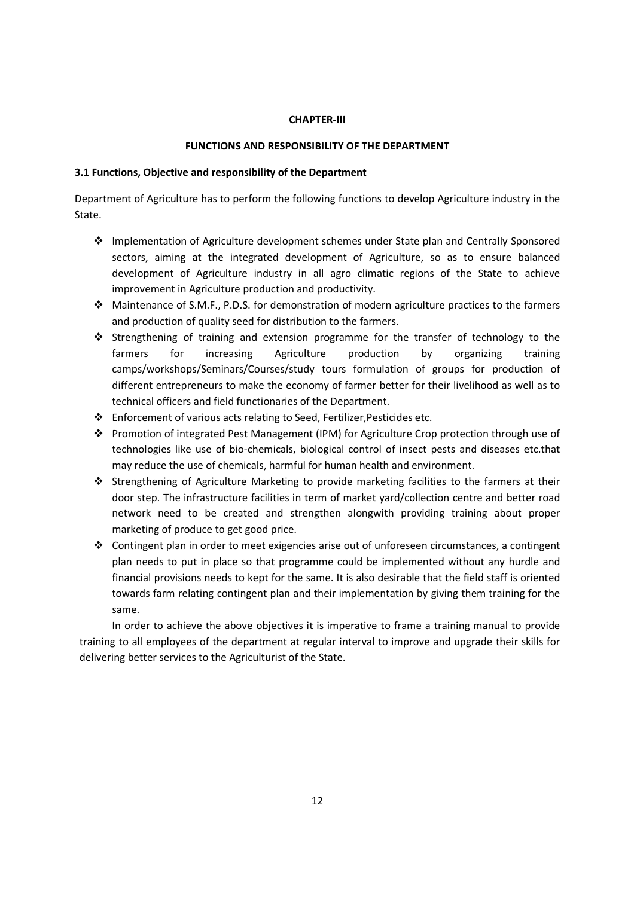# CHAPTER-III

## FUNCTIONS AND RESPONSIBILITY OF THE DEPARTMENT

### 3.1 Functions, Objective and responsibility of the Department

Department of Agriculture has to perform the following functions to develop Agriculture industry in the State.

- Implementation of Agriculture development schemes under State plan and Centrally Sponsored sectors, aiming at the integrated development of Agriculture, so as to ensure balanced development of Agriculture industry in all agro climatic regions of the State to achieve improvement in Agriculture production and productivity.
- Maintenance of S.M.F., P.D.S. for demonstration of modern agriculture practices to the farmers and production of quality seed for distribution to the farmers.
- Strengthening of training and extension programme for the transfer of technology to the farmers for increasing Agriculture production by organizing training camps/workshops/Seminars/Courses/study tours formulation of groups for production of different entrepreneurs to make the economy of farmer better for their livelihood as well as to technical officers and field functionaries of the Department.
- Enforcement of various acts relating to Seed, Fertilizer,Pesticides etc.
- Promotion of integrated Pest Management (IPM) for Agriculture Crop protection through use of technologies like use of bio-chemicals, biological control of insect pests and diseases etc.that may reduce the use of chemicals, harmful for human health and environment.
- Strengthening of Agriculture Marketing to provide marketing facilities to the farmers at their door step. The infrastructure facilities in term of market yard/collection centre and better road network need to be created and strengthen alongwith providing training about proper marketing of produce to get good price.
- Contingent plan in order to meet exigencies arise out of unforeseen circumstances, a contingent plan needs to put in place so that programme could be implemented without any hurdle and financial provisions needs to kept for the same. It is also desirable that the field staff is oriented towards farm relating contingent plan and their implementation by giving them training for the same.

In order to achieve the above objectives it is imperative to frame a training manual to provide training to all employees of the department at regular interval to improve and upgrade their skills for delivering better services to the Agriculturist of the State.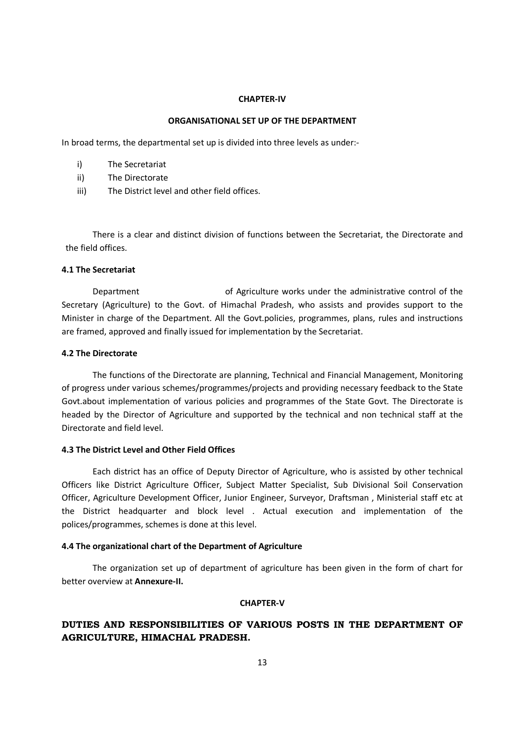## CHAPTER-IV

## ORGANISATIONAL SET UP OF THE DEPARTMENT

In broad terms, the departmental set up is divided into three levels as under:-

i) The Secretariat
ii) The Directorate
iii) The District level and other field offices.

There is a clear and distinct division of functions between the Secretariat, the Directorate and the field offices.

### 4.1 The Secretariat

Department of Agriculture works under the administrative control of the Secretary (Agriculture) to the Govt. of Himachal Pradesh, who assists and provides support to the Minister in charge of the Department. All the Govt.policies, programmes, plans, rules and instructions are framed, approved and finally issued for implementation by the Secretariat.

### 4.2 The Directorate

The functions of the Directorate are planning, Technical and Financial Management, Monitoring of progress under various schemes/programmes/projects and providing necessary feedback to the State Govt.about implementation of various policies and programmes of the State Govt. The Directorate is headed by the Director of Agriculture and supported by the technical and non technical staff at the Directorate and field level.

### 4.3 The District Level and Other Field Offices

Each district has an office of Deputy Director of Agriculture, who is assisted by other technical Officers like District Agriculture Officer, Subject Matter Specialist, Sub Divisional Soil Conservation Officer, Agriculture Development Officer, Junior Engineer, Surveyor, Draftsman , Ministerial staff etc at the District headquarter and block level . Actual execution and implementation of the polices/programmes, schemes is done at this level.

### 4.4 The organizational chart of the Department of Agriculture

The organization set up of department of agriculture has been given in the form of chart for better overview at **Annexure-II.**

## CHAPTER-V

## DUTIES AND RESPONSIBILITIES OF VARIOUS POSTS IN THE DEPARTMENT OF AGRICULTURE, HIMACHAL PRADESH.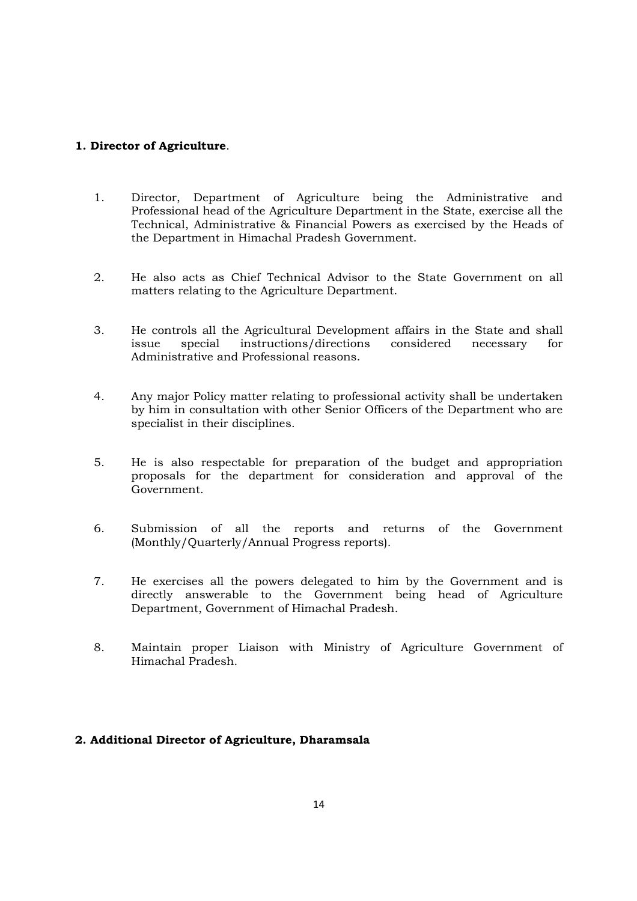**1. Director of Agriculture**.

1. Director, Department of Agriculture being the Administrative and Professional head of the Agriculture Department in the State, exercise all the Technical, Administrative & Financial Powers as exercised by the Heads of the Department in Himachal Pradesh Government.

2. He also acts as Chief Technical Advisor to the State Government on all matters relating to the Agriculture Department.

3. He controls all the Agricultural Development affairs in the State and shall issue special instructions/directions considered necessary for Administrative and Professional reasons.

4. Any major Policy matter relating to professional activity shall be undertaken by him in consultation with other Senior Officers of the Department who are specialist in their disciplines.

5. He is also respectable for preparation of the budget and appropriation proposals for the department for consideration and approval of the Government.

6. Submission of all the reports and returns of the Government (Monthly/Quarterly/Annual Progress reports).

7. He exercises all the powers delegated to him by the Government and is directly answerable to the Government being head of Agriculture Department, Government of Himachal Pradesh.

8. Maintain proper Liaison with Ministry of Agriculture Government of Himachal Pradesh.

**2. Additional Director of Agriculture, Dharamsala**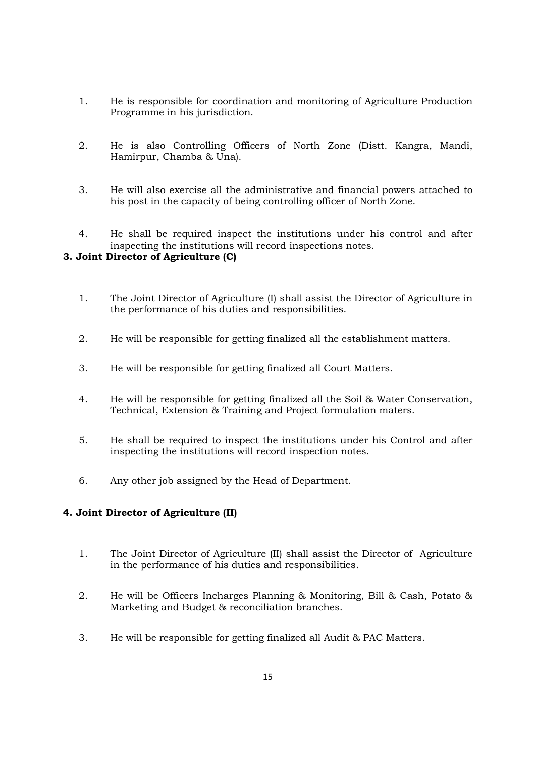1. He is responsible for coordination and monitoring of Agriculture Production Programme in his jurisdiction.

2. He is also Controlling Officers of North Zone (Distt. Kangra, Mandi, Hamirpur, Chamba & Una).

3. He will also exercise all the administrative and financial powers attached to his post in the capacity of being controlling officer of North Zone.

4. He shall be required inspect the institutions under his control and after inspecting the institutions will record inspections notes.

**3. Joint Director of Agriculture (C)**

1. The Joint Director of Agriculture (I) shall assist the Director of Agriculture in the performance of his duties and responsibilities.

2. He will be responsible for getting finalized all the establishment matters.

3. He will be responsible for getting finalized all Court Matters.

4. He will be responsible for getting finalized all the Soil & Water Conservation, Technical, Extension & Training and Project formulation maters.

5. He shall be required to inspect the institutions under his Control and after inspecting the institutions will record inspection notes.

6. Any other job assigned by the Head of Department.

**4. Joint Director of Agriculture (II)**

1. The Joint Director of Agriculture (II) shall assist the Director of Agriculture in the performance of his duties and responsibilities.

2. He will be Officers Incharges Planning & Monitoring, Bill & Cash, Potato & Marketing and Budget & reconciliation branches.

3. He will be responsible for getting finalized all Audit & PAC Matters.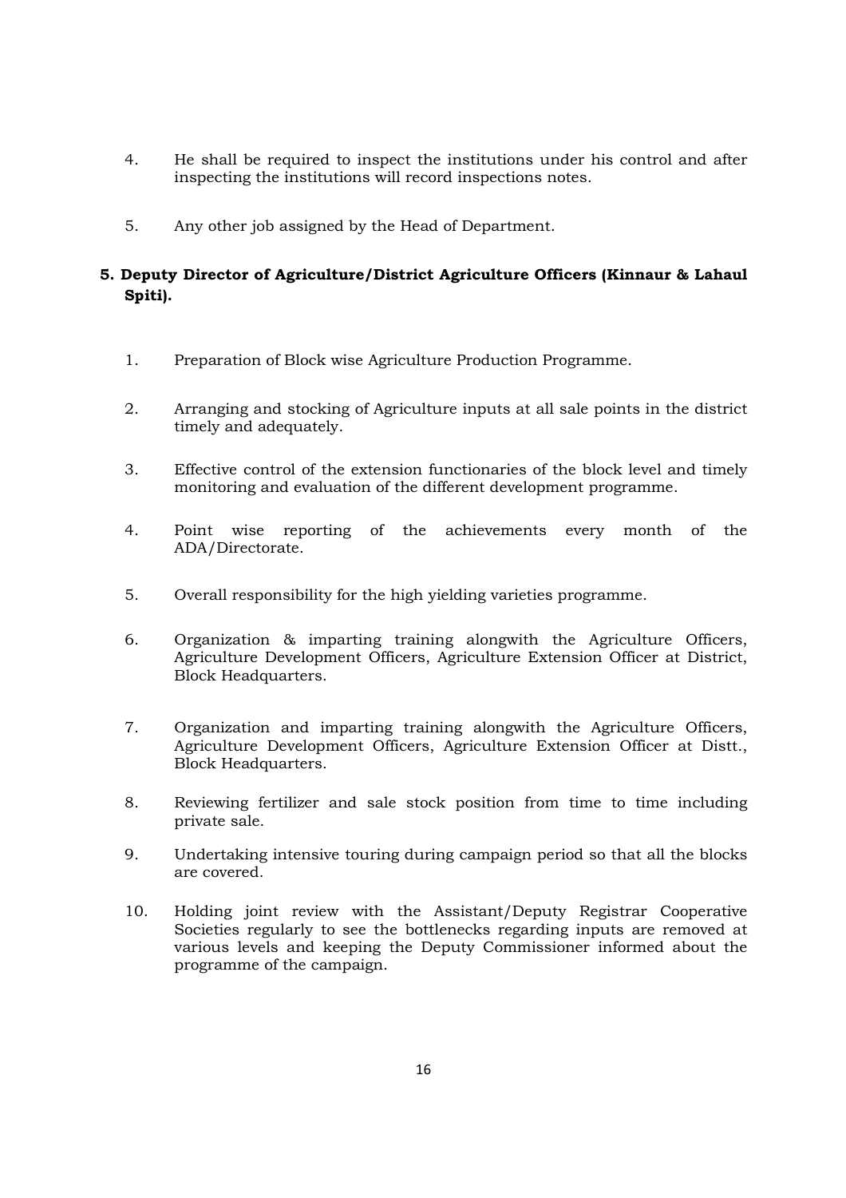4. He shall be required to inspect the institutions under his control and after inspecting the institutions will record inspections notes.

5. Any other job assigned by the Head of Department.

**5. Deputy Director of Agriculture/District Agriculture Officers (Kinnaur & Lahaul Spiti).**

1. Preparation of Block wise Agriculture Production Programme.

2. Arranging and stocking of Agriculture inputs at all sale points in the district timely and adequately.

3. Effective control of the extension functionaries of the block level and timely monitoring and evaluation of the different development programme.

4. Point wise reporting of the achievements every month of the ADA/Directorate.

5. Overall responsibility for the high yielding varieties programme.

6. Organization & imparting training alongwith the Agriculture Officers, Agriculture Development Officers, Agriculture Extension Officer at District, Block Headquarters.

7. Organization and imparting training alongwith the Agriculture Officers, Agriculture Development Officers, Agriculture Extension Officer at Distt., Block Headquarters.

8. Reviewing fertilizer and sale stock position from time to time including private sale.

9. Undertaking intensive touring during campaign period so that all the blocks are covered.

10. Holding joint review with the Assistant/Deputy Registrar Cooperative Societies regularly to see the bottlenecks regarding inputs are removed at various levels and keeping the Deputy Commissioner informed about the programme of the campaign.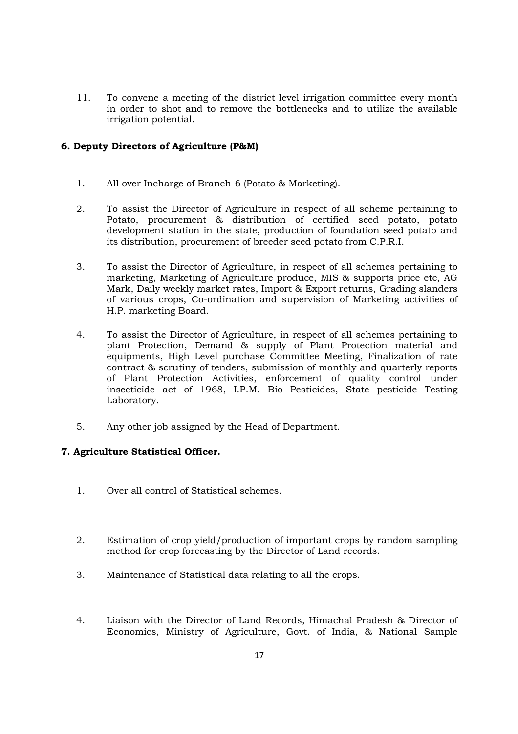11. To convene a meeting of the district level irrigation committee every month in order to shot and to remove the bottlenecks and to utilize the available irrigation potential.

### 6. Deputy Directors of Agriculture (P&M)

1. All over Incharge of Branch-6 (Potato & Marketing).

2. To assist the Director of Agriculture in respect of all scheme pertaining to Potato, procurement & distribution of certified seed potato, potato development station in the state, production of foundation seed potato and its distribution, procurement of breeder seed potato from C.P.R.I.

3. To assist the Director of Agriculture, in respect of all schemes pertaining to marketing, Marketing of Agriculture produce, MIS & supports price etc, AG Mark, Daily weekly market rates, Import & Export returns, Grading slanders of various crops, Co-ordination and supervision of Marketing activities of H.P. marketing Board.

4. To assist the Director of Agriculture, in respect of all schemes pertaining to plant Protection, Demand & supply of Plant Protection material and equipments, High Level purchase Committee Meeting, Finalization of rate contract & scrutiny of tenders, submission of monthly and quarterly reports of Plant Protection Activities, enforcement of quality control under insecticide act of 1968, I.P.M. Bio Pesticides, State pesticide Testing Laboratory.

5. Any other job assigned by the Head of Department.

### 7. Agriculture Statistical Officer.

1. Over all control of Statistical schemes.

2. Estimation of crop yield/production of important crops by random sampling method for crop forecasting by the Director of Land records.

3. Maintenance of Statistical data relating to all the crops.

4. Liaison with the Director of Land Records, Himachal Pradesh & Director of Economics, Ministry of Agriculture, Govt. of India, & National Sample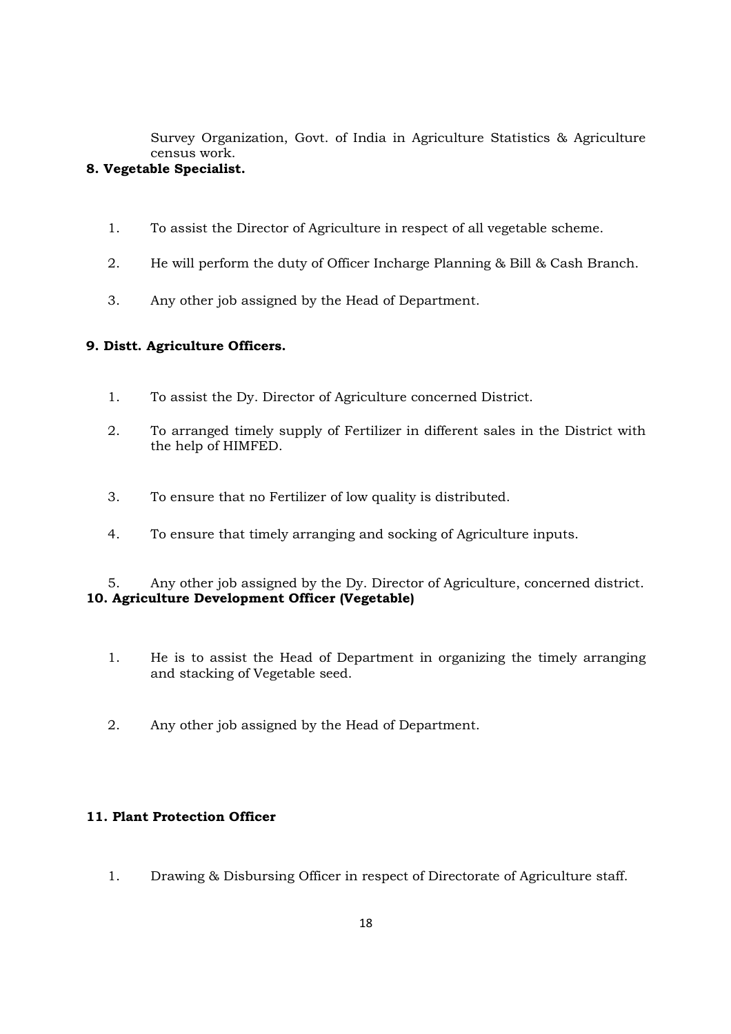Survey Organization, Govt. of India in Agriculture Statistics & Agriculture census work.

**8. Vegetable Specialist.**

1. To assist the Director of Agriculture in respect of all vegetable scheme.
2. He will perform the duty of Officer Incharge Planning & Bill & Cash Branch.
3. Any other job assigned by the Head of Department.

**9. Distt. Agriculture Officers.**

1. To assist the Dy. Director of Agriculture concerned District.
2. To arranged timely supply of Fertilizer in different sales in the District with the help of HIMFED.
3. To ensure that no Fertilizer of low quality is distributed.
4. To ensure that timely arranging and socking of Agriculture inputs.
5. Any other job assigned by the Dy. Director of Agriculture, concerned district.

**10. Agriculture Development Officer (Vegetable)**

1. He is to assist the Head of Department in organizing the timely arranging and stacking of Vegetable seed.
2. Any other job assigned by the Head of Department.

**11. Plant Protection Officer**

1. Drawing & Disbursing Officer in respect of Directorate of Agriculture staff.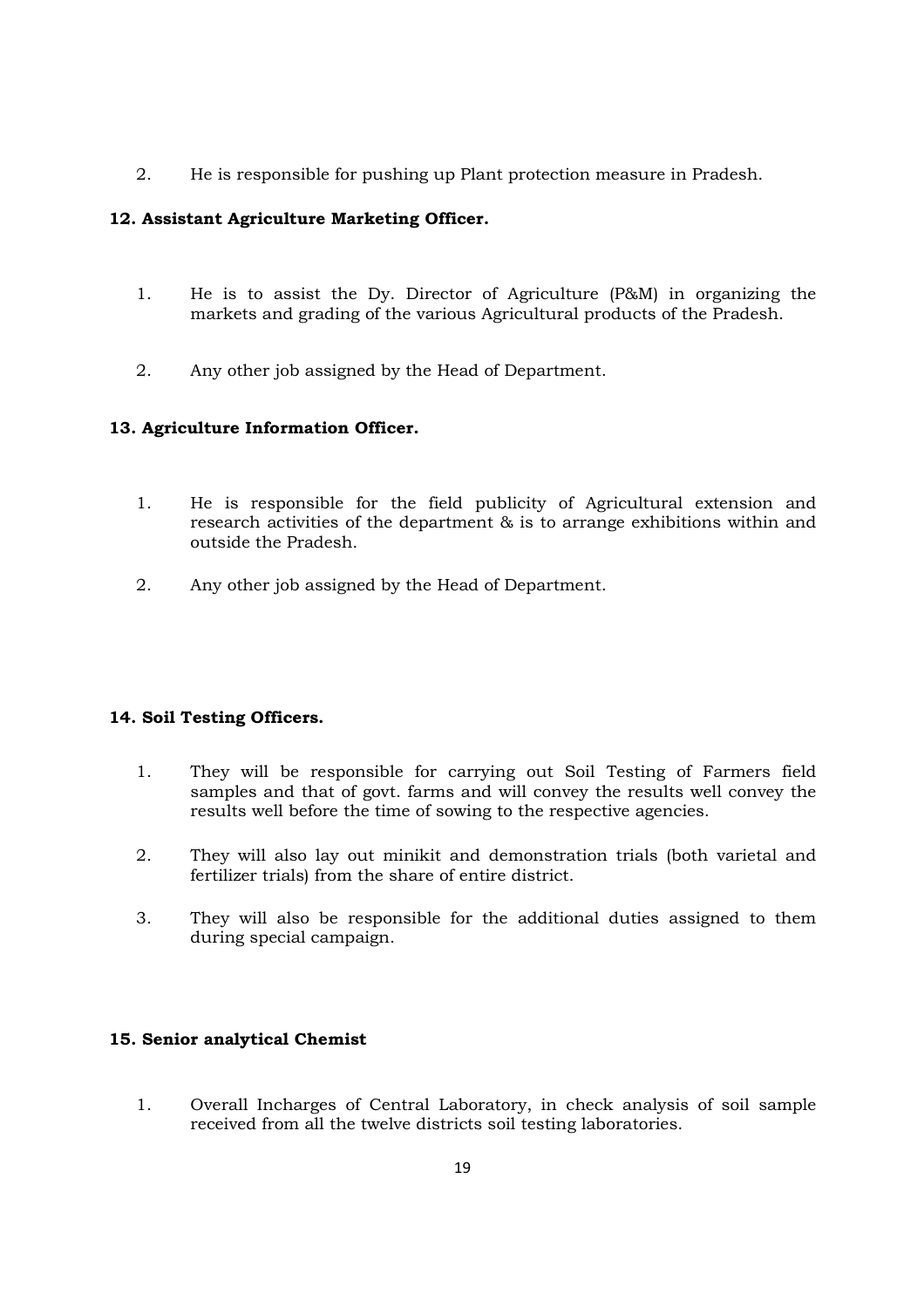2. He is responsible for pushing up Plant protection measure in Pradesh.

**12. Assistant Agriculture Marketing Officer.**

1. He is to assist the Dy. Director of Agriculture (P&M) in organizing the markets and grading of the various Agricultural products of the Pradesh.

2. Any other job assigned by the Head of Department.

**13. Agriculture Information Officer.**

1. He is responsible for the field publicity of Agricultural extension and research activities of the department & is to arrange exhibitions within and outside the Pradesh.

2. Any other job assigned by the Head of Department.

**14. Soil Testing Officers.**

1. They will be responsible for carrying out Soil Testing of Farmers field samples and that of govt. farms and will convey the results well convey the results well before the time of sowing to the respective agencies.

2. They will also lay out minikit and demonstration trials (both varietal and fertilizer trials) from the share of entire district.

3. They will also be responsible for the additional duties assigned to them during special campaign.

**15. Senior analytical Chemist**

1. Overall Incharges of Central Laboratory, in check analysis of soil sample received from all the twelve districts soil testing laboratories.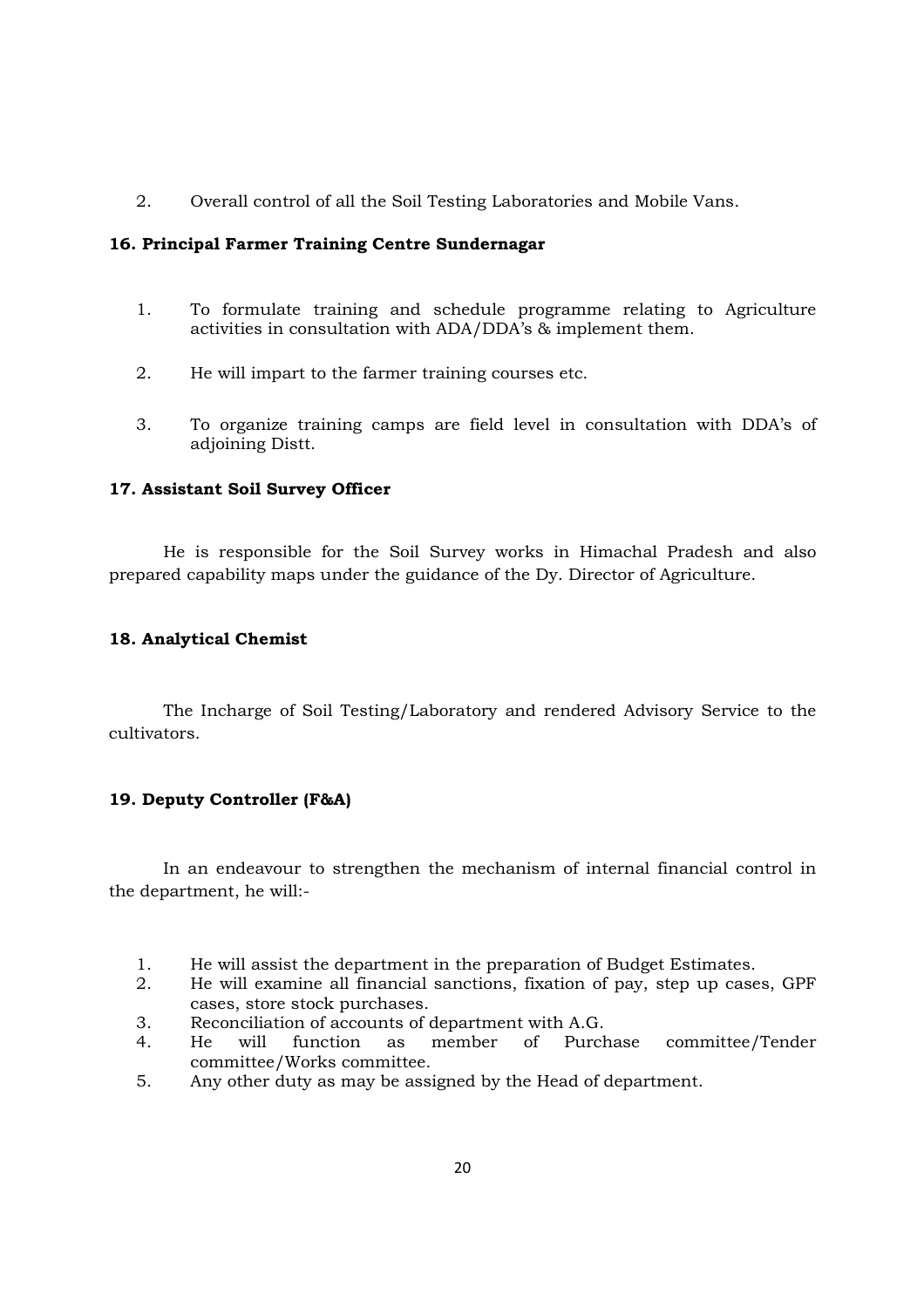2. Overall control of all the Soil Testing Laboratories and Mobile Vans.

**16. Principal Farmer Training Centre Sundernagar**

1. To formulate training and schedule programme relating to Agriculture activities in consultation with ADA/DDA's & implement them.

2. He will impart to the farmer training courses etc.

3. To organize training camps are field level in consultation with DDA's of adjoining Distt.

**17. Assistant Soil Survey Officer**

He is responsible for the Soil Survey works in Himachal Pradesh and also prepared capability maps under the guidance of the Dy. Director of Agriculture.

**18. Analytical Chemist**

The Incharge of Soil Testing/Laboratory and rendered Advisory Service to the cultivators.

**19. Deputy Controller (F&A)**

In an endeavour to strengthen the mechanism of internal financial control in the department, he will:-

1. He will assist the department in the preparation of Budget Estimates.
2. He will examine all financial sanctions, fixation of pay, step up cases, GPF cases, store stock purchases.
3. Reconciliation of accounts of department with A.G.
4. He will function as member of Purchase committee/Tender committee/Works committee.
5. Any other duty as may be assigned by the Head of department.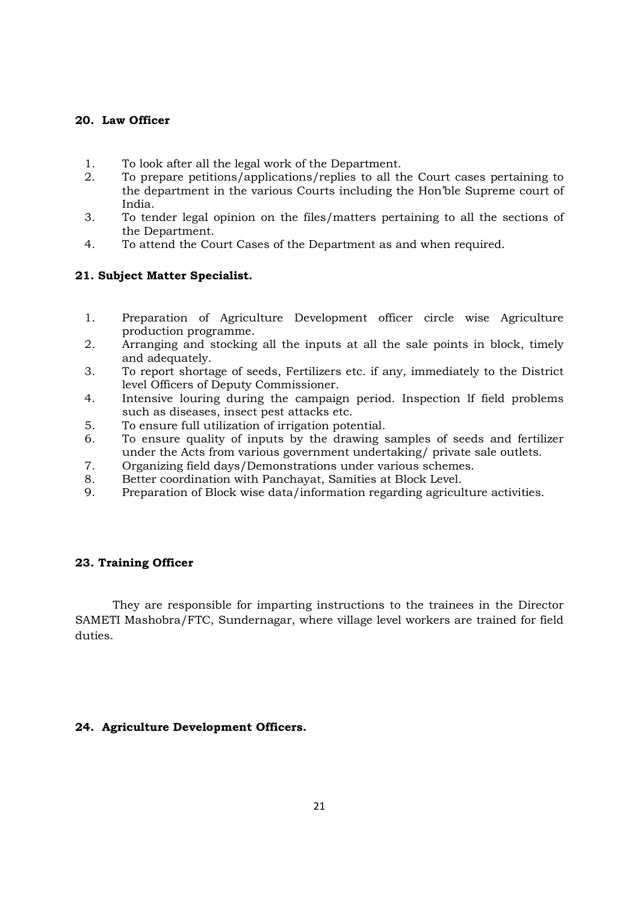## 20. Law Officer

1. To look after all the legal work of the Department.
2. To prepare petitions/applications/replies to all the Court cases pertaining to the department in the various Courts including the Hon'ble Supreme court of India.
3. To tender legal opinion on the files/matters pertaining to all the sections of the Department.
4. To attend the Court Cases of the Department as and when required.

## 21. Subject Matter Specialist.

1. Preparation of Agriculture Development officer circle wise Agriculture production programme.
2. Arranging and stocking all the inputs at all the sale points in block, timely and adequately.
3. To report shortage of seeds, Fertilizers etc. if any, immediately to the District level Officers of Deputy Commissioner.
4. Intensive louring during the campaign period. Inspection lf field problems such as diseases, insect pest attacks etc.
5. To ensure full utilization of irrigation potential.
6. To ensure quality of inputs by the drawing samples of seeds and fertilizer under the Acts from various government undertaking/ private sale outlets.
7. Organizing field days/Demonstrations under various schemes.
8. Better coordination with Panchayat, Samities at Block Level.
9. Preparation of Block wise data/information regarding agriculture activities.

## 23. Training Officer

They are responsible for imparting instructions to the trainees in the Director SAMETI Mashobra/FTC, Sundernagar, where village level workers are trained for field duties.

## 24. Agriculture Development Officers.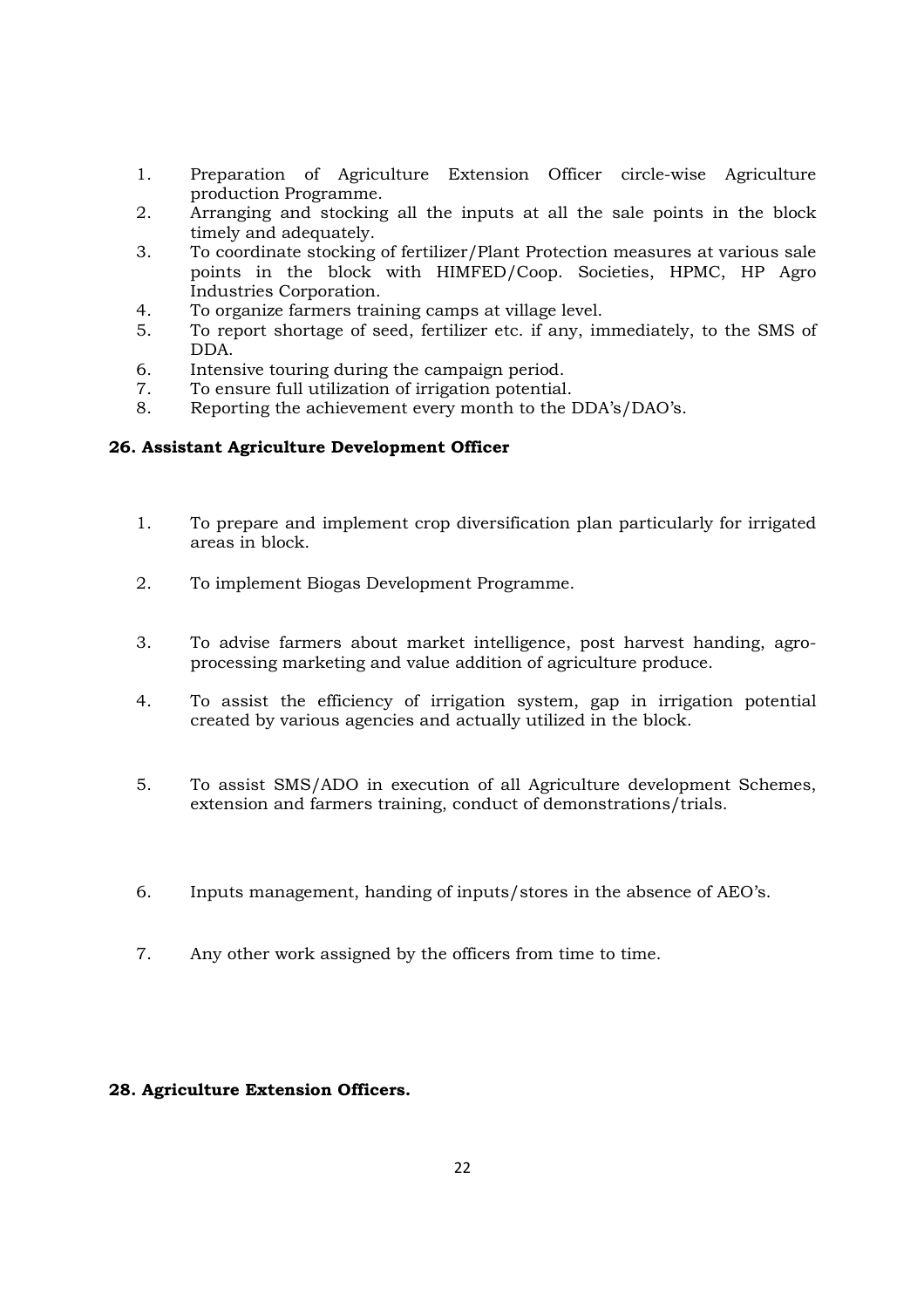1. Preparation of Agriculture Extension Officer circle-wise Agriculture production Programme.
2. Arranging and stocking all the inputs at all the sale points in the block timely and adequately.
3. To coordinate stocking of fertilizer/Plant Protection measures at various sale points in the block with HIMFED/Coop. Societies, HPMC, HP Agro Industries Corporation.
4. To organize farmers training camps at village level.
5. To report shortage of seed, fertilizer etc. if any, immediately, to the SMS of DDA.
6. Intensive touring during the campaign period.
7. To ensure full utilization of irrigation potential.
8. Reporting the achievement every month to the DDA's/DAO's.

**26. Assistant Agriculture Development Officer**

1. To prepare and implement crop diversification plan particularly for irrigated areas in block.

2. To implement Biogas Development Programme.

3. To advise farmers about market intelligence, post harvest handing, agro-processing marketing and value addition of agriculture produce.

4. To assist the efficiency of irrigation system, gap in irrigation potential created by various agencies and actually utilized in the block.

5. To assist SMS/ADO in execution of all Agriculture development Schemes, extension and farmers training, conduct of demonstrations/trials.

6. Inputs management, handing of inputs/stores in the absence of AEO's.

7. Any other work assigned by the officers from time to time.

**28. Agriculture Extension Officers.**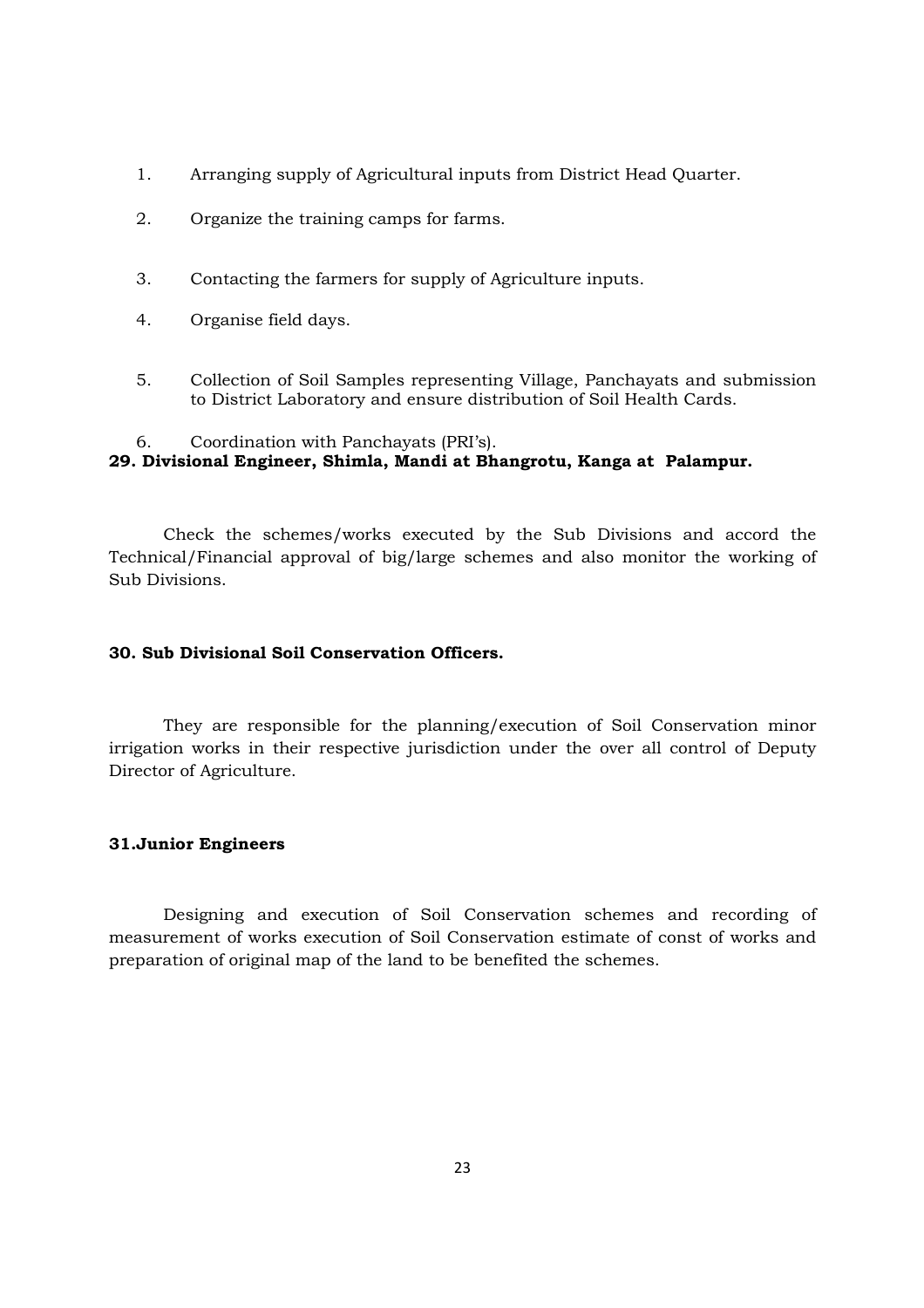1. Arranging supply of Agricultural inputs from District Head Quarter.

2. Organize the training camps for farms.

3. Contacting the farmers for supply of Agriculture inputs.

4. Organise field days.

5. Collection of Soil Samples representing Village, Panchayats and submission to District Laboratory and ensure distribution of Soil Health Cards.

6. Coordination with Panchayats (PRI's).

**29. Divisional Engineer, Shimla, Mandi at Bhangrotu, Kanga at Palampur.**

Check the schemes/works executed by the Sub Divisions and accord the Technical/Financial approval of big/large schemes and also monitor the working of Sub Divisions.

**30. Sub Divisional Soil Conservation Officers.**

They are responsible for the planning/execution of Soil Conservation minor irrigation works in their respective jurisdiction under the over all control of Deputy Director of Agriculture.

**31.Junior Engineers**

Designing and execution of Soil Conservation schemes and recording of measurement of works execution of Soil Conservation estimate of const of works and preparation of original map of the land to be benefited the schemes.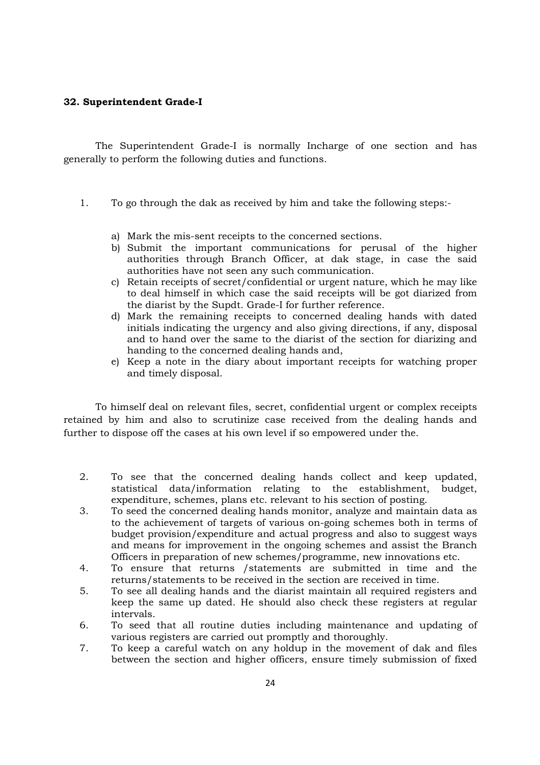**32. Superintendent Grade-I**

The Superintendent Grade-I is normally Incharge of one section and has generally to perform the following duties and functions.

1. To go through the dak as received by him and take the following steps:-

   a) Mark the mis-sent receipts to the concerned sections.
   b) Submit the important communications for perusal of the higher authorities through Branch Officer, at dak stage, in case the said authorities have not seen any such communication.
   c) Retain receipts of secret/confidential or urgent nature, which he may like to deal himself in which case the said receipts will be got diarized from the diarist by the Supdt. Grade-I for further reference.
   d) Mark the remaining receipts to concerned dealing hands with dated initials indicating the urgency and also giving directions, if any, disposal and to hand over the same to the diarist of the section for diarizing and handing to the concerned dealing hands and,
   e) Keep a note in the diary about important receipts for watching proper and timely disposal.

To himself deal on relevant files, secret, confidential urgent or complex receipts retained by him and also to scrutinize case received from the dealing hands and further to dispose off the cases at his own level if so empowered under the.

2. To see that the concerned dealing hands collect and keep updated, statistical data/information relating to the establishment, budget, expenditure, schemes, plans etc. relevant to his section of posting.
3. To seed the concerned dealing hands monitor, analyze and maintain data as to the achievement of targets of various on-going schemes both in terms of budget provision/expenditure and actual progress and also to suggest ways and means for improvement in the ongoing schemes and assist the Branch Officers in preparation of new schemes/programme, new innovations etc.
4. To ensure that returns /statements are submitted in time and the returns/statements to be received in the section are received in time.
5. To see all dealing hands and the diarist maintain all required registers and keep the same up dated. He should also check these registers at regular intervals.
6. To seed that all routine duties including maintenance and updating of various registers are carried out promptly and thoroughly.
7. To keep a careful watch on any holdup in the movement of dak and files between the section and higher officers, ensure timely submission of fixed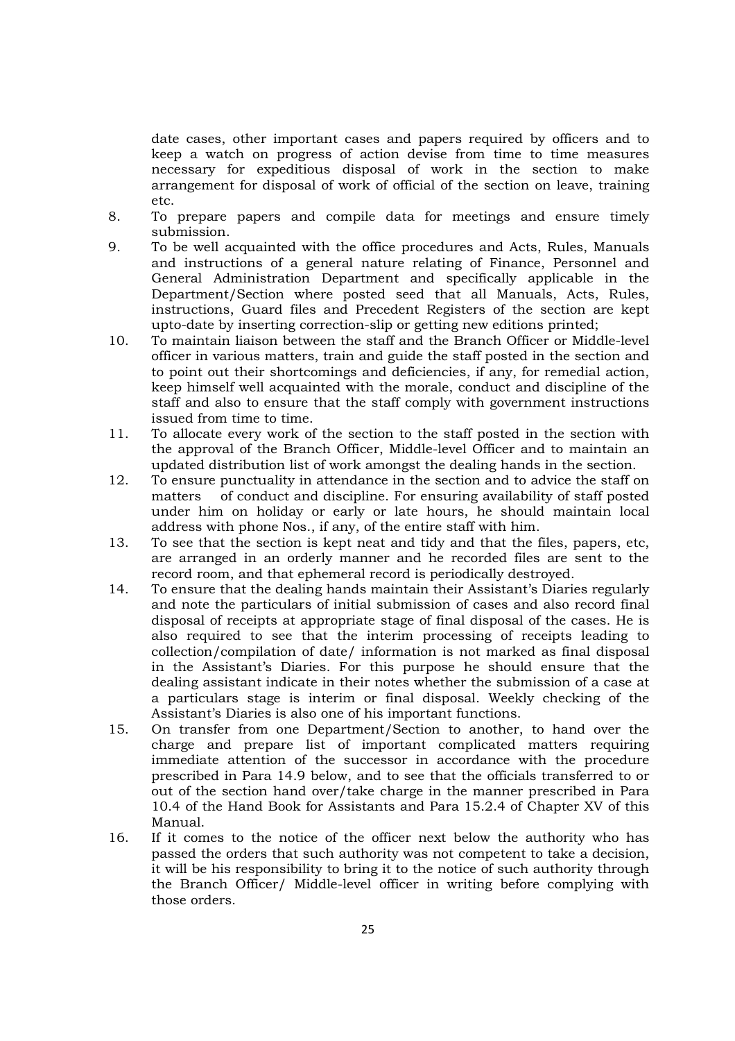date cases, other important cases and papers required by officers and to keep a watch on progress of action devise from time to time measures necessary for expeditious disposal of work in the section to make arrangement for disposal of work of official of the section on leave, training etc.

8. To prepare papers and compile data for meetings and ensure timely submission.
9. To be well acquainted with the office procedures and Acts, Rules, Manuals and instructions of a general nature relating of Finance, Personnel and General Administration Department and specifically applicable in the Department/Section where posted seed that all Manuals, Acts, Rules, instructions, Guard files and Precedent Registers of the section are kept upto-date by inserting correction-slip or getting new editions printed;
10. To maintain liaison between the staff and the Branch Officer or Middle-level officer in various matters, train and guide the staff posted in the section and to point out their shortcomings and deficiencies, if any, for remedial action, keep himself well acquainted with the morale, conduct and discipline of the staff and also to ensure that the staff comply with government instructions issued from time to time.
11. To allocate every work of the section to the staff posted in the section with the approval of the Branch Officer, Middle-level Officer and to maintain an updated distribution list of work amongst the dealing hands in the section.
12. To ensure punctuality in attendance in the section and to advice the staff on matters of conduct and discipline. For ensuring availability of staff posted under him on holiday or early or late hours, he should maintain local address with phone Nos., if any, of the entire staff with him.
13. To see that the section is kept neat and tidy and that the files, papers, etc, are arranged in an orderly manner and he recorded files are sent to the record room, and that ephemeral record is periodically destroyed.
14. To ensure that the dealing hands maintain their Assistant's Diaries regularly and note the particulars of initial submission of cases and also record final disposal of receipts at appropriate stage of final disposal of the cases. He is also required to see that the interim processing of receipts leading to collection/compilation of date/ information is not marked as final disposal in the Assistant's Diaries. For this purpose he should ensure that the dealing assistant indicate in their notes whether the submission of a case at a particulars stage is interim or final disposal. Weekly checking of the Assistant's Diaries is also one of his important functions.
15. On transfer from one Department/Section to another, to hand over the charge and prepare list of important complicated matters requiring immediate attention of the successor in accordance with the procedure prescribed in Para 14.9 below, and to see that the officials transferred to or out of the section hand over/take charge in the manner prescribed in Para 10.4 of the Hand Book for Assistants and Para 15.2.4 of Chapter XV of this Manual.
16. If it comes to the notice of the officer next below the authority who has passed the orders that such authority was not competent to take a decision, it will be his responsibility to bring it to the notice of such authority through the Branch Officer/ Middle-level officer in writing before complying with those orders.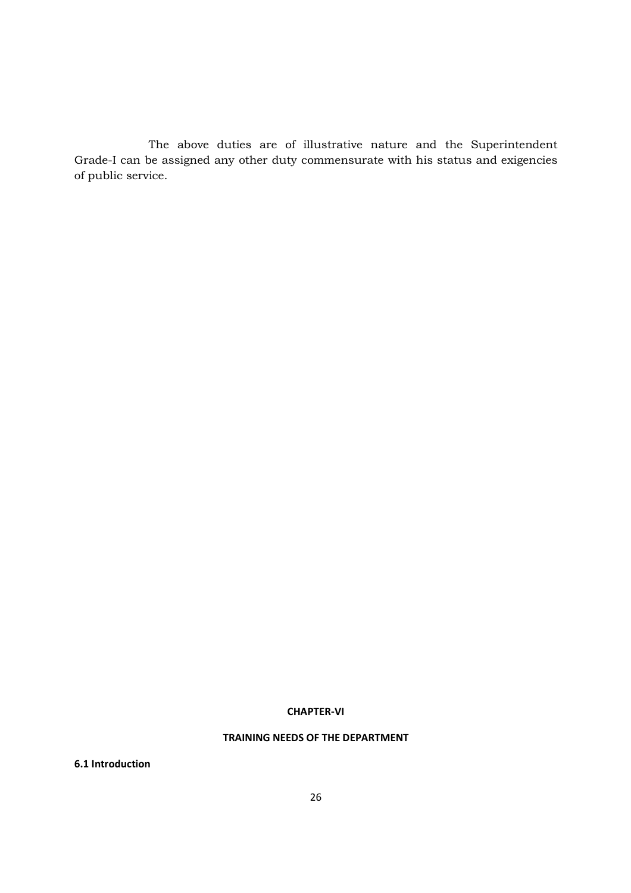The above duties are of illustrative nature and the Superintendent Grade-I can be assigned any other duty commensurate with his status and exigencies of public service.

# CHAPTER-VI

## TRAINING NEEDS OF THE DEPARTMENT

### 6.1 Introduction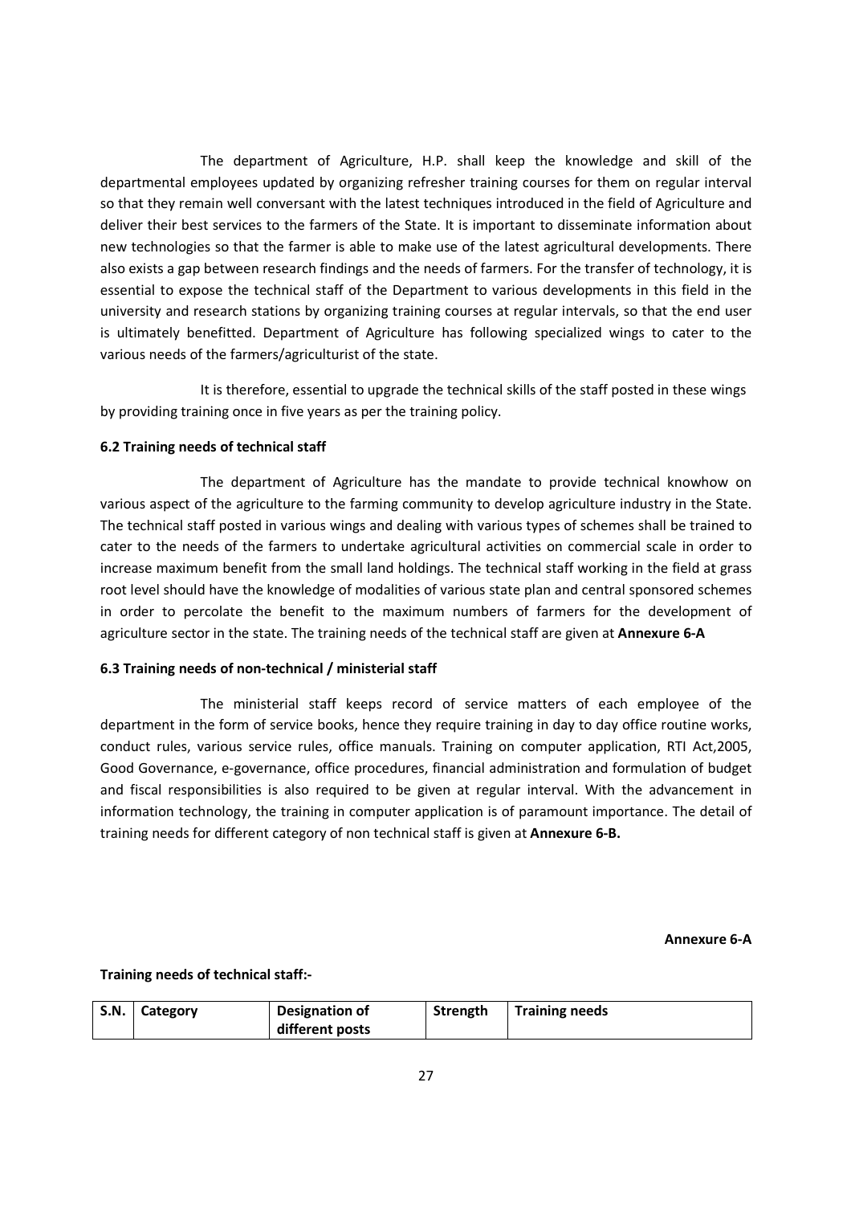The department of Agriculture, H.P. shall keep the knowledge and skill of the departmental employees updated by organizing refresher training courses for them on regular interval so that they remain well conversant with the latest techniques introduced in the field of Agriculture and deliver their best services to the farmers of the State. It is important to disseminate information about new technologies so that the farmer is able to make use of the latest agricultural developments. There also exists a gap between research findings and the needs of farmers. For the transfer of technology, it is essential to expose the technical staff of the Department to various developments in this field in the university and research stations by organizing training courses at regular intervals, so that the end user is ultimately benefitted. Department of Agriculture has following specialized wings to cater to the various needs of the farmers/agriculturist of the state.

It is therefore, essential to upgrade the technical skills of the staff posted in these wings by providing training once in five years as per the training policy.

**6.2 Training needs of technical staff**

The department of Agriculture has the mandate to provide technical knowhow on various aspect of the agriculture to the farming community to develop agriculture industry in the State. The technical staff posted in various wings and dealing with various types of schemes shall be trained to cater to the needs of the farmers to undertake agricultural activities on commercial scale in order to increase maximum benefit from the small land holdings. The technical staff working in the field at grass root level should have the knowledge of modalities of various state plan and central sponsored schemes in order to percolate the benefit to the maximum numbers of farmers for the development of agriculture sector in the state. The training needs of the technical staff are given at **Annexure 6-A**

**6.3 Training needs of non-technical / ministerial staff**

The ministerial staff keeps record of service matters of each employee of the department in the form of service books, hence they require training in day to day office routine works, conduct rules, various service rules, office manuals. Training on computer application, RTI Act,2005, Good Governance, e-governance, office procedures, financial administration and formulation of budget and fiscal responsibilities is also required to be given at regular interval. With the advancement in information technology, the training in computer application is of paramount importance. The detail of training needs for different category of non technical staff is given at **Annexure 6-B.**

**Annexure 6-A**

**Training needs of technical staff:-**

| S.N. | Category | Designation of different posts | Strength | Training needs |
|---|---|---|---|---|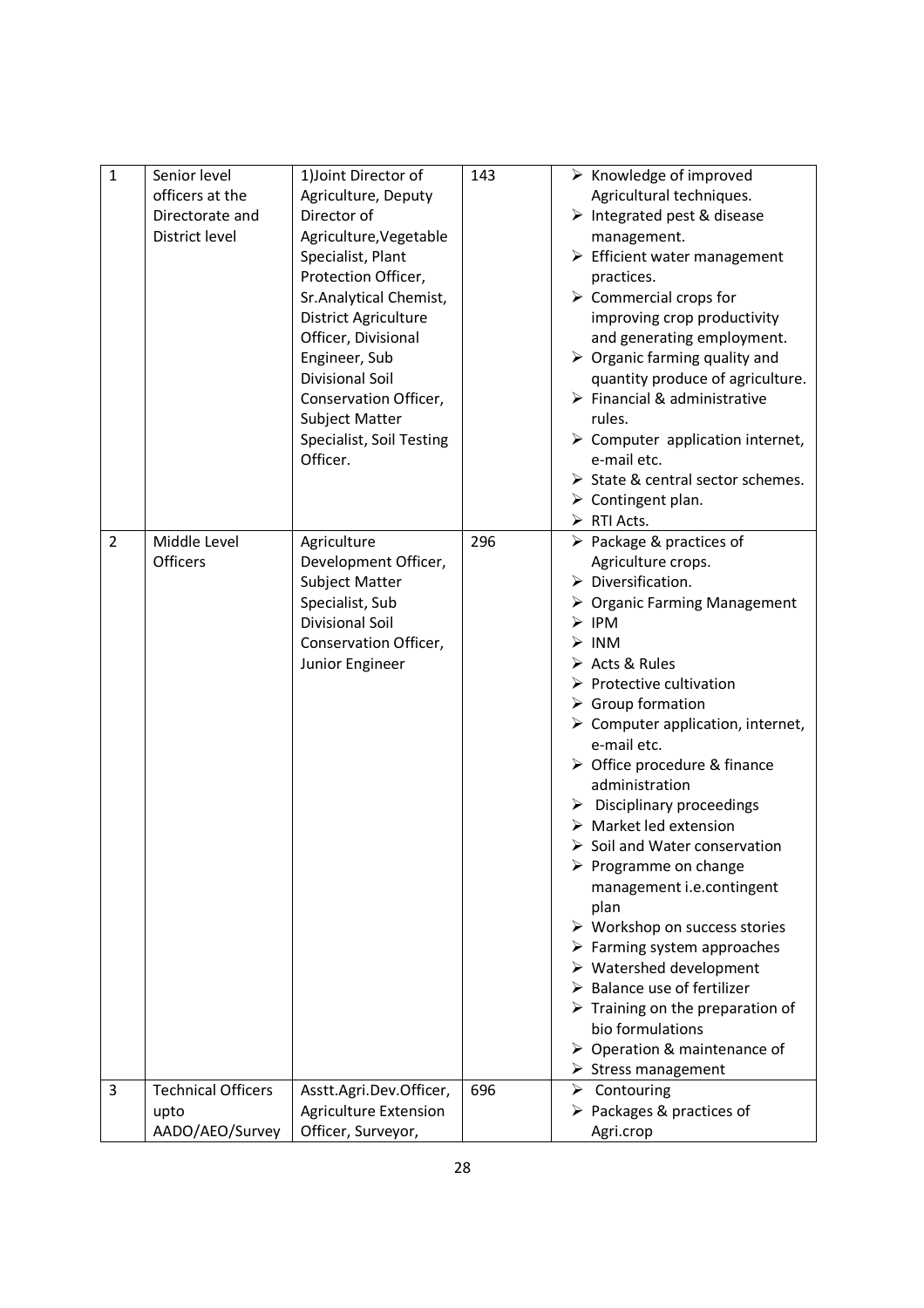| 1 | Senior level officers at the Directorate and District level | 1)Joint Director of Agriculture, Deputy Director of Agriculture,Vegetable Specialist, Plant Protection Officer, Sr.Analytical Chemist, District Agriculture Officer, Divisional Engineer, Sub Divisional Soil Conservation Officer, Subject Matter Specialist, Soil Testing Officer. | 143 | ➢ Knowledge of improved Agricultural techniques.<br>➢ Integrated pest & disease management.<br>➢ Efficient water management practices.<br>➢ Commercial crops for improving crop productivity and generating employment.<br>➢ Organic farming quality and quantity produce of agriculture.<br>➢ Financial & administrative rules.<br>➢ Computer application internet, e-mail etc.<br>➢ State & central sector schemes.<br>➢ Contingent plan.<br>➢ RTI Acts. |
|---|---|---|---|---|
| 2 | Middle Level Officers | Agriculture Development Officer, Subject Matter Specialist, Sub Divisional Soil Conservation Officer, Junior Engineer | 296 | ➢ Package & practices of Agriculture crops.<br>➢ Diversification.<br>➢ Organic Farming Management<br>➢ IPM<br>➢ INM<br>➢ Acts & Rules<br>➢ Protective cultivation<br>➢ Group formation<br>➢ Computer application, internet, e-mail etc.<br>➢ Office procedure & finance administration<br>➢ Disciplinary proceedings<br>➢ Market led extension<br>➢ Soil and Water conservation<br>➢ Programme on change management i.e.contingent plan<br>➢ Workshop on success stories<br>➢ Farming system approaches<br>➢ Watershed development<br>➢ Balance use of fertilizer<br>➢ Training on the preparation of bio formulations<br>➢ Operation & maintenance of<br>➢ Stress management |
| 3 | Technical Officers upto AADO/AEO/Survey | Asstt.Agri.Dev.Officer, Agriculture Extension Officer, Surveyor, | 696 | ➢ Contouring<br>➢ Packages & practices of Agri.crop |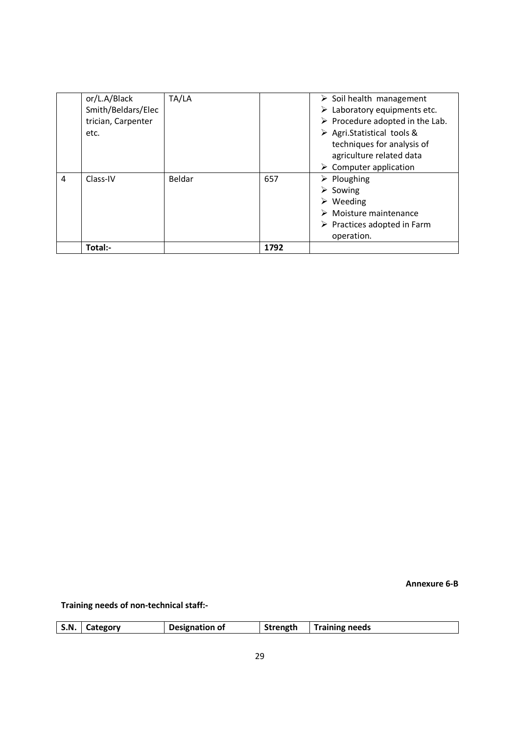|  | or/L.A/Black Smith/Beldars/Electrician, Carpenter etc. | TA/LA |  | ➢ Soil health management<br>➢ Laboratory equipments etc.<br>➢ Procedure adopted in the Lab.<br>➢ Agri.Statistical tools & techniques for analysis of agriculture related data<br>➢ Computer application |
|---|---|---|---|---|
| 4 | Class-IV | Beldar | 657 | ➢ Ploughing<br>➢ Sowing<br>➢ Weeding<br>➢ Moisture maintenance<br>➢ Practices adopted in Farm operation. |
|  | **Total:-** |  | **1792** |  |

**Annexure 6-B**

**Training needs of non-technical staff:-**

| S.N. | Category | Designation of | Strength | Training needs |
|---|---|---|---|---|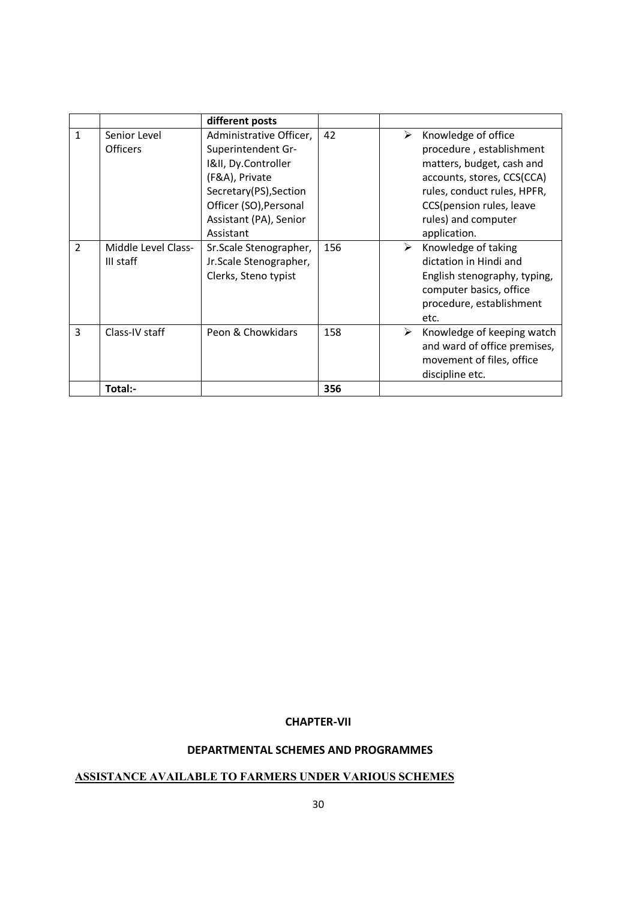|  |  | different posts |  |  |
|---|---|---|---|---|
| 1 | Senior Level Officers | Administrative Officer, Superintendent Gr-I&II, Dy.Controller (F&A), Private Secretary(PS),Section Officer (SO),Personal Assistant (PA), Senior Assistant | 42 | ➢ Knowledge of office procedure , establishment matters, budget, cash and accounts, stores, CCS(CCA) rules, conduct rules, HPFR, CCS(pension rules, leave rules) and computer application. |
| 2 | Middle Level Class-III staff | Sr.Scale Stenographer, Jr.Scale Stenographer, Clerks, Steno typist | 156 | ➢ Knowledge of taking dictation in Hindi and English stenography, typing, computer basics, office procedure, establishment etc. |
| 3 | Class-IV staff | Peon & Chowkidars | 158 | ➢ Knowledge of keeping watch and ward of office premises, movement of files, office discipline etc. |
|  | **Total:-** |  | **356** |  |

**CHAPTER-VII**

**DEPARTMENTAL SCHEMES AND PROGRAMMES**

**ASSISTANCE AVAILABLE TO FARMERS UNDER VARIOUS SCHEMES**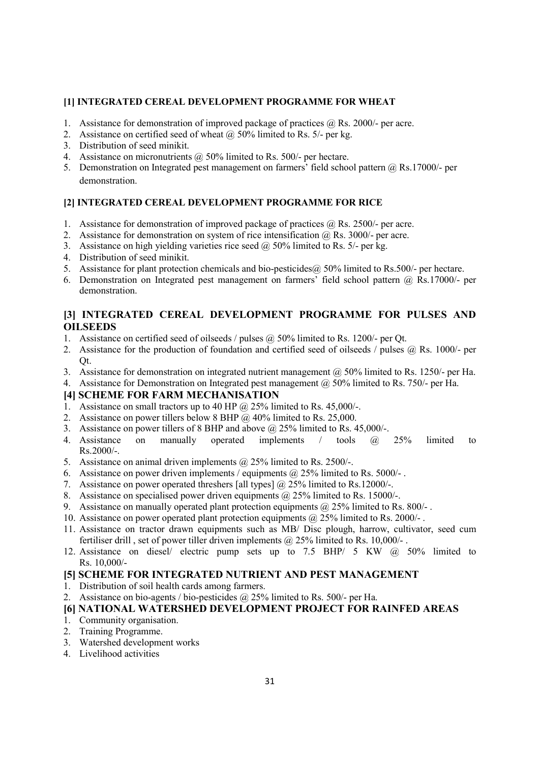### [1] INTEGRATED CEREAL DEVELOPMENT PROGRAMME FOR WHEAT

1. Assistance for demonstration of improved package of practices @ Rs. 2000/- per acre.
2. Assistance on certified seed of wheat @ 50% limited to Rs. 5/- per kg.
3. Distribution of seed minikit.
4. Assistance on micronutrients @ 50% limited to Rs. 500/- per hectare.
5. Demonstration on Integrated pest management on farmers' field school pattern @ Rs.17000/- per demonstration.

### [2] INTEGRATED CEREAL DEVELOPMENT PROGRAMME FOR RICE

1. Assistance for demonstration of improved package of practices @ Rs. 2500/- per acre.
2. Assistance for demonstration on system of rice intensification @ Rs. 3000/- per acre.
3. Assistance on high yielding varieties rice seed @ 50% limited to Rs. 5/- per kg.
4. Distribution of seed minikit.
5. Assistance for plant protection chemicals and bio-pesticides@ 50% limited to Rs.500/- per hectare.
6. Demonstration on Integrated pest management on farmers' field school pattern @ Rs.17000/- per demonstration.

### [3] INTEGRATED CEREAL DEVELOPMENT PROGRAMME FOR PULSES AND OILSEEDS

1. Assistance on certified seed of oilseeds / pulses @ 50% limited to Rs. 1200/- per Qt.
2. Assistance for the production of foundation and certified seed of oilseeds / pulses @ Rs. 1000/- per Qt.
3. Assistance for demonstration on integrated nutrient management @ 50% limited to Rs. 1250/- per Ha.
4. Assistance for Demonstration on Integrated pest management @ 50% limited to Rs. 750/- per Ha.

### [4] SCHEME FOR FARM MECHANISATION

1. Assistance on small tractors up to 40 HP @ 25% limited to Rs. 45,000/-.
2. Assistance on power tillers below 8 BHP @ 40% limited to Rs. 25,000.
3. Assistance on power tillers of 8 BHP and above @ 25% limited to Rs. 45,000/-.
4. Assistance on manually operated implements / tools @ 25% limited to Rs.2000/-.
5. Assistance on animal driven implements @ 25% limited to Rs. 2500/-.
6. Assistance on power driven implements / equipments @ 25% limited to Rs. 5000/- .
7. Assistance on power operated threshers [all types] @ 25% limited to Rs.12000/-.
8. Assistance on specialised power driven equipments @ 25% limited to Rs. 15000/-.
9. Assistance on manually operated plant protection equipments @ 25% limited to Rs. 800/- .
10. Assistance on power operated plant protection equipments @ 25% limited to Rs. 2000/- .
11. Assistance on tractor drawn equipments such as MB/ Disc plough, harrow, cultivator, seed cum fertiliser drill , set of power tiller driven implements @ 25% limited to Rs. 10,000/- .
12. Assistance on diesel/ electric pump sets up to 7.5 BHP/ 5 KW @ 50% limited to Rs. 10,000/-

### [5] SCHEME FOR INTEGRATED NUTRIENT AND PEST MANAGEMENT

1. Distribution of soil health cards among farmers.
2. Assistance on bio-agents / bio-pesticides @ 25% limited to Rs. 500/- per Ha.

### [6] NATIONAL WATERSHED DEVELOPMENT PROJECT FOR RAINFED AREAS

1. Community organisation.
2. Training Programme.
3. Watershed development works
4. Livelihood activities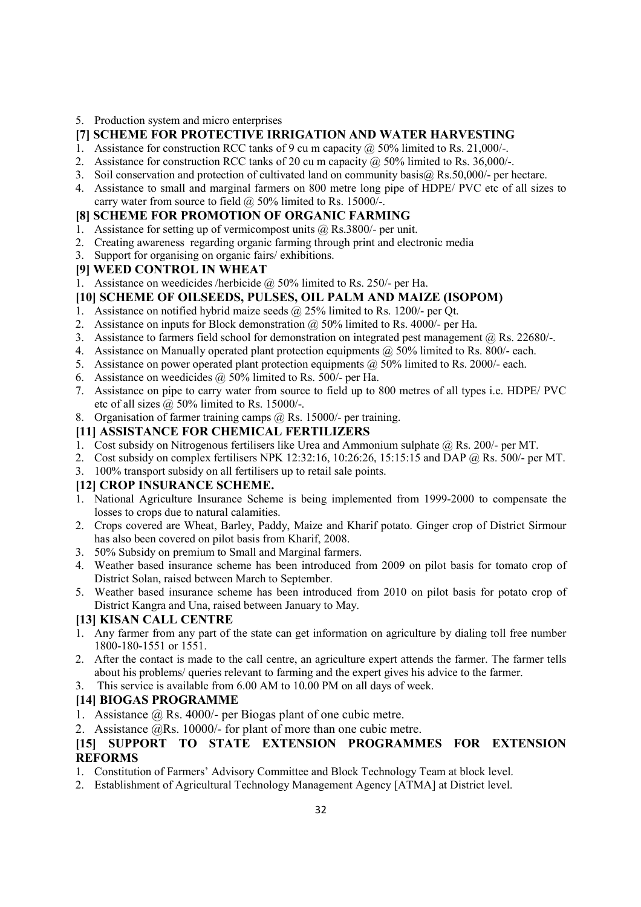5. Production system and micro enterprises

## [7] SCHEME FOR PROTECTIVE IRRIGATION AND WATER HARVESTING

1. Assistance for construction RCC tanks of 9 cu m capacity @ 50% limited to Rs. 21,000/-.
2. Assistance for construction RCC tanks of 20 cu m capacity @ 50% limited to Rs. 36,000/-.
3. Soil conservation and protection of cultivated land on community basis@ Rs.50,000/- per hectare.
4. Assistance to small and marginal farmers on 800 metre long pipe of HDPE/ PVC etc of all sizes to carry water from source to field @ 50% limited to Rs. 15000/-.

## [8] SCHEME FOR PROMOTION OF ORGANIC FARMING

1. Assistance for setting up of vermicompost units @ Rs.3800/- per unit.
2. Creating awareness regarding organic farming through print and electronic media
3. Support for organising on organic fairs/ exhibitions.

## [9] WEED CONTROL IN WHEAT

1. Assistance on weedicides /herbicide @ 50% limited to Rs. 250/- per Ha.

## [10] SCHEME OF OILSEEDS, PULSES, OIL PALM AND MAIZE (ISOPOM)

1. Assistance on notified hybrid maize seeds @ 25% limited to Rs. 1200/- per Qt.
2. Assistance on inputs for Block demonstration @ 50% limited to Rs. 4000/- per Ha.
3. Assistance to farmers field school for demonstration on integrated pest management @ Rs. 22680/-.
4. Assistance on Manually operated plant protection equipments @ 50% limited to Rs. 800/- each.
5. Assistance on power operated plant protection equipments @ 50% limited to Rs. 2000/- each.
6. Assistance on weedicides @ 50% limited to Rs. 500/- per Ha.
7. Assistance on pipe to carry water from source to field up to 800 metres of all types i.e. HDPE/ PVC etc of all sizes @ 50% limited to Rs. 15000/-.
8. Organisation of farmer training camps @ Rs. 15000/- per training.

## [11] ASSISTANCE FOR CHEMICAL FERTILIZERS

1. Cost subsidy on Nitrogenous fertilisers like Urea and Ammonium sulphate @ Rs. 200/- per MT.
2. Cost subsidy on complex fertilisers NPK 12:32:16, 10:26:26, 15:15:15 and DAP @ Rs. 500/- per MT.
3. 100% transport subsidy on all fertilisers up to retail sale points.

## [12] CROP INSURANCE SCHEME.

1. National Agriculture Insurance Scheme is being implemented from 1999-2000 to compensate the losses to crops due to natural calamities.
2. Crops covered are Wheat, Barley, Paddy, Maize and Kharif potato. Ginger crop of District Sirmour has also been covered on pilot basis from Kharif, 2008.
3. 50% Subsidy on premium to Small and Marginal farmers.
4. Weather based insurance scheme has been introduced from 2009 on pilot basis for tomato crop of District Solan, raised between March to September.
5. Weather based insurance scheme has been introduced from 2010 on pilot basis for potato crop of District Kangra and Una, raised between January to May.

## [13] KISAN CALL CENTRE

1. Any farmer from any part of the state can get information on agriculture by dialing toll free number 1800-180-1551 or 1551.
2. After the contact is made to the call centre, an agriculture expert attends the farmer. The farmer tells about his problems/ queries relevant to farming and the expert gives his advice to the farmer.
3. This service is available from 6.00 AM to 10.00 PM on all days of week.

## [14] BIOGAS PROGRAMME

1. Assistance @ Rs. 4000/- per Biogas plant of one cubic metre.
2. Assistance @Rs. 10000/- for plant of more than one cubic metre.

## [15] SUPPORT TO STATE EXTENSION PROGRAMMES FOR EXTENSION REFORMS

1. Constitution of Farmers' Advisory Committee and Block Technology Team at block level.
2. Establishment of Agricultural Technology Management Agency [ATMA] at District level.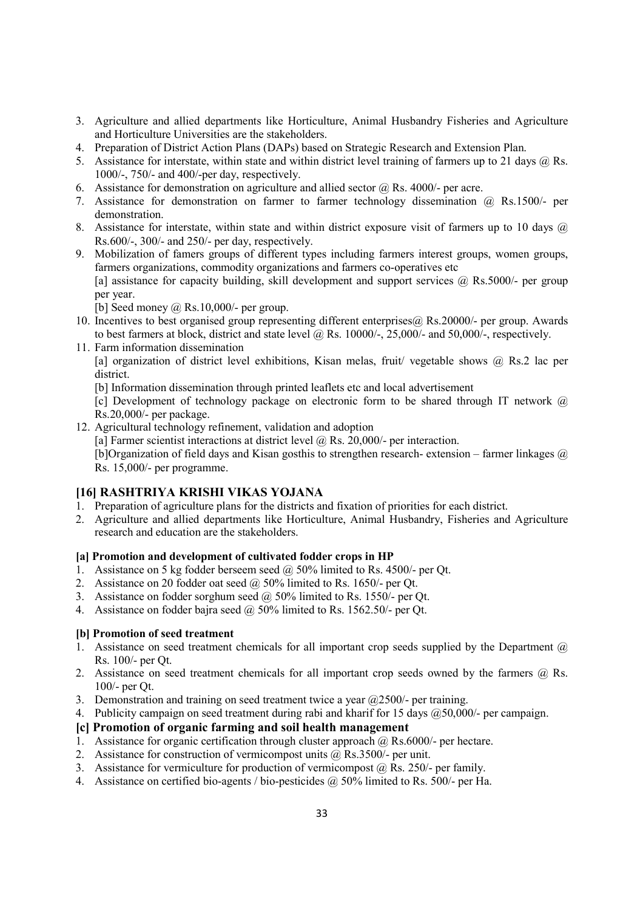3. Agriculture and allied departments like Horticulture, Animal Husbandry Fisheries and Agriculture and Horticulture Universities are the stakeholders.
4. Preparation of District Action Plans (DAPs) based on Strategic Research and Extension Plan.
5. Assistance for interstate, within state and within district level training of farmers up to 21 days @ Rs. 1000/-, 750/- and 400/-per day, respectively.
6. Assistance for demonstration on agriculture and allied sector @ Rs. 4000/- per acre.
7. Assistance for demonstration on farmer to farmer technology dissemination @ Rs.1500/- per demonstration.
8. Assistance for interstate, within state and within district exposure visit of farmers up to 10 days @ Rs.600/-, 300/- and 250/- per day, respectively.
9. Mobilization of famers groups of different types including farmers interest groups, women groups, farmers organizations, commodity organizations and farmers co-operatives etc
   [a] assistance for capacity building, skill development and support services @ Rs.5000/- per group per year.
   [b] Seed money @ Rs.10,000/- per group.
10. Incentives to best organised group representing different enterprises@ Rs.20000/- per group. Awards to best farmers at block, district and state level @ Rs. 10000/-, 25,000/- and 50,000/-, respectively.
11. Farm information dissemination
    [a] organization of district level exhibitions, Kisan melas, fruit/ vegetable shows @ Rs.2 lac per district.
    [b] Information dissemination through printed leaflets etc and local advertisement
    [c] Development of technology package on electronic form to be shared through IT network @ Rs.20,000/- per package.
12. Agricultural technology refinement, validation and adoption
    [a] Farmer scientist interactions at district level @ Rs. 20,000/- per interaction.
    [b]Organization of field days and Kisan gosthis to strengthen research- extension – farmer linkages @ Rs. 15,000/- per programme.

## [16] RASHTRIYA KRISHI VIKAS YOJANA

1. Preparation of agriculture plans for the districts and fixation of priorities for each district.
2. Agriculture and allied departments like Horticulture, Animal Husbandry, Fisheries and Agriculture research and education are the stakeholders.

### [a] Promotion and development of cultivated fodder crops in HP

1. Assistance on 5 kg fodder berseem seed @ 50% limited to Rs. 4500/- per Qt.
2. Assistance on 20 fodder oat seed @ 50% limited to Rs. 1650/- per Qt.
3. Assistance on fodder sorghum seed @ 50% limited to Rs. 1550/- per Qt.
4. Assistance on fodder bajra seed @ 50% limited to Rs. 1562.50/- per Qt.

### [b] Promotion of seed treatment

1. Assistance on seed treatment chemicals for all important crop seeds supplied by the Department @ Rs. 100/- per Qt.
2. Assistance on seed treatment chemicals for all important crop seeds owned by the farmers @ Rs. 100/- per Qt.
3. Demonstration and training on seed treatment twice a year @2500/- per training.
4. Publicity campaign on seed treatment during rabi and kharif for 15 days @50,000/- per campaign.

### [c] Promotion of organic farming and soil health management

1. Assistance for organic certification through cluster approach @ Rs.6000/- per hectare.
2. Assistance for construction of vermicompost units @ Rs.3500/- per unit.
3. Assistance for vermiculture for production of vermicompost @ Rs. 250/- per family.
4. Assistance on certified bio-agents / bio-pesticides @ 50% limited to Rs. 500/- per Ha.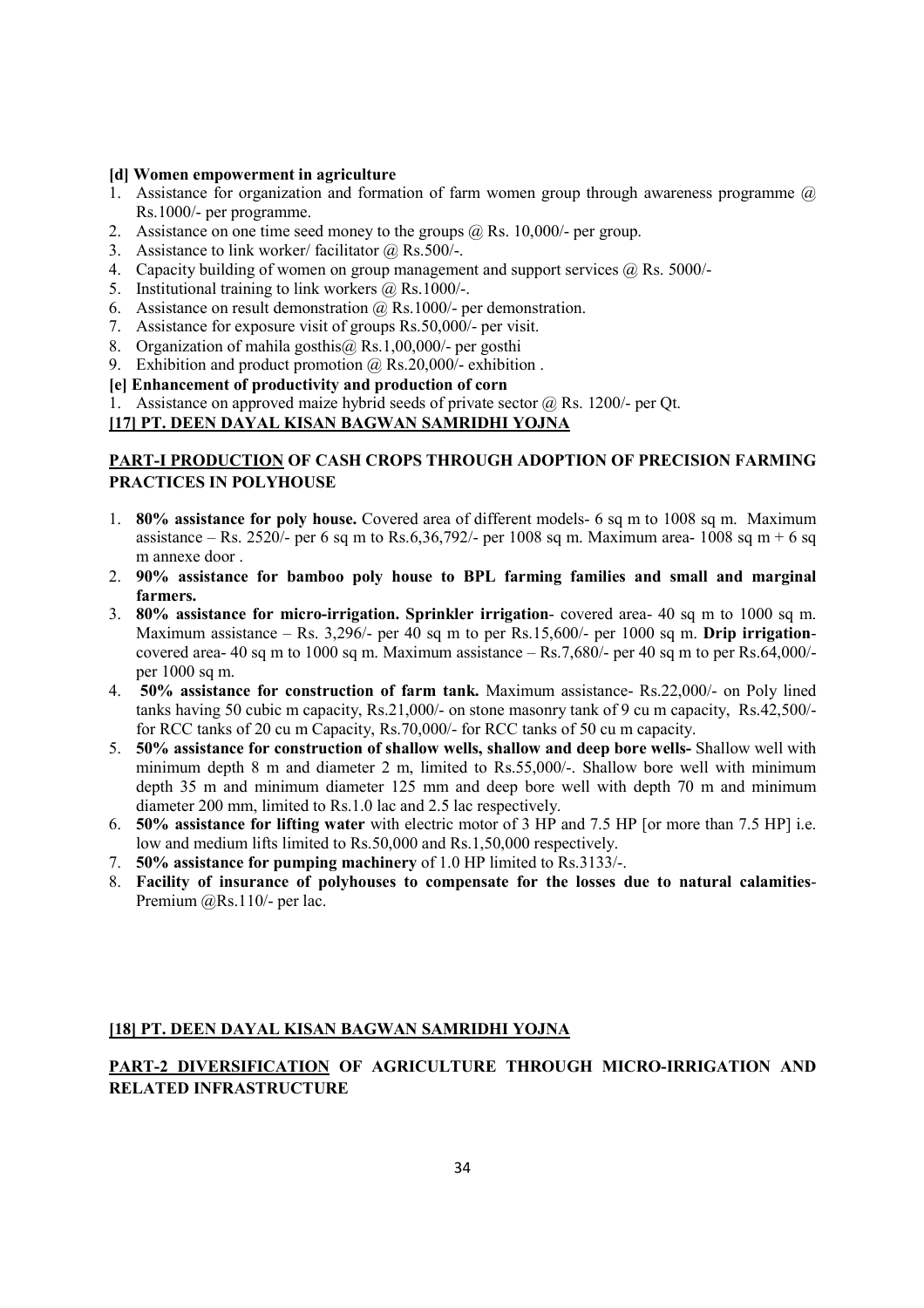**[d] Women empowerment in agriculture**

1. Assistance for organization and formation of farm women group through awareness programme @ Rs.1000/- per programme.
2. Assistance on one time seed money to the groups @ Rs. 10,000/- per group.
3. Assistance to link worker/ facilitator @ Rs.500/-.
4. Capacity building of women on group management and support services @ Rs. 5000/-
5. Institutional training to link workers @ Rs.1000/-.
6. Assistance on result demonstration @ Rs.1000/- per demonstration.
7. Assistance for exposure visit of groups Rs.50,000/- per visit.
8. Organization of mahila gosthis@ Rs.1,00,000/- per gosthi
9. Exhibition and product promotion @ Rs.20,000/- exhibition .

**[e] Enhancement of productivity and production of corn**

1. Assistance on approved maize hybrid seeds of private sector @ Rs. 1200/- per Qt.

**[17] PT. DEEN DAYAL KISAN BAGWAN SAMRIDHI YOJNA**

**PART-I PRODUCTION OF CASH CROPS THROUGH ADOPTION OF PRECISION FARMING PRACTICES IN POLYHOUSE**

1. **80% assistance for poly house.** Covered area of different models- 6 sq m to 1008 sq m. Maximum assistance – Rs. 2520/- per 6 sq m to Rs.6,36,792/- per 1008 sq m. Maximum area- 1008 sq m + 6 sq m annexe door .
2. **90% assistance for bamboo poly house to BPL farming families and small and marginal farmers.**
3. **80% assistance for micro-irrigation. Sprinkler irrigation**- covered area- 40 sq m to 1000 sq m. Maximum assistance – Rs. 3,296/- per 40 sq m to per Rs.15,600/- per 1000 sq m. **Drip irrigation**- covered area- 40 sq m to 1000 sq m. Maximum assistance – Rs.7,680/- per 40 sq m to per Rs.64,000/- per 1000 sq m.
4. **50% assistance for construction of farm tank.** Maximum assistance- Rs.22,000/- on Poly lined tanks having 50 cubic m capacity, Rs.21,000/- on stone masonry tank of 9 cu m capacity, Rs.42,500/- for RCC tanks of 20 cu m Capacity, Rs.70,000/- for RCC tanks of 50 cu m capacity.
5. **50% assistance for construction of shallow wells, shallow and deep bore wells-** Shallow well with minimum depth 8 m and diameter 2 m, limited to Rs.55,000/-. Shallow bore well with minimum depth 35 m and minimum diameter 125 mm and deep bore well with depth 70 m and minimum diameter 200 mm, limited to Rs.1.0 lac and 2.5 lac respectively.
6. **50% assistance for lifting water** with electric motor of 3 HP and 7.5 HP [or more than 7.5 HP] i.e. low and medium lifts limited to Rs.50,000 and Rs.1,50,000 respectively.
7. **50% assistance for pumping machinery** of 1.0 HP limited to Rs.3133/-.
8. **Facility of insurance of polyhouses to compensate for the losses due to natural calamities**- Premium @Rs.110/- per lac.

**[18] PT. DEEN DAYAL KISAN BAGWAN SAMRIDHI YOJNA**

**PART-2 DIVERSIFICATION OF AGRICULTURE THROUGH MICRO-IRRIGATION AND RELATED INFRASTRUCTURE**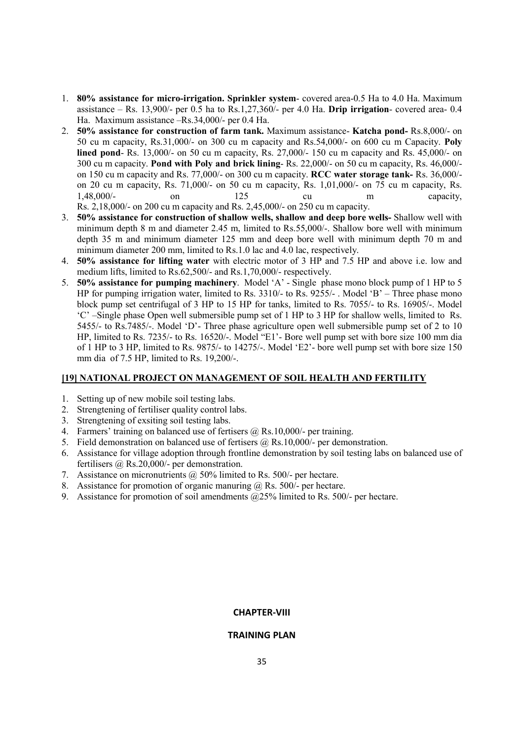1. **80% assistance for micro-irrigation. Sprinkler system**- covered area-0.5 Ha to 4.0 Ha. Maximum assistance – Rs. 13,900/- per 0.5 ha to Rs.1,27,360/- per 4.0 Ha. **Drip irrigation**- covered area- 0.4 Ha. Maximum assistance –Rs.34,000/- per 0.4 Ha.
2. **50% assistance for construction of farm tank.** Maximum assistance- **Katcha pond-** Rs.8,000/- on 50 cu m capacity, Rs.31,000/- on 300 cu m capacity and Rs.54,000/- on 600 cu m Capacity. **Poly lined pond**- Rs. 13,000/- on 50 cu m capacity, Rs. 27,000/- 150 cu m capacity and Rs. 45,000/- on 300 cu m capacity. **Pond with Poly and brick lining**- Rs. 22,000/- on 50 cu m capacity, Rs. 46,000/- on 150 cu m capacity and Rs. 77,000/- on 300 cu m capacity. **RCC water storage tank-** Rs. 36,000/- on 20 cu m capacity, Rs. 71,000/- on 50 cu m capacity, Rs. 1,01,000/- on 75 cu m capacity, Rs. 1,48,000/- on 125 cu m capacity, Rs. 2,18,000/- on 200 cu m capacity and Rs. 2,45,000/- on 250 cu m capacity.
3. **50% assistance for construction of shallow wells, shallow and deep bore wells-** Shallow well with minimum depth 8 m and diameter 2.45 m, limited to Rs.55,000/-. Shallow bore well with minimum depth 35 m and minimum diameter 125 mm and deep bore well with minimum depth 70 m and minimum diameter 200 mm, limited to Rs.1.0 lac and 4.0 lac, respectively.
4. **50% assistance for lifting water** with electric motor of 3 HP and 7.5 HP and above i.e. low and medium lifts, limited to Rs.62,500/- and Rs.1,70,000/- respectively.
5. **50% assistance for pumping machinery**. Model 'A' - Single phase mono block pump of 1 HP to 5 HP for pumping irrigation water, limited to Rs. 3310/- to Rs. 9255/- . Model 'B' – Three phase mono block pump set centrifugal of 3 HP to 15 HP for tanks, limited to Rs. 7055/- to Rs. 16905/-. Model 'C' –Single phase Open well submersible pump set of 1 HP to 3 HP for shallow wells, limited to Rs. 5455/- to Rs.7485/-. Model 'D'- Three phase agriculture open well submersible pump set of 2 to 10 HP, limited to Rs. 7235/- to Rs. 16520/-. Model "E1'- Bore well pump set with bore size 100 mm dia of 1 HP to 3 HP, limited to Rs. 9875/- to 14275/-. Model 'E2'- bore well pump set with bore size 150 mm dia of 7.5 HP, limited to Rs. 19,200/-.

## [19] NATIONAL PROJECT ON MANAGEMENT OF SOIL HEALTH AND FERTILITY

1. Setting up of new mobile soil testing labs.
2. Strengtening of fertiliser quality control labs.
3. Strengtening of exsiting soil testing labs.
4. Farmers' training on balanced use of fertisers @ Rs.10,000/- per training.
5. Field demonstration on balanced use of fertisers @ Rs.10,000/- per demonstration.
6. Assistance for village adoption through frontline demonstration by soil testing labs on balanced use of fertilisers @ Rs.20,000/- per demonstration.
7. Assistance on micronutrients @ 50% limited to Rs. 500/- per hectare.
8. Assistance for promotion of organic manuring @ Rs. 500/- per hectare.
9. Assistance for promotion of soil amendments @25% limited to Rs. 500/- per hectare.

# CHAPTER-VIII

## TRAINING PLAN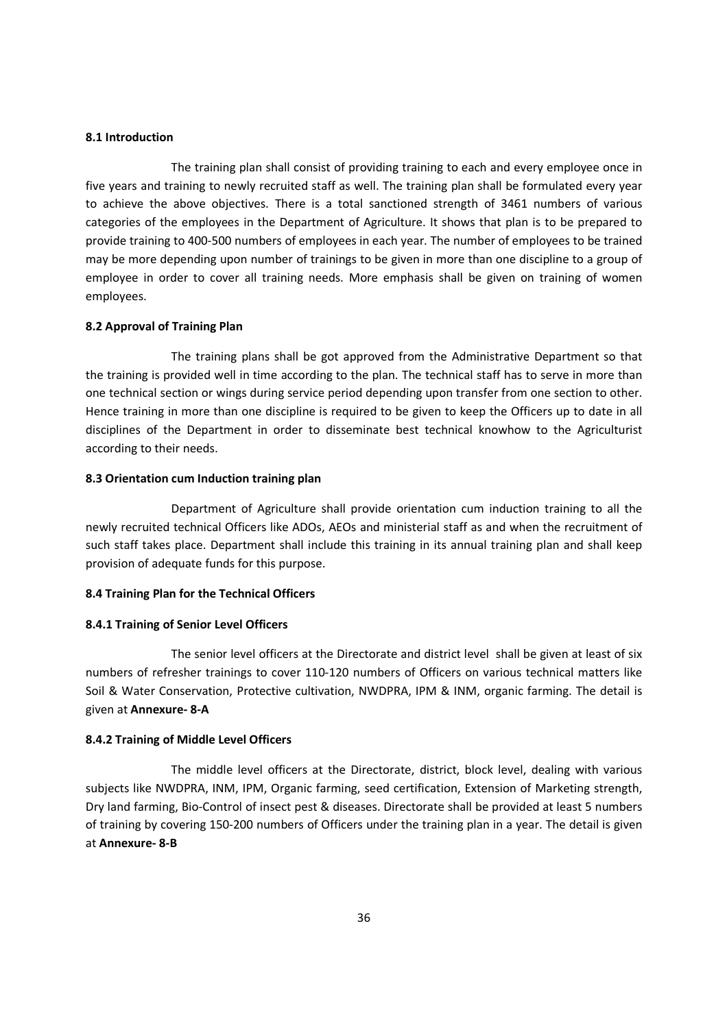### 8.1 Introduction

The training plan shall consist of providing training to each and every employee once in five years and training to newly recruited staff as well. The training plan shall be formulated every year to achieve the above objectives. There is a total sanctioned strength of 3461 numbers of various categories of the employees in the Department of Agriculture. It shows that plan is to be prepared to provide training to 400-500 numbers of employees in each year. The number of employees to be trained may be more depending upon number of trainings to be given in more than one discipline to a group of employee in order to cover all training needs. More emphasis shall be given on training of women employees.

### 8.2 Approval of Training Plan

The training plans shall be got approved from the Administrative Department so that the training is provided well in time according to the plan. The technical staff has to serve in more than one technical section or wings during service period depending upon transfer from one section to other. Hence training in more than one discipline is required to be given to keep the Officers up to date in all disciplines of the Department in order to disseminate best technical knowhow to the Agriculturist according to their needs.

### 8.3 Orientation cum Induction training plan

Department of Agriculture shall provide orientation cum induction training to all the newly recruited technical Officers like ADOs, AEOs and ministerial staff as and when the recruitment of such staff takes place. Department shall include this training in its annual training plan and shall keep provision of adequate funds for this purpose.

### 8.4 Training Plan for the Technical Officers

#### 8.4.1 Training of Senior Level Officers

The senior level officers at the Directorate and district level shall be given at least of six numbers of refresher trainings to cover 110-120 numbers of Officers on various technical matters like Soil & Water Conservation, Protective cultivation, NWDPRA, IPM & INM, organic farming. The detail is given at **Annexure- 8-A**

#### 8.4.2 Training of Middle Level Officers

The middle level officers at the Directorate, district, block level, dealing with various subjects like NWDPRA, INM, IPM, Organic farming, seed certification, Extension of Marketing strength, Dry land farming, Bio-Control of insect pest & diseases. Directorate shall be provided at least 5 numbers of training by covering 150-200 numbers of Officers under the training plan in a year. The detail is given at **Annexure- 8-B**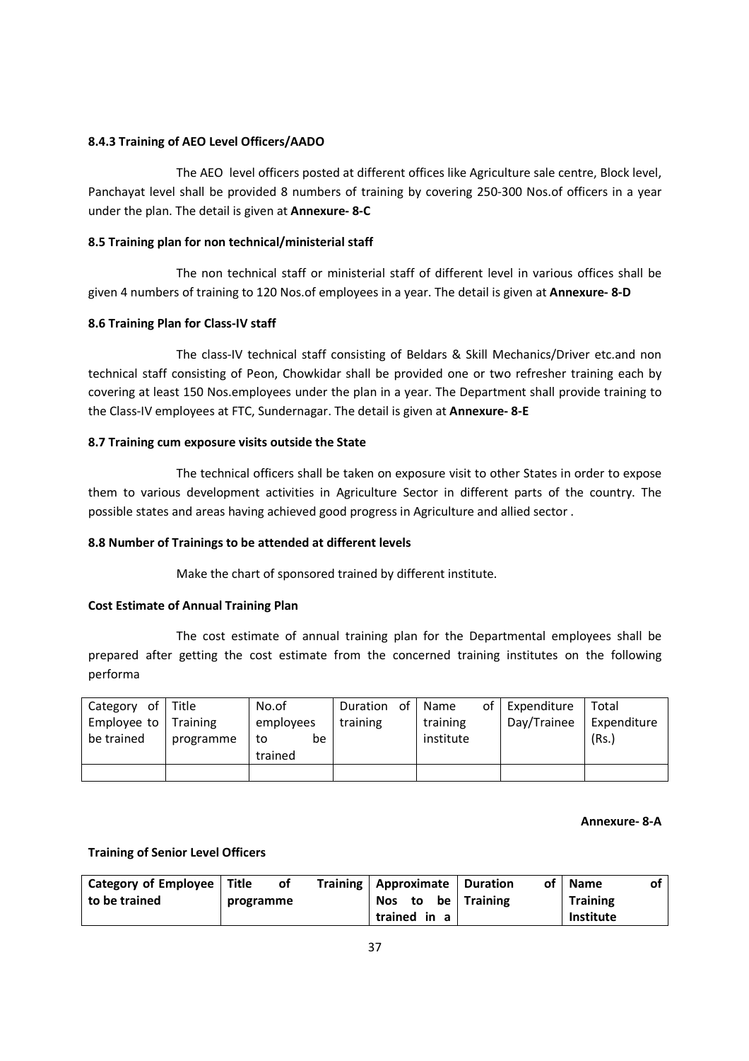#### 8.4.3 Training of AEO Level Officers/AADO

The AEO level officers posted at different offices like Agriculture sale centre, Block level, Panchayat level shall be provided 8 numbers of training by covering 250-300 Nos.of officers in a year under the plan. The detail is given at **Annexure- 8-C**

#### 8.5 Training plan for non technical/ministerial staff

The non technical staff or ministerial staff of different level in various offices shall be given 4 numbers of training to 120 Nos.of employees in a year. The detail is given at **Annexure- 8-D**

#### 8.6 Training Plan for Class-IV staff

The class-IV technical staff consisting of Beldars & Skill Mechanics/Driver etc.and non technical staff consisting of Peon, Chowkidar shall be provided one or two refresher training each by covering at least 150 Nos.employees under the plan in a year. The Department shall provide training to the Class-IV employees at FTC, Sundernagar. The detail is given at **Annexure- 8-E**

#### 8.7 Training cum exposure visits outside the State

The technical officers shall be taken on exposure visit to other States in order to expose them to various development activities in Agriculture Sector in different parts of the country. The possible states and areas having achieved good progress in Agriculture and allied sector .

#### 8.8 Number of Trainings to be attended at different levels

Make the chart of sponsored trained by different institute.

#### Cost Estimate of Annual Training Plan

The cost estimate of annual training plan for the Departmental employees shall be prepared after getting the cost estimate from the concerned training institutes on the following performa

| Category of Employee to be trained | Title Training programme | No.of employees to be trained | Duration of training | Name of training institute | Expenditure Day/Trainee | Total Expenditure (Rs.) |
|---|---|---|---|---|---|---|
| | | | | | | |

**Annexure- 8-A**

**Training of Senior Level Officers**

| Category of Employee to be trained | Title of Training programme | Approximate Nos to be trained in a | Duration of Training | Name of Training Institute |
|---|---|---|---|---|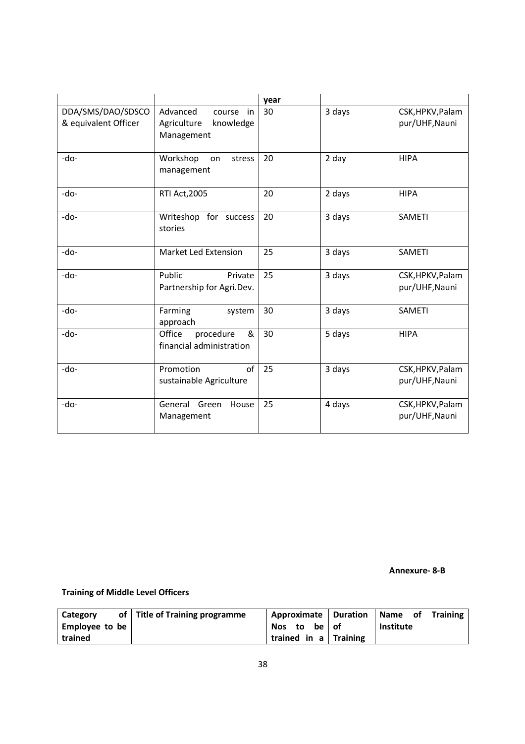| | | year | | |
|---|---|---|---|---|
| DDA/SMS/DAO/SDSCO & equivalent Officer | Advanced course in Agriculture knowledge Management | 30 | 3 days | CSK,HPKV,Palampur/UHF,Nauni |
| -do- | Workshop on stress management | 20 | 2 day | HIPA |
| -do- | RTI Act,2005 | 20 | 2 days | HIPA |
| -do- | Writeshop for success stories | 20 | 3 days | SAMETI |
| -do- | Market Led Extension | 25 | 3 days | SAMETI |
| -do- | Public Private Partnership for Agri.Dev. | 25 | 3 days | CSK,HPKV,Palampur/UHF,Nauni |
| -do- | Farming system approach | 30 | 3 days | SAMETI |
| -do- | Office procedure & financial administration | 30 | 5 days | HIPA |
| -do- | Promotion of sustainable Agriculture | 25 | 3 days | CSK,HPKV,Palampur/UHF,Nauni |
| -do- | General Green House Management | 25 | 4 days | CSK,HPKV,Palampur/UHF,Nauni |

**Annexure- 8-B**

**Training of Middle Level Officers**

| Category of Employee to be trained | Title of Training programme | Approximate Nos to be trained in a | Duration of Training | Name of Training Institute |
|---|---|---|---|---|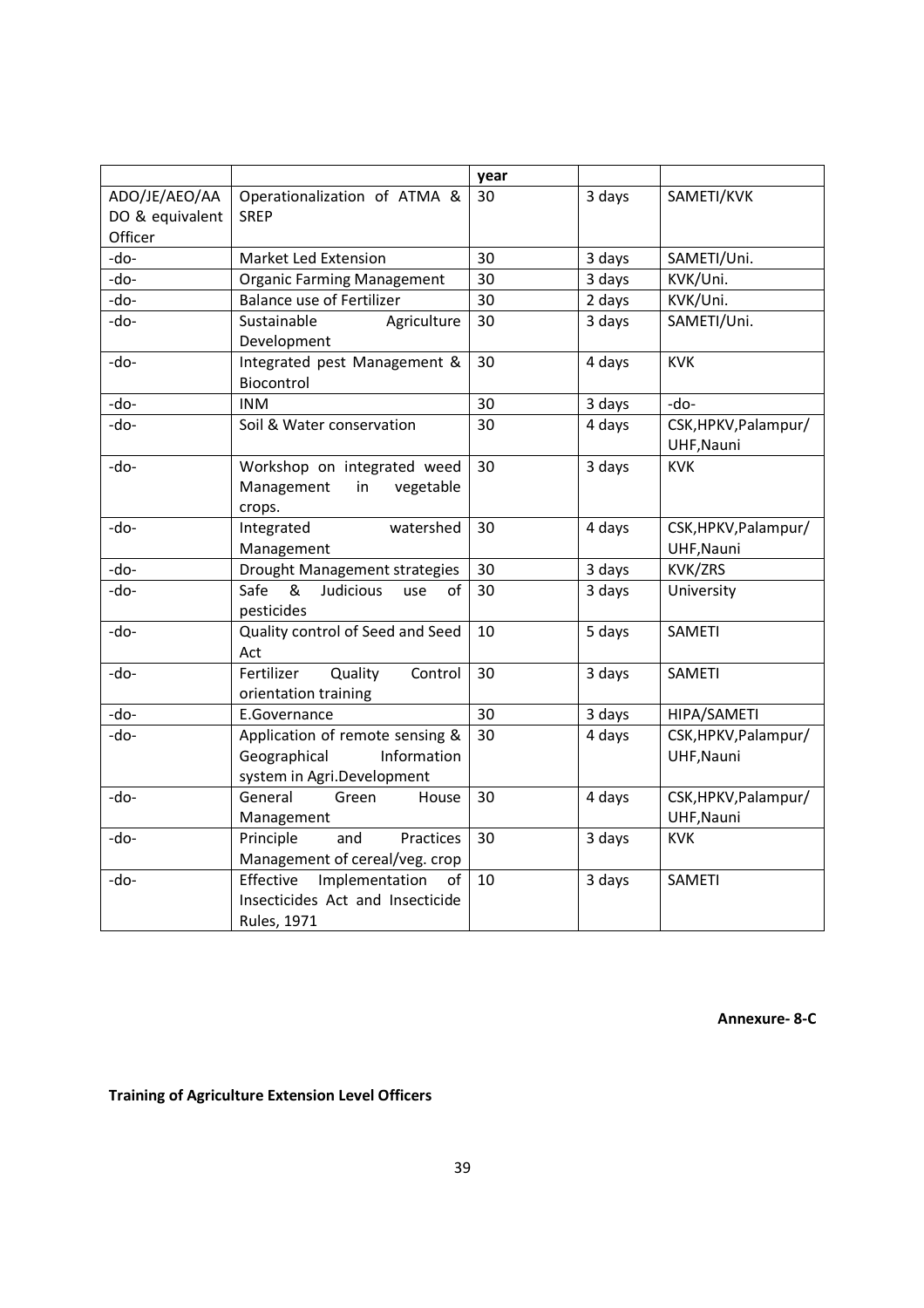|  |  | year |  |  |
|---|---|---|---|---|
| ADO/JE/AEO/AADO & equivalent Officer | Operationalization of ATMA & SREP | 30 | 3 days | SAMETI/KVK |
| -do- | Market Led Extension | 30 | 3 days | SAMETI/Uni. |
| -do- | Organic Farming Management | 30 | 3 days | KVK/Uni. |
| -do- | Balance use of Fertilizer | 30 | 2 days | KVK/Uni. |
| -do- | Sustainable Agriculture Development | 30 | 3 days | SAMETI/Uni. |
| -do- | Integrated pest Management & Biocontrol | 30 | 4 days | KVK |
| -do- | INM | 30 | 3 days | -do- |
| -do- | Soil & Water conservation | 30 | 4 days | CSK,HPKV,Palampur/ UHF,Nauni |
| -do- | Workshop on integrated weed Management in vegetable crops. | 30 | 3 days | KVK |
| -do- | Integrated watershed Management | 30 | 4 days | CSK,HPKV,Palampur/ UHF,Nauni |
| -do- | Drought Management strategies | 30 | 3 days | KVK/ZRS |
| -do- | Safe & Judicious use of pesticides | 30 | 3 days | University |
| -do- | Quality control of Seed and Seed Act | 10 | 5 days | SAMETI |
| -do- | Fertilizer Quality Control orientation training | 30 | 3 days | SAMETI |
| -do- | E.Governance | 30 | 3 days | HIPA/SAMETI |
| -do- | Application of remote sensing & Geographical Information system in Agri.Development | 30 | 4 days | CSK,HPKV,Palampur/ UHF,Nauni |
| -do- | General Green House Management | 30 | 4 days | CSK,HPKV,Palampur/ UHF,Nauni |
| -do- | Principle and Practices Management of cereal/veg. crop | 30 | 3 days | KVK |
| -do- | Effective Implementation of Insecticides Act and Insecticide Rules, 1971 | 10 | 3 days | SAMETI |

**Annexure- 8-C**

**Training of Agriculture Extension Level Officers**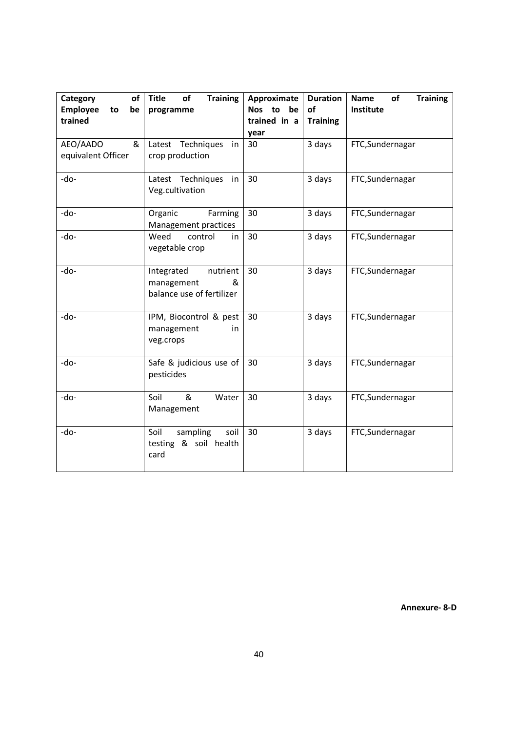| Category of Employee to be trained | Title of Training programme | Approximate Nos to be trained in a year | Duration of Training | Name of Training Institute |
|---|---|---|---|---|
| AEO/AADO & equivalent Officer | Latest Techniques in crop production | 30 | 3 days | FTC,Sundernagar |
| -do- | Latest Techniques in Veg.cultivation | 30 | 3 days | FTC,Sundernagar |
| -do- | Organic Farming Management practices | 30 | 3 days | FTC,Sundernagar |
| -do- | Weed control in vegetable crop | 30 | 3 days | FTC,Sundernagar |
| -do- | Integrated nutrient management & balance use of fertilizer | 30 | 3 days | FTC,Sundernagar |
| -do- | IPM, Biocontrol & pest management in veg.crops | 30 | 3 days | FTC,Sundernagar |
| -do- | Safe & judicious use of pesticides | 30 | 3 days | FTC,Sundernagar |
| -do- | Soil & Water Management | 30 | 3 days | FTC,Sundernagar |
| -do- | Soil sampling soil testing & soil health card | 30 | 3 days | FTC,Sundernagar |

**Annexure- 8-D**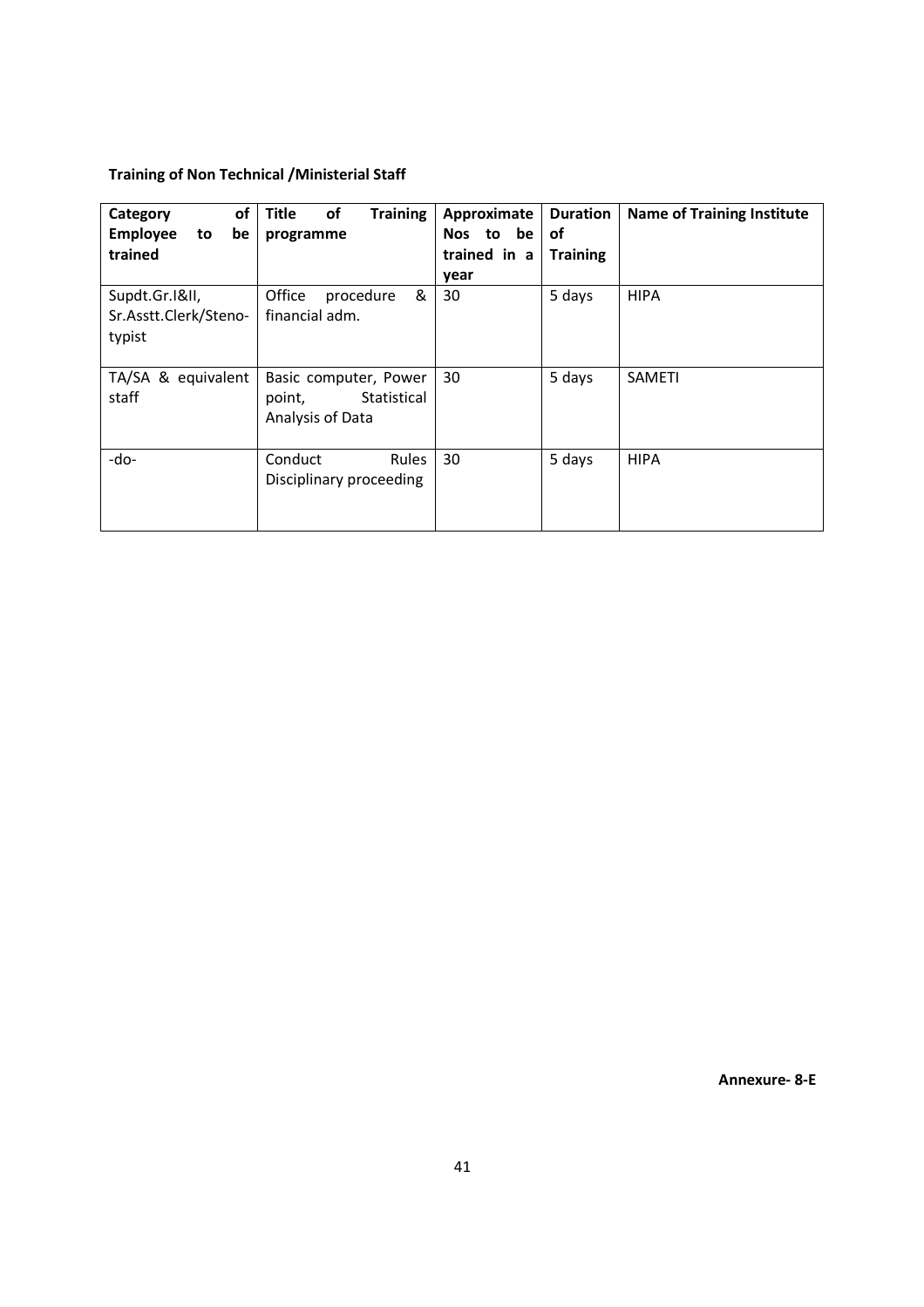**Training of Non Technical /Ministerial Staff**

| Category of Employee to be trained | Title of Training programme | Approximate Nos to be trained in a year | Duration of Training | Name of Training Institute |
|---|---|---|---|---|
| Supdt.Gr.I&II, Sr.Asstt.Clerk/Steno-typist | Office procedure & financial adm. | 30 | 5 days | HIPA |
| TA/SA & equivalent staff | Basic computer, Power point, Statistical Analysis of Data | 30 | 5 days | SAMETI |
| -do- | Conduct Rules Disciplinary proceeding | 30 | 5 days | HIPA |

**Annexure- 8-E**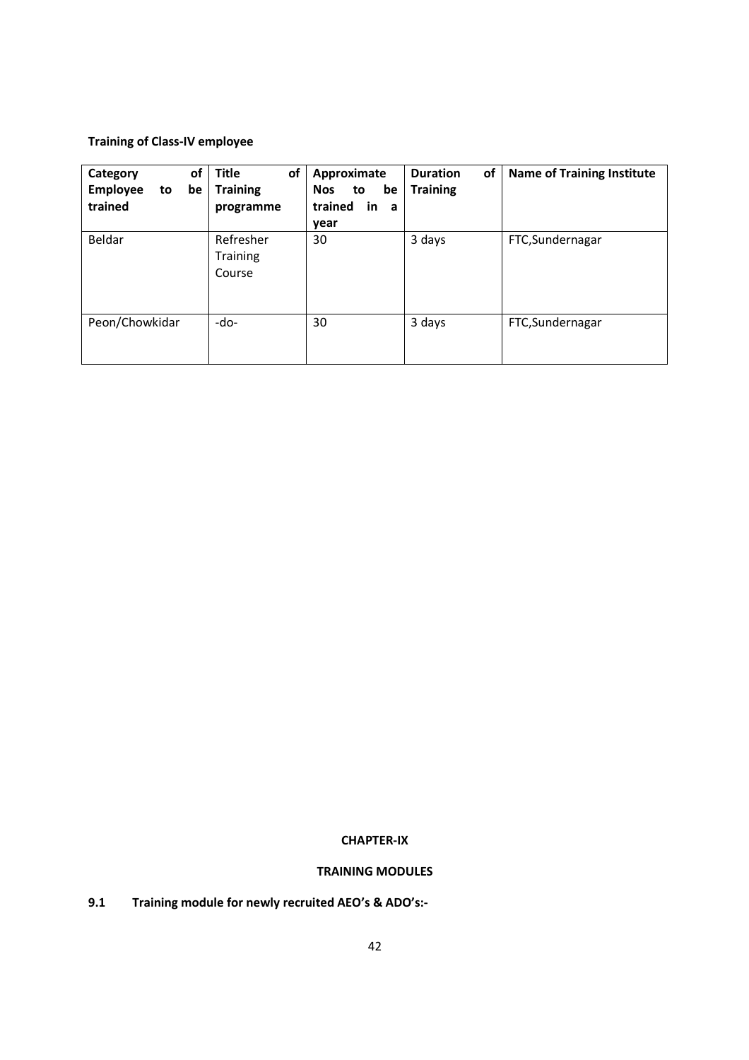**Training of Class-IV employee**

| Category of Employee to be trained | Title of Training programme | Approximate Nos to be trained in a year | Duration of Training | Name of Training Institute |
|---|---|---|---|---|
| Beldar | Refresher Training Course | 30 | 3 days | FTC,Sundernagar |
| Peon/Chowkidar | -do- | 30 | 3 days | FTC,Sundernagar |

## CHAPTER-IX

## TRAINING MODULES

### 9.1 Training module for newly recruited AEO's & ADO's:-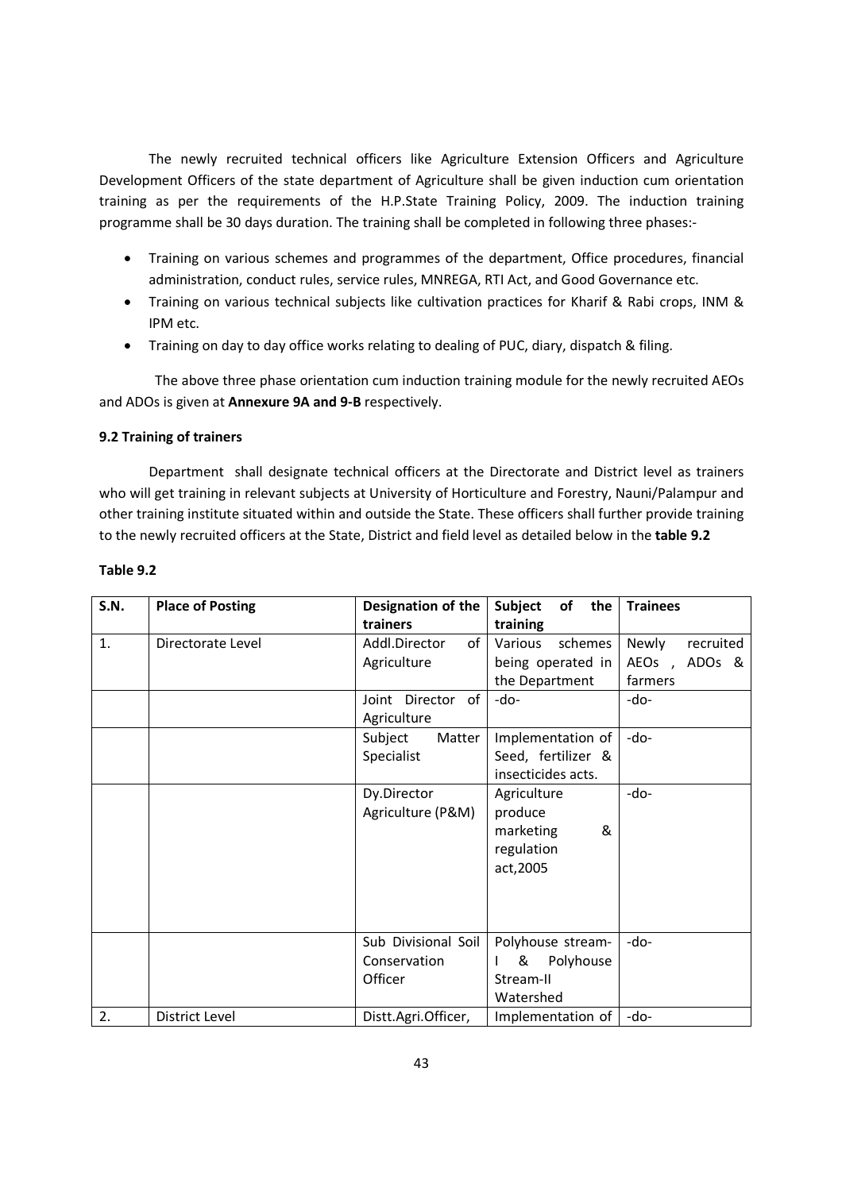The newly recruited technical officers like Agriculture Extension Officers and Agriculture Development Officers of the state department of Agriculture shall be given induction cum orientation training as per the requirements of the H.P.State Training Policy, 2009. The induction training programme shall be 30 days duration. The training shall be completed in following three phases:-

- Training on various schemes and programmes of the department, Office procedures, financial administration, conduct rules, service rules, MNREGA, RTI Act, and Good Governance etc.
- Training on various technical subjects like cultivation practices for Kharif & Rabi crops, INM & IPM etc.
- Training on day to day office works relating to dealing of PUC, diary, dispatch & filing.

The above three phase orientation cum induction training module for the newly recruited AEOs and ADOs is given at **Annexure 9A and 9-B** respectively.

**9.2 Training of trainers**

Department shall designate technical officers at the Directorate and District level as trainers who will get training in relevant subjects at University of Horticulture and Forestry, Nauni/Palampur and other training institute situated within and outside the State. These officers shall further provide training to the newly recruited officers at the State, District and field level as detailed below in the **table 9.2**

**Table 9.2**

| S.N. | Place of Posting | Designation of the trainers | Subject of the training | Trainees |
|---|---|---|---|---|
| 1. | Directorate Level | Addl.Director of Agriculture | Various schemes being operated in the Department | Newly recruited AEOs , ADOs & farmers |
| | | Joint Director of Agriculture | -do- | -do- |
| | | Subject Matter Specialist | Implementation of Seed, fertilizer & insecticides acts. | -do- |
| | | Dy.Director Agriculture (P&M) | Agriculture produce marketing & regulation act,2005 | -do- |
| | | Sub Divisional Soil Conservation Officer | Polyhouse stream-I & Polyhouse Stream-II Watershed | -do- |
| 2. | District Level | Distt.Agri.Officer, | Implementation of | -do- |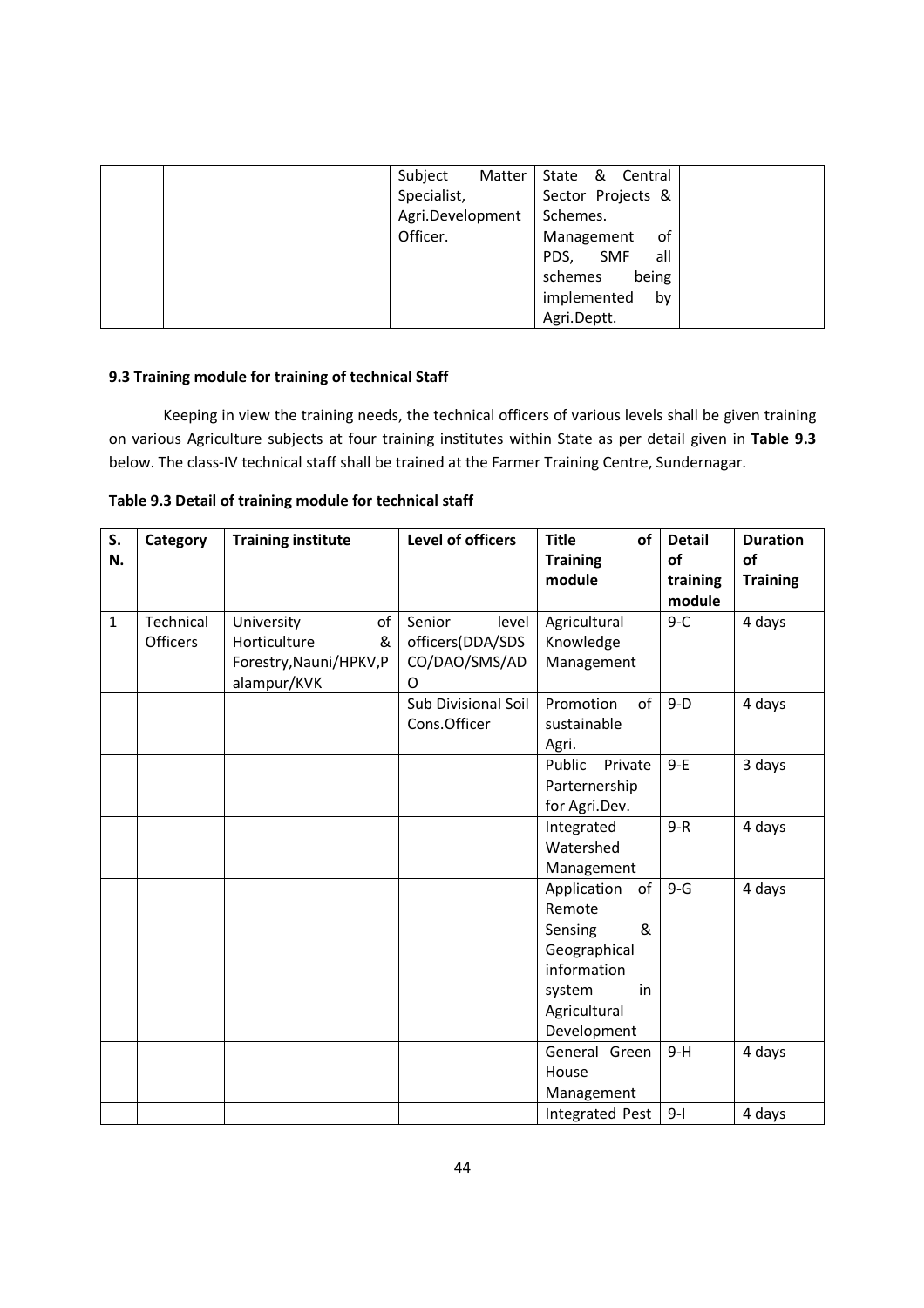| | | Subject Matter Specialist, Agri.Development Officer. | State & Central Sector Projects & Schemes. Management of PDS, SMF all schemes being implemented by Agri.Deptt. | |
|---|---|---|---|---|

### 9.3 Training module for training of technical Staff

Keeping in view the training needs, the technical officers of various levels shall be given training on various Agriculture subjects at four training institutes within State as per detail given in **Table 9.3** below. The class-IV technical staff shall be trained at the Farmer Training Centre, Sundernagar.

**Table 9.3 Detail of training module for technical staff**

| S. N. | Category | Training institute | Level of officers | Title of Training module | Detail of training module | Duration of Training |
|---|---|---|---|---|---|---|
| 1 | Technical Officers | University of Horticulture & Forestry,Nauni/HPKV,Palampur/KVK | Senior level officers(DDA/SDSCO/DAO/SMS/ADO | Agricultural Knowledge Management | 9-C | 4 days |
| | | | Sub Divisional Soil Cons.Officer | Promotion of sustainable Agri. | 9-D | 4 days |
| | | | | Public Private Parternership for Agri.Dev. | 9-E | 3 days |
| | | | | Integrated Watershed Management | 9-R | 4 days |
| | | | | Application of Remote Sensing & Geographical information system in Agricultural Development | 9-G | 4 days |
| | | | | General Green House Management | 9-H | 4 days |
| | | | | Integrated Pest | 9-I | 4 days |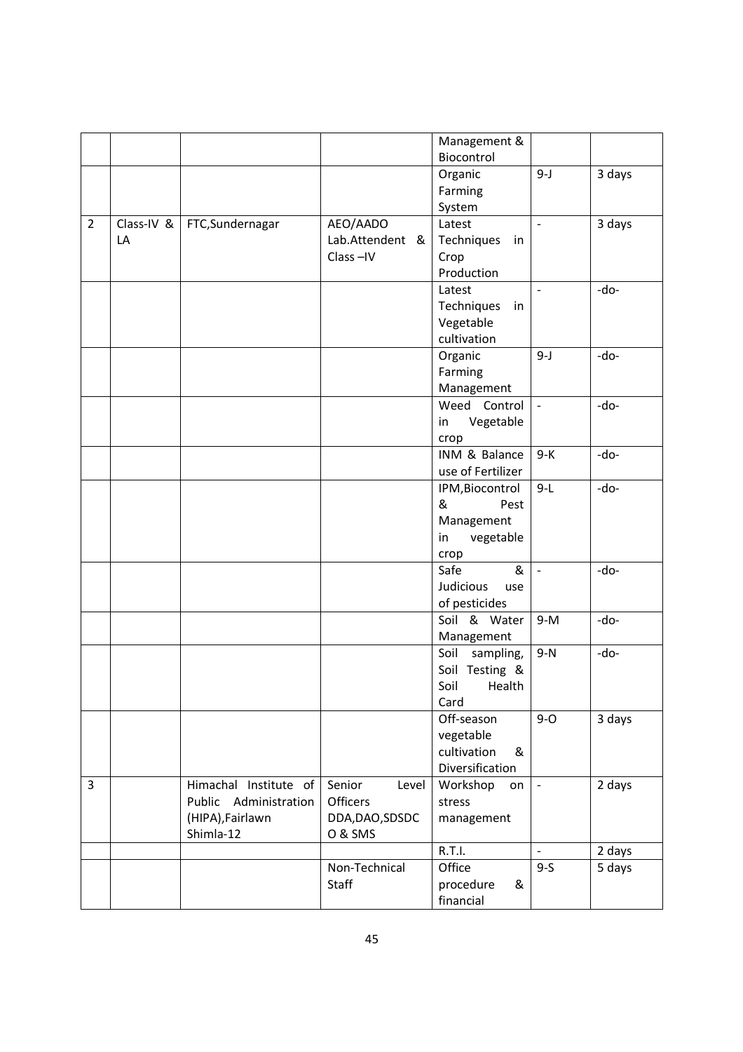| | | | | Management & Biocontrol | | |
|---|---|---|---|---|---|---|
| | | | | Organic Farming System | 9-J | 3 days |
| 2 | Class-IV & LA | FTC,Sundernagar | AEO/AADO Lab.Attendent & Class –IV | Latest Techniques in Crop Production | - | 3 days |
| | | | | Latest Techniques in Vegetable cultivation | - | -do- |
| | | | | Organic Farming Management | 9-J | -do- |
| | | | | Weed Control in Vegetable crop | - | -do- |
| | | | | INM & Balance use of Fertilizer | 9-K | -do- |
| | | | | IPM,Biocontrol & Pest Management in vegetable crop | 9-L | -do- |
| | | | | Safe & Judicious use of pesticides | - | -do- |
| | | | | Soil & Water Management | 9-M | -do- |
| | | | | Soil sampling, Soil Testing & Soil Health Card | 9-N | -do- |
| | | | | Off-season vegetable cultivation & Diversification | 9-O | 3 days |
| 3 | | Himachal Institute of Public Administration (HIPA),Fairlawn Shimla-12 | Senior Level Officers DDA,DAO,SDSDCO & SMS | Workshop on stress management | - | 2 days |
| | | | | R.T.I. | - | 2 days |
| | | | Non-Technical Staff | Office procedure & financial | 9-S | 5 days |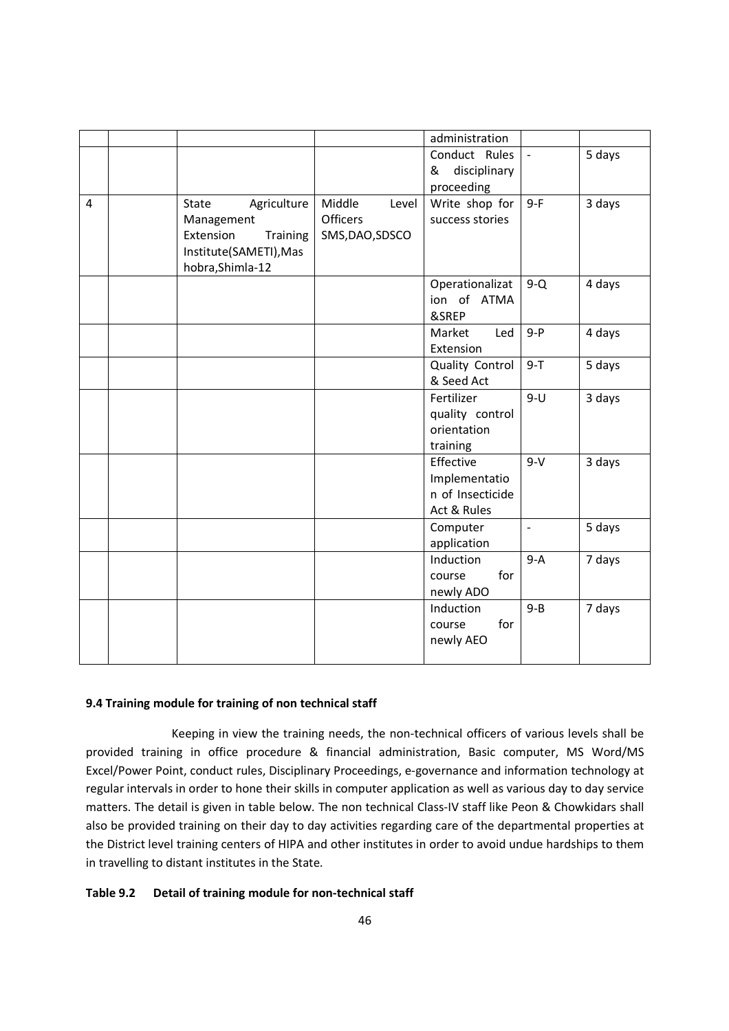|  |  |  |  | administration |  |  |
|---|---|---|---|---|---|---|
|  |  |  |  | Conduct Rules & disciplinary proceeding | - | 5 days |
| 4 |  | State Agriculture Management Extension Training Institute(SAMETI),Mashobra,Shimla-12 | Middle Level Officers SMS,DAO,SDSCO | Write shop for success stories | 9-F | 3 days |
|  |  |  |  | Operationalization of ATMA &SREP | 9-Q | 4 days |
|  |  |  |  | Market Led Extension | 9-P | 4 days |
|  |  |  |  | Quality Control & Seed Act | 9-T | 5 days |
|  |  |  |  | Fertilizer quality control orientation training | 9-U | 3 days |
|  |  |  |  | Effective Implementation of Insecticide Act & Rules | 9-V | 3 days |
|  |  |  |  | Computer application | - | 5 days |
|  |  |  |  | Induction course for newly ADO | 9-A | 7 days |
|  |  |  |  | Induction course for newly AEO | 9-B | 7 days |

**9.4 Training module for training of non technical staff**

Keeping in view the training needs, the non-technical officers of various levels shall be provided training in office procedure & financial administration, Basic computer, MS Word/MS Excel/Power Point, conduct rules, Disciplinary Proceedings, e-governance and information technology at regular intervals in order to hone their skills in computer application as well as various day to day service matters. The detail is given in table below. The non technical Class-IV staff like Peon & Chowkidars shall also be provided training on their day to day activities regarding care of the departmental properties at the District level training centers of HIPA and other institutes in order to avoid undue hardships to them in travelling to distant institutes in the State.

**Table 9.2 Detail of training module for non-technical staff**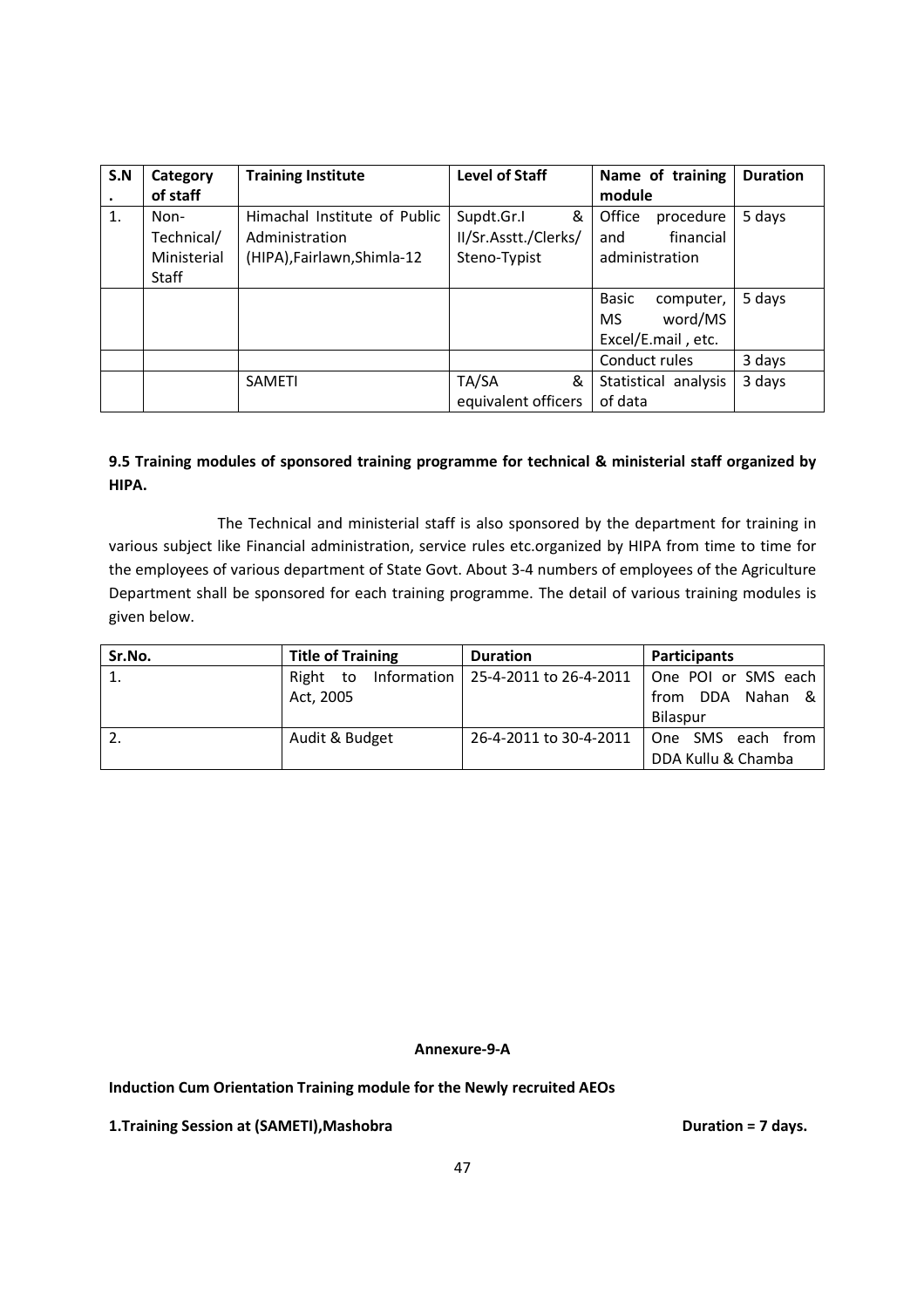| S.N. | Category of staff | Training Institute | Level of Staff | Name of training module | Duration |
|---|---|---|---|---|---|
| 1. | Non-Technical/ Ministerial Staff | Himachal Institute of Public Administration (HIPA),Fairlawn,Shimla-12 | Supdt.Gr.I & II/Sr.Asstt./Clerks/ Steno-Typist | Office procedure and financial administration | 5 days |
| | | | | Basic computer, MS word/MS Excel/E.mail , etc. | 5 days |
| | | | | Conduct rules | 3 days |
| | | SAMETI | TA/SA & equivalent officers | Statistical analysis of data | 3 days |

**9.5 Training modules of sponsored training programme for technical & ministerial staff organized by HIPA.**

The Technical and ministerial staff is also sponsored by the department for training in various subject like Financial administration, service rules etc.organized by HIPA from time to time for the employees of various department of State Govt. About 3-4 numbers of employees of the Agriculture Department shall be sponsored for each training programme. The detail of various training modules is given below.

| Sr.No. | Title of Training | Duration | Participants |
|---|---|---|---|
| 1. | Right to Information Act, 2005 | 25-4-2011 to 26-4-2011 | One POI or SMS each from DDA Nahan & Bilaspur |
| 2. | Audit & Budget | 26-4-2011 to 30-4-2011 | One SMS each from DDA Kullu & Chamba |

**Annexure-9-A**

**Induction Cum Orientation Training module for the Newly recruited AEOs**

**1.Training Session at (SAMETI),Mashobra** **Duration = 7 days.**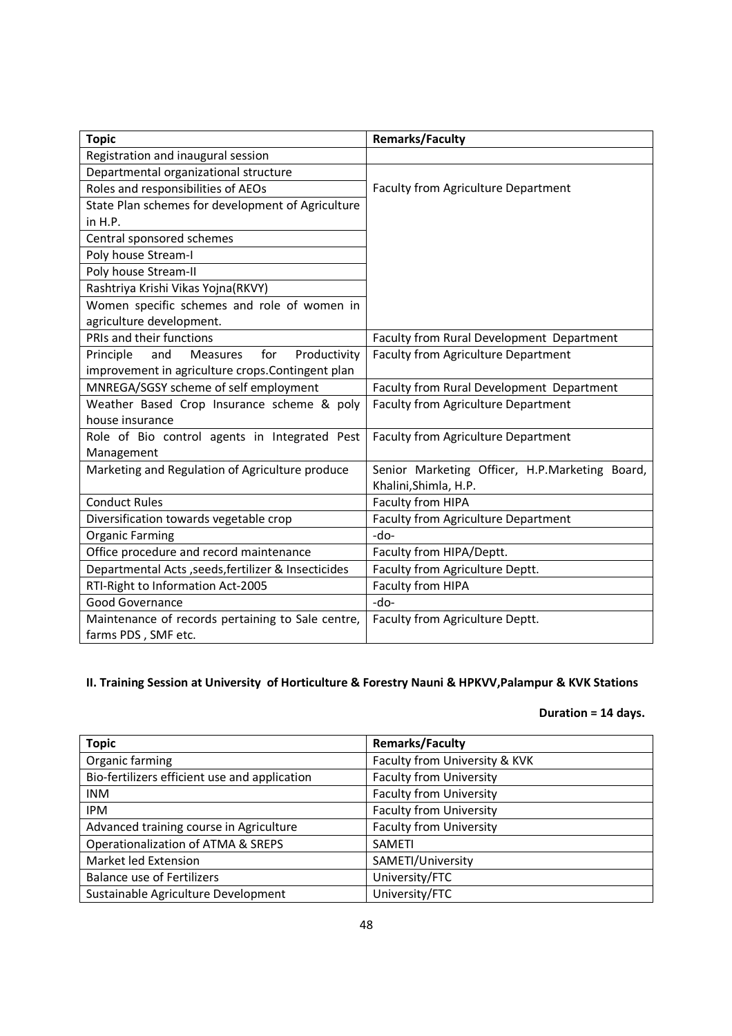| Topic | Remarks/Faculty |
|---|---|
| Registration and inaugural session | |
| Departmental organizational structure | Faculty from Agriculture Department |
| Roles and responsibilities of AEOs | |
| State Plan schemes for development of Agriculture in H.P. | |
| Central sponsored schemes | |
| Poly house Stream-I | |
| Poly house Stream-II | |
| Rashtriya Krishi Vikas Yojna(RKVY) | |
| Women specific schemes and role of women in agriculture development. | |
| PRIs and their functions | Faculty from Rural Development Department |
| Principle and Measures for Productivity improvement in agriculture crops.Contingent plan | Faculty from Agriculture Department |
| MNREGA/SGSY scheme of self employment | Faculty from Rural Development Department |
| Weather Based Crop Insurance scheme & poly house insurance | Faculty from Agriculture Department |
| Role of Bio control agents in Integrated Pest Management | Faculty from Agriculture Department |
| Marketing and Regulation of Agriculture produce | Senior Marketing Officer, H.P.Marketing Board, Khalini,Shimla, H.P. |
| Conduct Rules | Faculty from HIPA |
| Diversification towards vegetable crop | Faculty from Agriculture Department |
| Organic Farming | -do- |
| Office procedure and record maintenance | Faculty from HIPA/Deptt. |
| Departmental Acts ,seeds,fertilizer & Insecticides | Faculty from Agriculture Deptt. |
| RTI-Right to Information Act-2005 | Faculty from HIPA |
| Good Governance | -do- |
| Maintenance of records pertaining to Sale centre, farms PDS , SMF etc. | Faculty from Agriculture Deptt. |

**II. Training Session at University of Horticulture & Forestry Nauni & HPKVV,Palampur & KVK Stations**

**Duration = 14 days.**

| Topic | Remarks/Faculty |
|---|---|
| Organic farming | Faculty from University & KVK |
| Bio-fertilizers efficient use and application | Faculty from University |
| INM | Faculty from University |
| IPM | Faculty from University |
| Advanced training course in Agriculture | Faculty from University |
| Operationalization of ATMA & SREPS | SAMETI |
| Market led Extension | SAMETI/University |
| Balance use of Fertilizers | University/FTC |
| Sustainable Agriculture Development | University/FTC |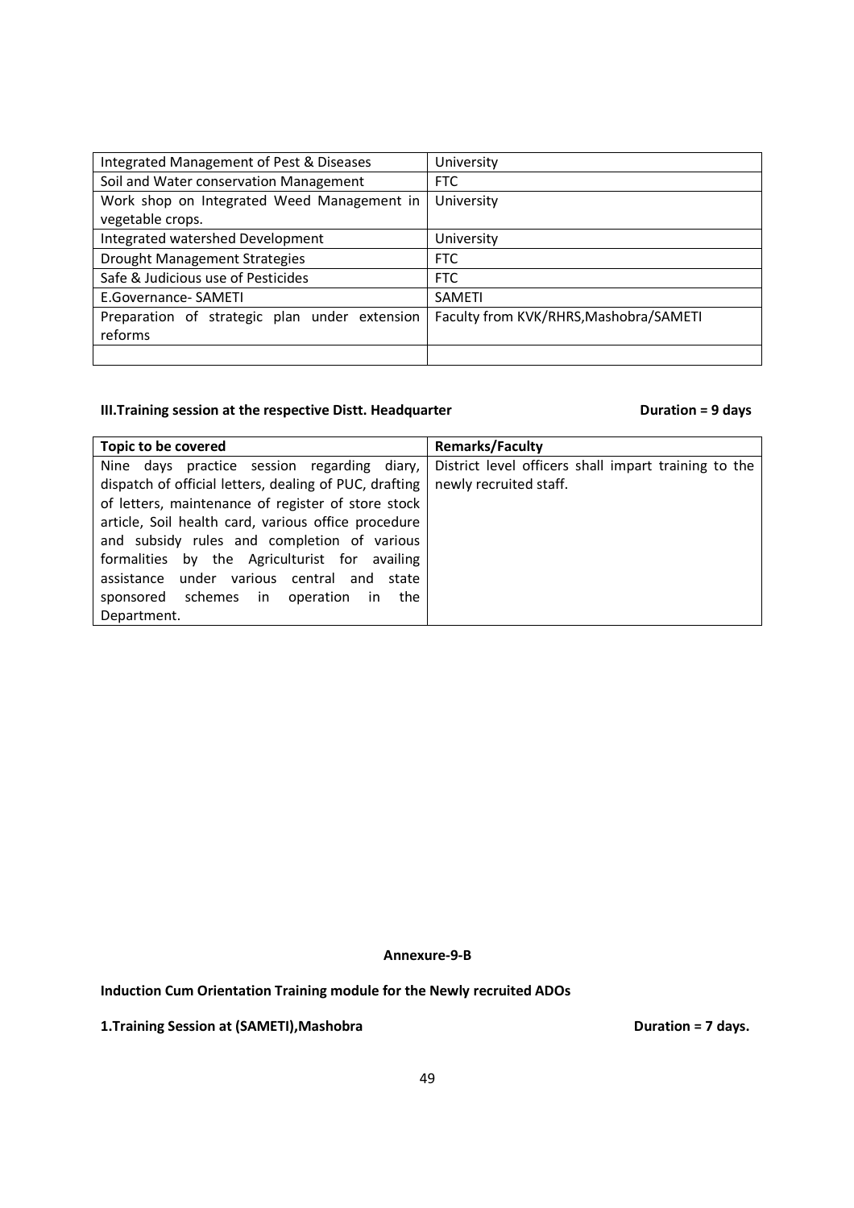| | |
|---|---|
| Integrated Management of Pest & Diseases | University |
| Soil and Water conservation Management | FTC |
| Work shop on Integrated Weed Management in vegetable crops. | University |
| Integrated watershed Development | University |
| Drought Management Strategies | FTC |
| Safe & Judicious use of Pesticides | FTC |
| E.Governance- SAMETI | SAMETI |
| Preparation of strategic plan under extension reforms | Faculty from KVK/RHRS,Mashobra/SAMETI |
| | |

**III.Training session at the respective Distt. Headquarter** **Duration = 9 days**

| Topic to be covered | Remarks/Faculty |
|---|---|
| Nine days practice session regarding diary, dispatch of official letters, dealing of PUC, drafting of letters, maintenance of register of store stock article, Soil health card, various office procedure and subsidy rules and completion of various formalities by the Agriculturist for availing assistance under various central and state sponsored schemes in operation in the Department. | District level officers shall impart training to the newly recruited staff. |

**Annexure-9-B**

**Induction Cum Orientation Training module for the Newly recruited ADOs**

**1.Training Session at (SAMETI),Mashobra** **Duration = 7 days.**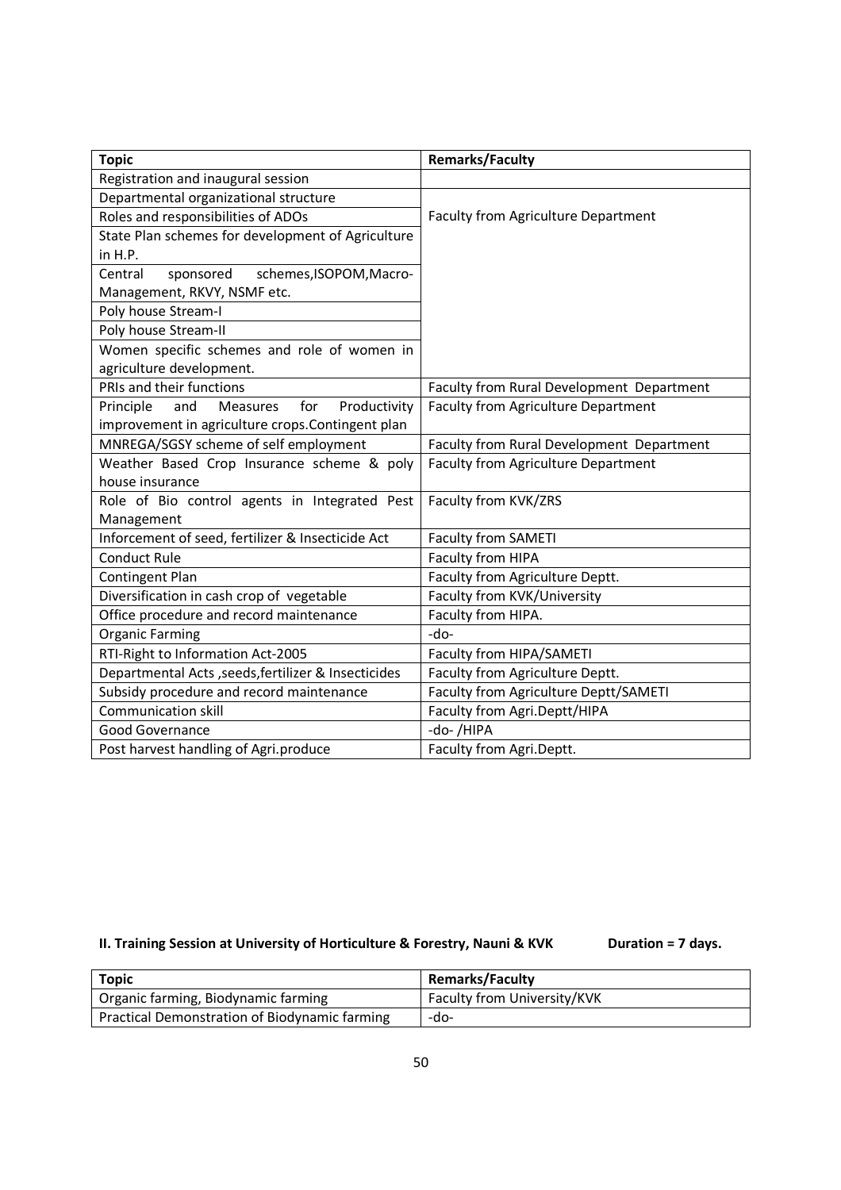| Topic | Remarks/Faculty |
|---|---|
| Registration and inaugural session | |
| Departmental organizational structure | Faculty from Agriculture Department |
| Roles and responsibilities of ADOs | |
| State Plan schemes for development of Agriculture in H.P. | |
| Central sponsored schemes,ISOPOM,Macro-Management, RKVY, NSMF etc. | |
| Poly house Stream-I | |
| Poly house Stream-II | |
| Women specific schemes and role of women in agriculture development. | |
| PRIs and their functions | Faculty from Rural Development Department |
| Principle and Measures for Productivity improvement in agriculture crops.Contingent plan | Faculty from Agriculture Department |
| MNREGA/SGSY scheme of self employment | Faculty from Rural Development Department |
| Weather Based Crop Insurance scheme & poly house insurance | Faculty from Agriculture Department |
| Role of Bio control agents in Integrated Pest Management | Faculty from KVK/ZRS |
| Inforcement of seed, fertilizer & Insecticide Act | Faculty from SAMETI |
| Conduct Rule | Faculty from HIPA |
| Contingent Plan | Faculty from Agriculture Deptt. |
| Diversification in cash crop of vegetable | Faculty from KVK/University |
| Office procedure and record maintenance | Faculty from HIPA. |
| Organic Farming | -do- |
| RTI-Right to Information Act-2005 | Faculty from HIPA/SAMETI |
| Departmental Acts ,seeds,fertilizer & Insecticides | Faculty from Agriculture Deptt. |
| Subsidy procedure and record maintenance | Faculty from Agriculture Deptt/SAMETI |
| Communication skill | Faculty from Agri.Deptt/HIPA |
| Good Governance | -do- /HIPA |
| Post harvest handling of Agri.produce | Faculty from Agri.Deptt. |

**II. Training Session at University of Horticulture & Forestry, Nauni & KVK Duration = 7 days.**

| Topic | Remarks/Faculty |
|---|---|
| Organic farming, Biodynamic farming | Faculty from University/KVK |
| Practical Demonstration of Biodynamic farming | -do- |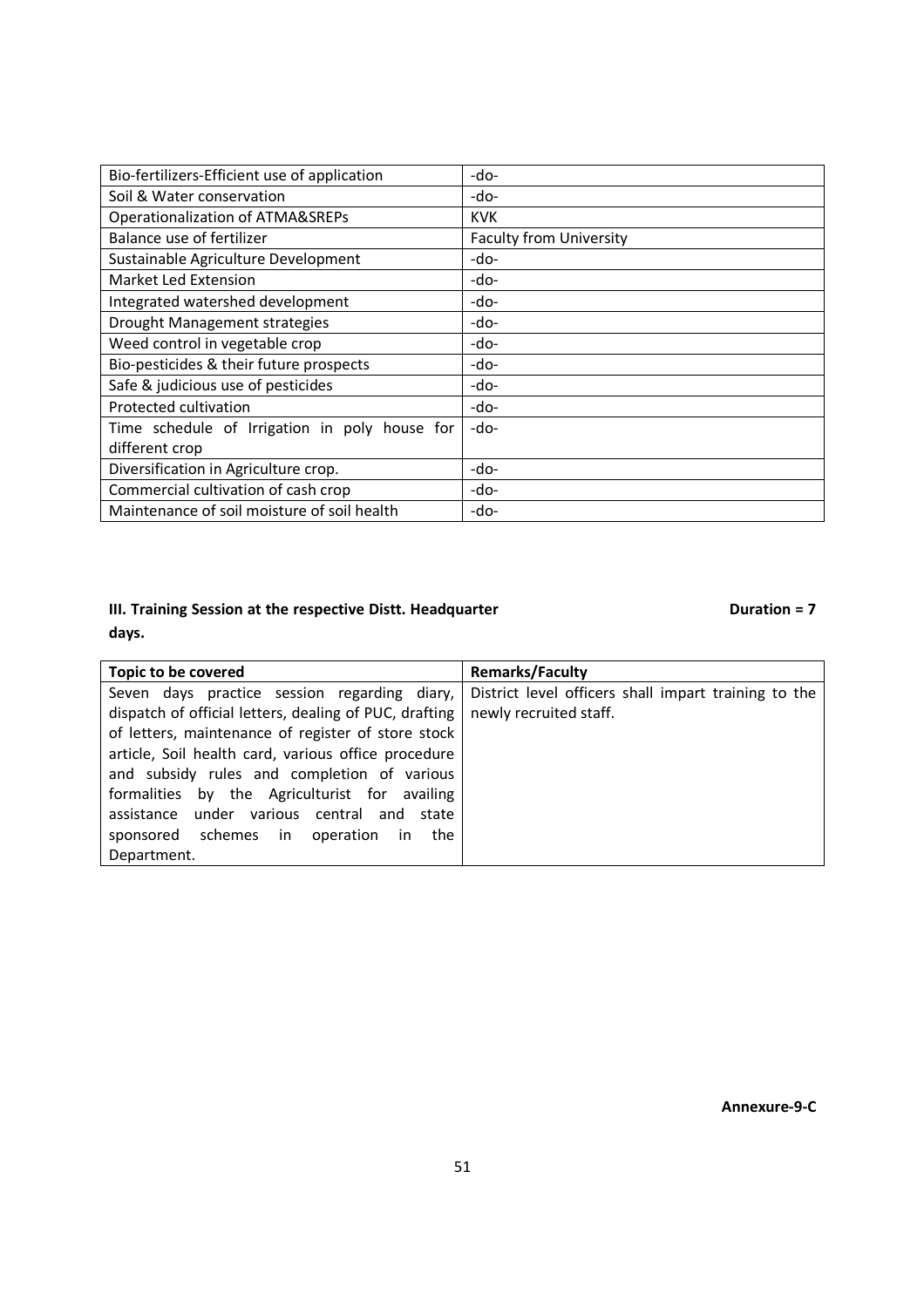| | |
|---|---|
| Bio-fertilizers-Efficient use of application | -do- |
| Soil & Water conservation | -do- |
| Operationalization of ATMA&SREPs | KVK |
| Balance use of fertilizer | Faculty from University |
| Sustainable Agriculture Development | -do- |
| Market Led Extension | -do- |
| Integrated watershed development | -do- |
| Drought Management strategies | -do- |
| Weed control in vegetable crop | -do- |
| Bio-pesticides & their future prospects | -do- |
| Safe & judicious use of pesticides | -do- |
| Protected cultivation | -do- |
| Time schedule of Irrigation in poly house for different crop | -do- |
| Diversification in Agriculture crop. | -do- |
| Commercial cultivation of cash crop | -do- |
| Maintenance of soil moisture of soil health | -do- |

**III. Training Session at the respective Distt. Headquarter Duration = 7 days.**

| Topic to be covered | Remarks/Faculty |
|---|---|
| Seven days practice session regarding diary, dispatch of official letters, dealing of PUC, drafting of letters, maintenance of register of store stock article, Soil health card, various office procedure and subsidy rules and completion of various formalities by the Agriculturist for availing assistance under various central and state sponsored schemes in operation in the Department. | District level officers shall impart training to the newly recruited staff. |

**Annexure-9-C**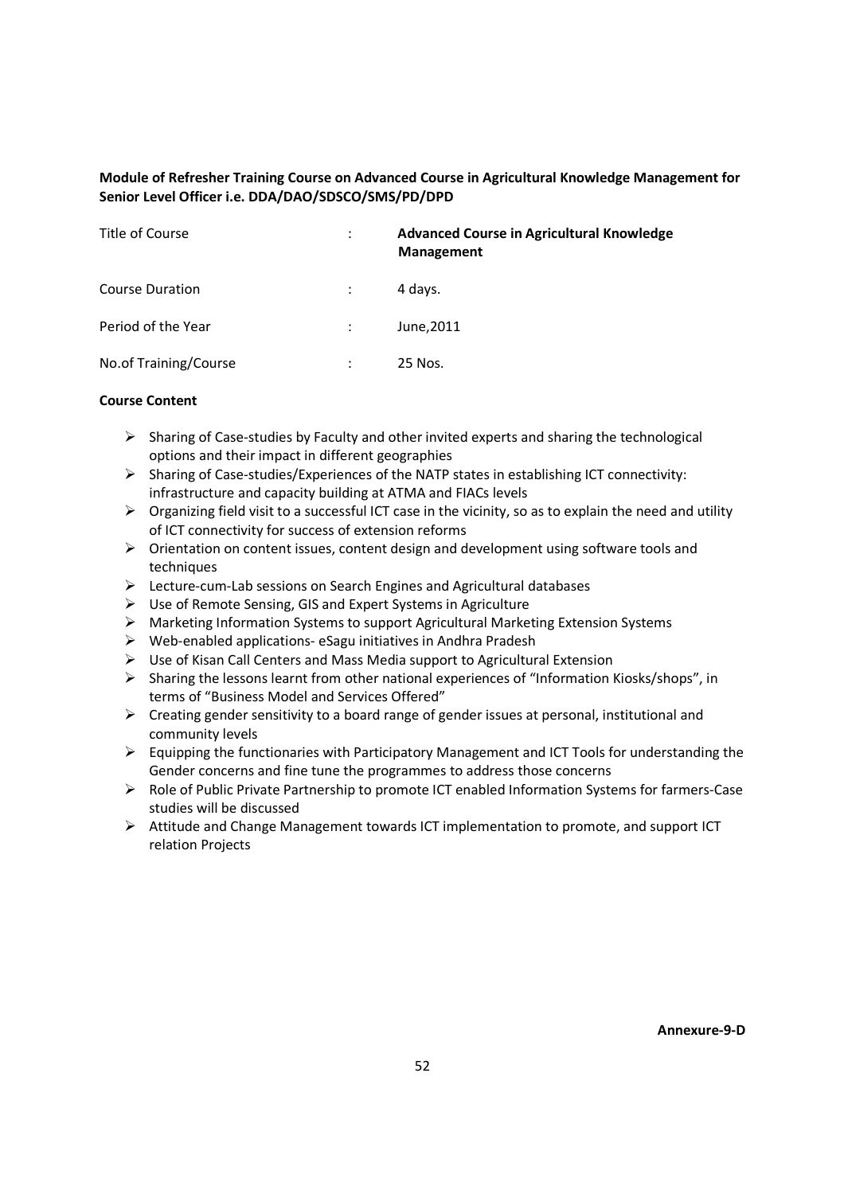**Module of Refresher Training Course on Advanced Course in Agricultural Knowledge Management for Senior Level Officer i.e. DDA/DAO/SDSCO/SMS/PD/DPD**

| | | |
|---|---|---|
| Title of Course | : | **Advanced Course in Agricultural Knowledge Management** |
| Course Duration | : | 4 days. |
| Period of the Year | : | June,2011 |
| No.of Training/Course | : | 25 Nos. |

**Course Content**

- Sharing of Case-studies by Faculty and other invited experts and sharing the technological options and their impact in different geographies
- Sharing of Case-studies/Experiences of the NATP states in establishing ICT connectivity: infrastructure and capacity building at ATMA and FIACs levels
- Organizing field visit to a successful ICT case in the vicinity, so as to explain the need and utility of ICT connectivity for success of extension reforms
- Orientation on content issues, content design and development using software tools and techniques
- Lecture-cum-Lab sessions on Search Engines and Agricultural databases
- Use of Remote Sensing, GIS and Expert Systems in Agriculture
- Marketing Information Systems to support Agricultural Marketing Extension Systems
- Web-enabled applications- eSagu initiatives in Andhra Pradesh
- Use of Kisan Call Centers and Mass Media support to Agricultural Extension
- Sharing the lessons learnt from other national experiences of "Information Kiosks/shops", in terms of "Business Model and Services Offered"
- Creating gender sensitivity to a board range of gender issues at personal, institutional and community levels
- Equipping the functionaries with Participatory Management and ICT Tools for understanding the Gender concerns and fine tune the programmes to address those concerns
- Role of Public Private Partnership to promote ICT enabled Information Systems for farmers-Case studies will be discussed
- Attitude and Change Management towards ICT implementation to promote, and support ICT relation Projects

**Annexure-9-D**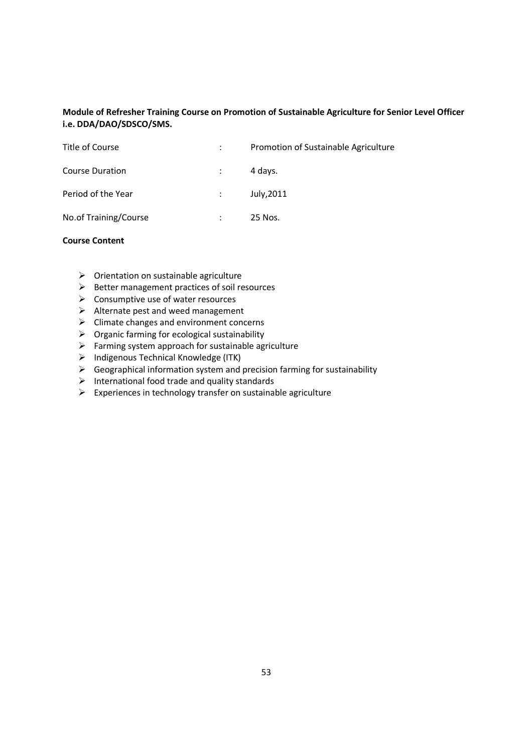**Module of Refresher Training Course on Promotion of Sustainable Agriculture for Senior Level Officer i.e. DDA/DAO/SDSCO/SMS.**

| | | |
|---|---|---|
| Title of Course | : | Promotion of Sustainable Agriculture |
| Course Duration | : | 4 days. |
| Period of the Year | : | July,2011 |
| No.of Training/Course | : | 25 Nos. |

**Course Content**

- Orientation on sustainable agriculture
- Better management practices of soil resources
- Consumptive use of water resources
- Alternate pest and weed management
- Climate changes and environment concerns
- Organic farming for ecological sustainability
- Farming system approach for sustainable agriculture
- Indigenous Technical Knowledge (ITK)
- Geographical information system and precision farming for sustainability
- International food trade and quality standards
- Experiences in technology transfer on sustainable agriculture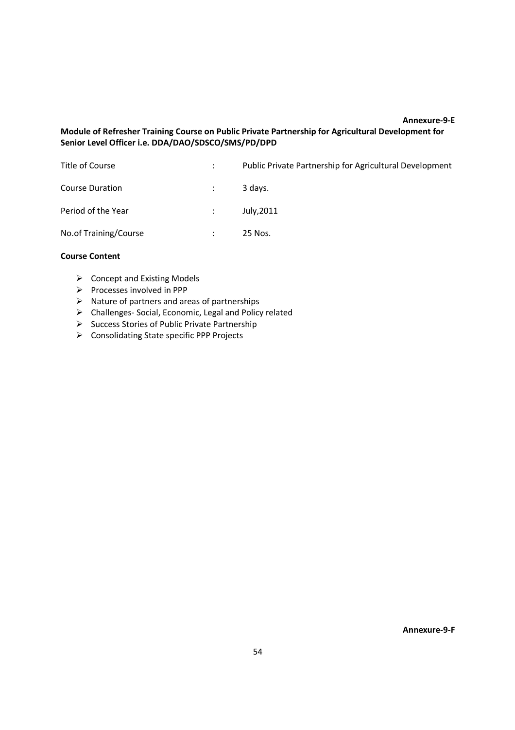**Annexure-9-E**

**Module of Refresher Training Course on Public Private Partnership for Agricultural Development for Senior Level Officer i.e. DDA/DAO/SDSCO/SMS/PD/DPD**

| | | |
|---|---|---|
| Title of Course | : | Public Private Partnership for Agricultural Development |
| Course Duration | : | 3 days. |
| Period of the Year | : | July,2011 |
| No.of Training/Course | : | 25 Nos. |

**Course Content**

- Concept and Existing Models
- Processes involved in PPP
- Nature of partners and areas of partnerships
- Challenges- Social, Economic, Legal and Policy related
- Success Stories of Public Private Partnership
- Consolidating State specific PPP Projects

**Annexure-9-F**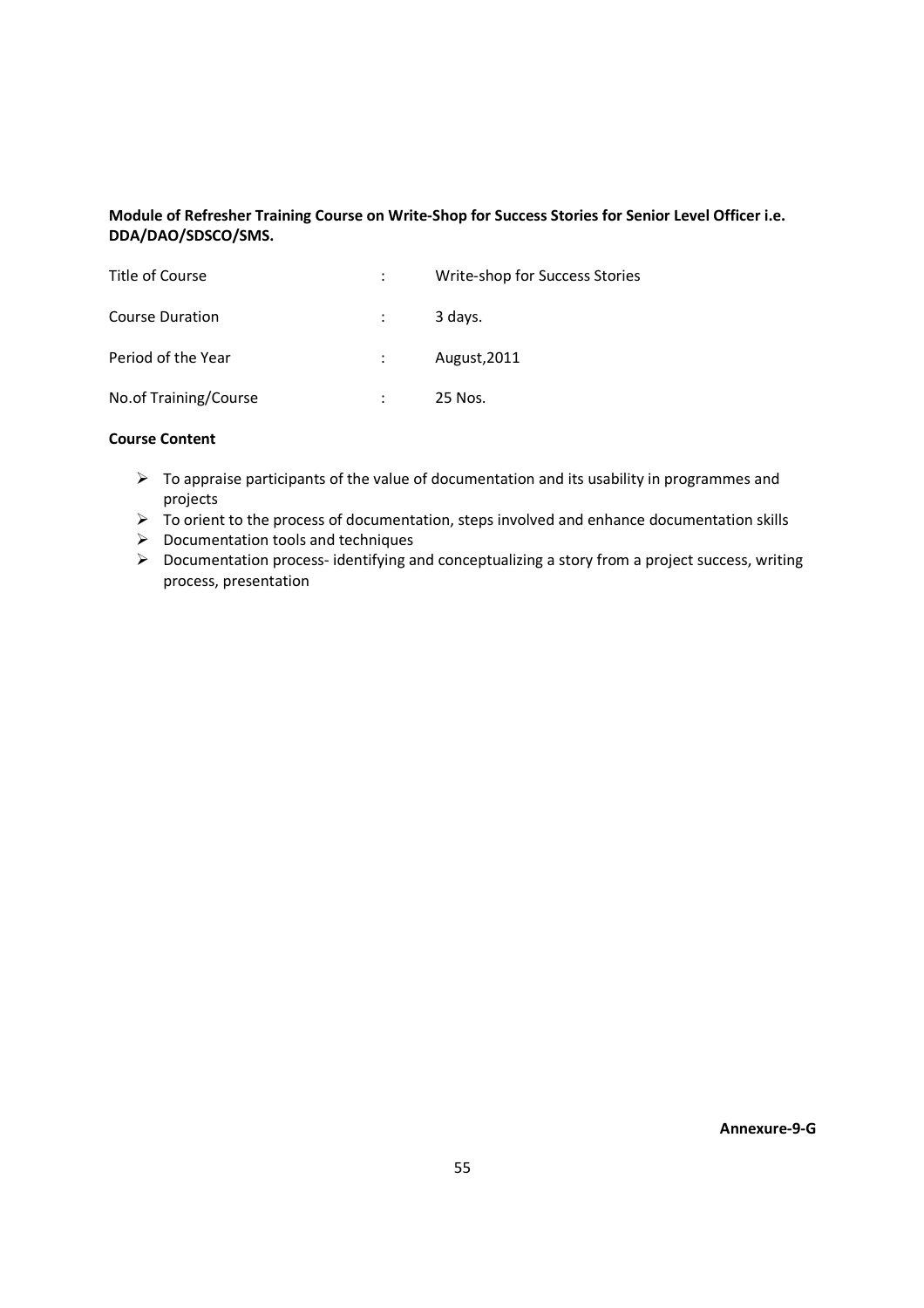**Module of Refresher Training Course on Write-Shop for Success Stories for Senior Level Officer i.e. DDA/DAO/SDSCO/SMS.**

| | | |
|---|---|---|
| Title of Course | : | Write-shop for Success Stories |
| Course Duration | : | 3 days. |
| Period of the Year | : | August,2011 |
| No.of Training/Course | : | 25 Nos. |

**Course Content**

- To appraise participants of the value of documentation and its usability in programmes and projects
- To orient to the process of documentation, steps involved and enhance documentation skills
- Documentation tools and techniques
- Documentation process- identifying and conceptualizing a story from a project success, writing process, presentation

**Annexure-9-G**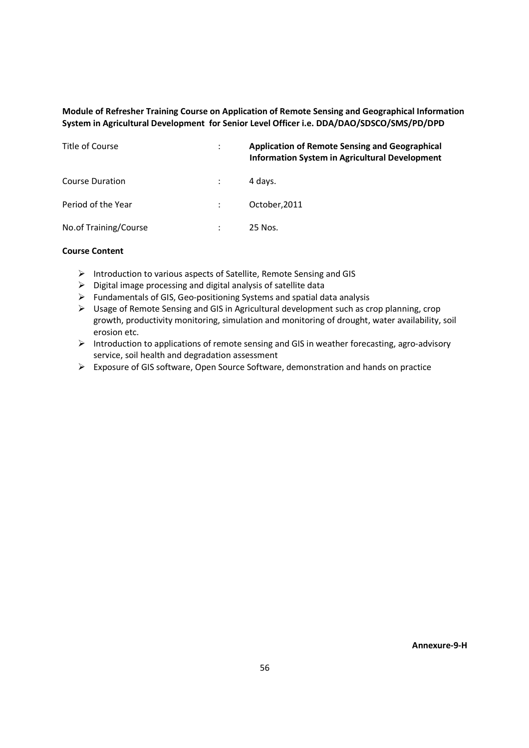**Module of Refresher Training Course on Application of Remote Sensing and Geographical Information System in Agricultural Development for Senior Level Officer i.e. DDA/DAO/SDSCO/SMS/PD/DPD**

| | | |
|---|---|---|
| Title of Course | : | **Application of Remote Sensing and Geographical Information System in Agricultural Development** |
| Course Duration | : | 4 days. |
| Period of the Year | : | October,2011 |
| No.of Training/Course | : | 25 Nos. |

**Course Content**

- Introduction to various aspects of Satellite, Remote Sensing and GIS
- Digital image processing and digital analysis of satellite data
- Fundamentals of GIS, Geo-positioning Systems and spatial data analysis
- Usage of Remote Sensing and GIS in Agricultural development such as crop planning, crop growth, productivity monitoring, simulation and monitoring of drought, water availability, soil erosion etc.
- Introduction to applications of remote sensing and GIS in weather forecasting, agro-advisory service, soil health and degradation assessment
- Exposure of GIS software, Open Source Software, demonstration and hands on practice

**Annexure-9-H**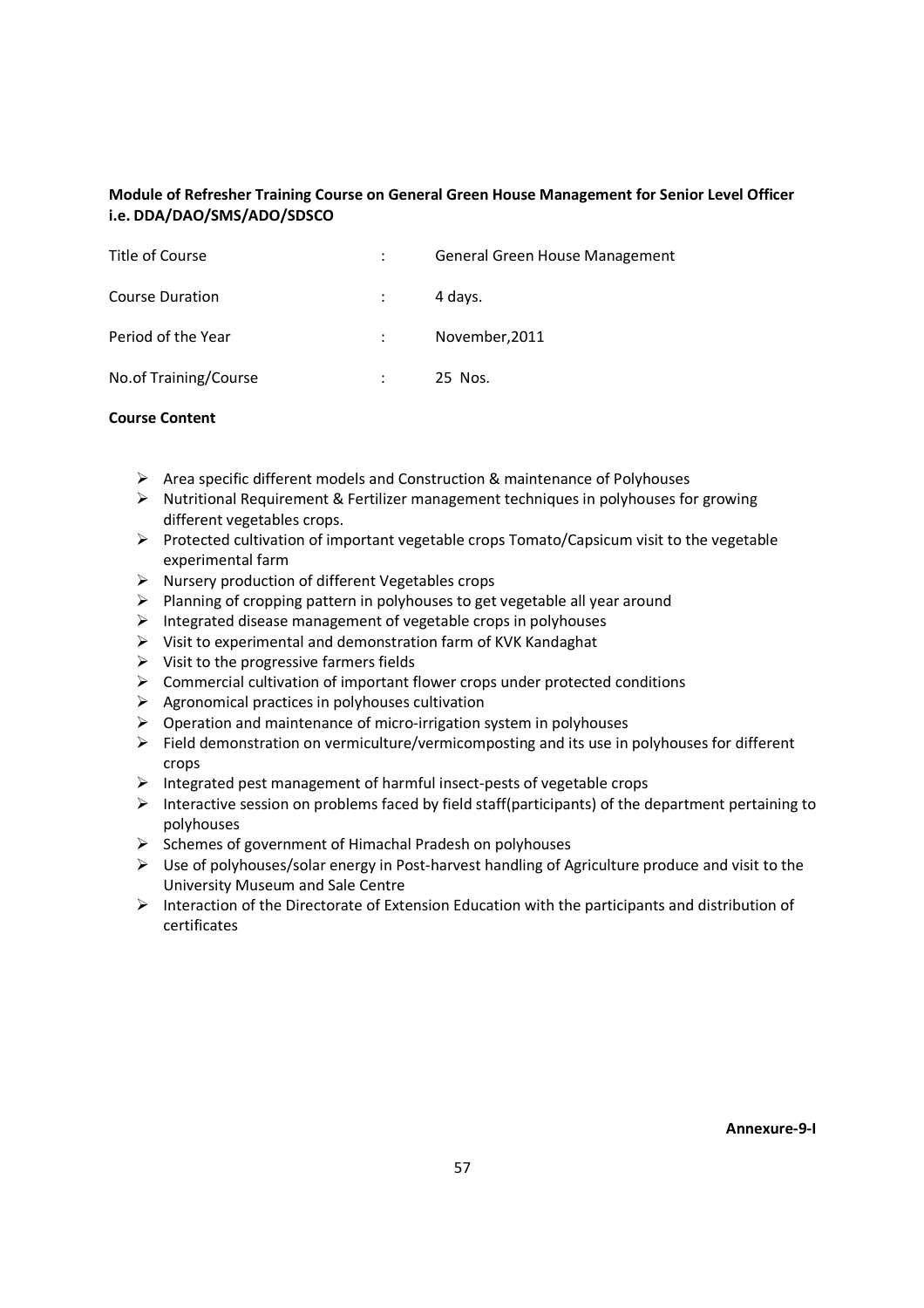**Module of Refresher Training Course on General Green House Management for Senior Level Officer i.e. DDA/DAO/SMS/ADO/SDSCO**

| | | |
|---|---|---|
| Title of Course | : | General Green House Management |
| Course Duration | : | 4 days. |
| Period of the Year | : | November,2011 |
| No.of Training/Course | : | 25 Nos. |

**Course Content**

- Area specific different models and Construction & maintenance of Polyhouses
- Nutritional Requirement & Fertilizer management techniques in polyhouses for growing different vegetables crops.
- Protected cultivation of important vegetable crops Tomato/Capsicum visit to the vegetable experimental farm
- Nursery production of different Vegetables crops
- Planning of cropping pattern in polyhouses to get vegetable all year around
- Integrated disease management of vegetable crops in polyhouses
- Visit to experimental and demonstration farm of KVK Kandaghat
- Visit to the progressive farmers fields
- Commercial cultivation of important flower crops under protected conditions
- Agronomical practices in polyhouses cultivation
- Operation and maintenance of micro-irrigation system in polyhouses
- Field demonstration on vermiculture/vermicomposting and its use in polyhouses for different crops
- Integrated pest management of harmful insect-pests of vegetable crops
- Interactive session on problems faced by field staff(participants) of the department pertaining to polyhouses
- Schemes of government of Himachal Pradesh on polyhouses
- Use of polyhouses/solar energy in Post-harvest handling of Agriculture produce and visit to the University Museum and Sale Centre
- Interaction of the Directorate of Extension Education with the participants and distribution of certificates

**Annexure-9-I**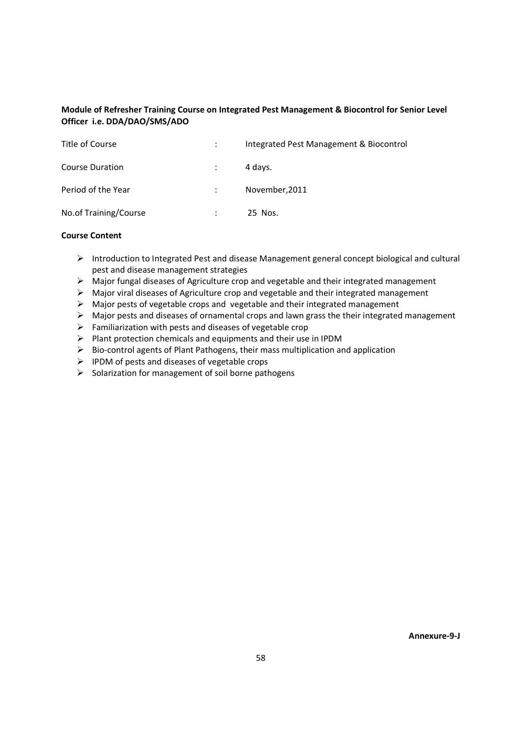**Module of Refresher Training Course on Integrated Pest Management & Biocontrol for Senior Level Officer i.e. DDA/DAO/SMS/ADO**

| | | |
|---|---|---|
| Title of Course | : | Integrated Pest Management & Biocontrol |
| Course Duration | : | 4 days. |
| Period of the Year | : | November,2011 |
| No.of Training/Course | : | 25 Nos. |

**Course Content**

- Introduction to Integrated Pest and disease Management general concept biological and cultural pest and disease management strategies
- Major fungal diseases of Agriculture crop and vegetable and their integrated management
- Major viral diseases of Agriculture crop and vegetable and their integrated management
- Major pests of vegetable crops and vegetable and their integrated management
- Major pests and diseases of ornamental crops and lawn grass the their integrated management
- Familiarization with pests and diseases of vegetable crop
- Plant protection chemicals and equipments and their use in IPDM
- Bio-control agents of Plant Pathogens, their mass multiplication and application
- IPDM of pests and diseases of vegetable crops
- Solarization for management of soil borne pathogens

**Annexure-9-J**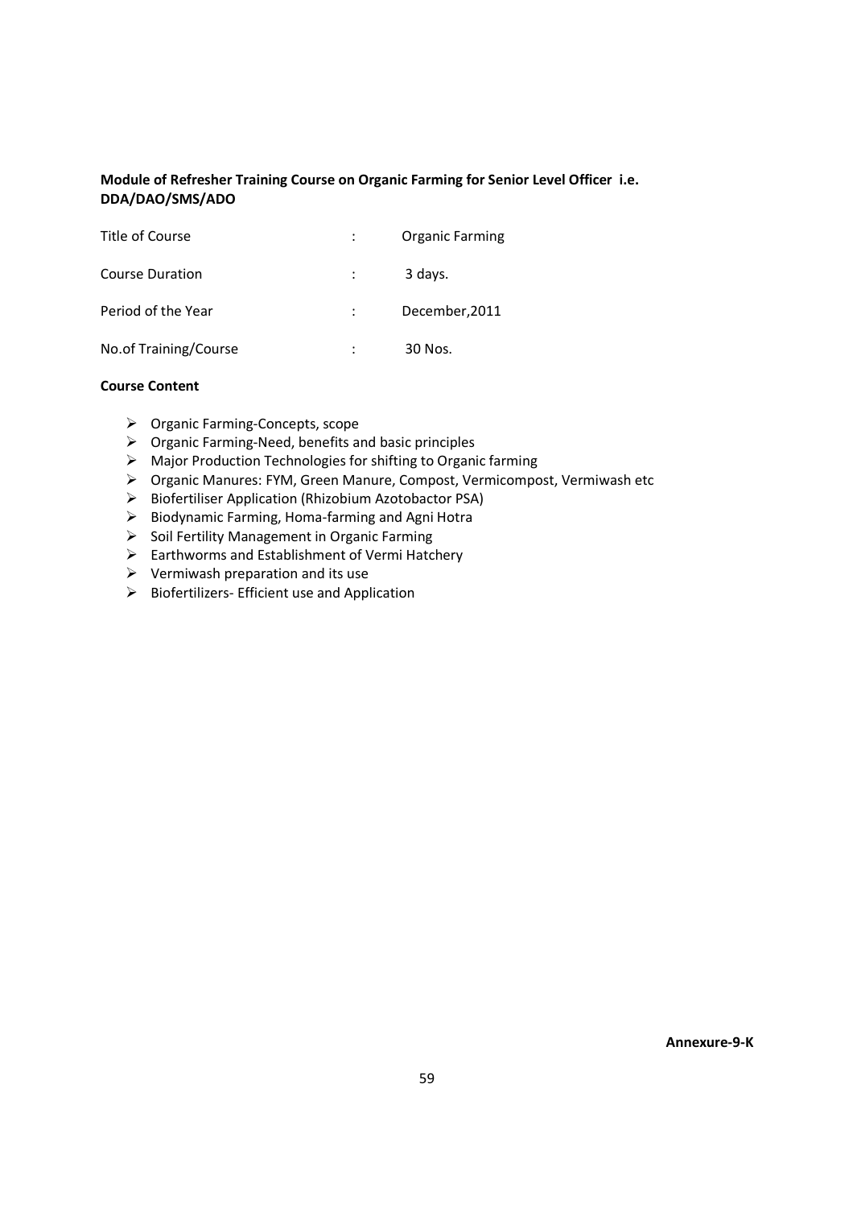**Module of Refresher Training Course on Organic Farming for Senior Level Officer i.e. DDA/DAO/SMS/ADO**

| | | |
|---|---|---|
| Title of Course | : | Organic Farming |
| Course Duration | : | 3 days. |
| Period of the Year | : | December,2011 |
| No.of Training/Course | : | 30 Nos. |

**Course Content**

- Organic Farming-Concepts, scope
- Organic Farming-Need, benefits and basic principles
- Major Production Technologies for shifting to Organic farming
- Organic Manures: FYM, Green Manure, Compost, Vermicompost, Vermiwash etc
- Biofertiliser Application (Rhizobium Azotobactor PSA)
- Biodynamic Farming, Homa-farming and Agni Hotra
- Soil Fertility Management in Organic Farming
- Earthworms and Establishment of Vermi Hatchery
- Vermiwash preparation and its use
- Biofertilizers- Efficient use and Application

**Annexure-9-K**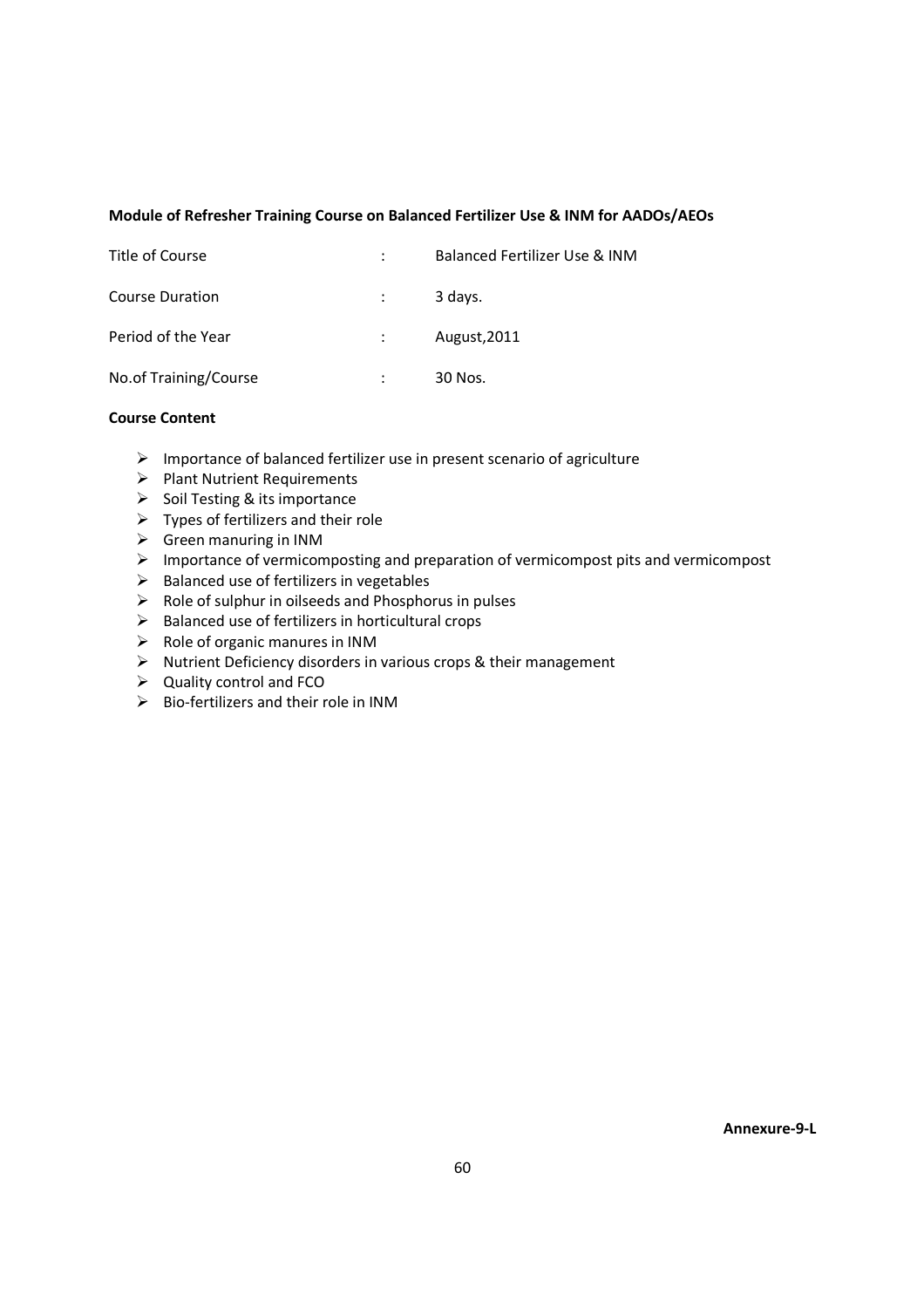**Module of Refresher Training Course on Balanced Fertilizer Use & INM for AADOs/AEOs**

| | | |
|---|---|---|
| Title of Course | : | Balanced Fertilizer Use & INM |
| Course Duration | : | 3 days. |
| Period of the Year | : | August,2011 |
| No.of Training/Course | : | 30 Nos. |

**Course Content**

- Importance of balanced fertilizer use in present scenario of agriculture
- Plant Nutrient Requirements
- Soil Testing & its importance
- Types of fertilizers and their role
- Green manuring in INM
- Importance of vermicomposting and preparation of vermicompost pits and vermicompost
- Balanced use of fertilizers in vegetables
- Role of sulphur in oilseeds and Phosphorus in pulses
- Balanced use of fertilizers in horticultural crops
- Role of organic manures in INM
- Nutrient Deficiency disorders in various crops & their management
- Quality control and FCO
- Bio-fertilizers and their role in INM

**Annexure-9-L**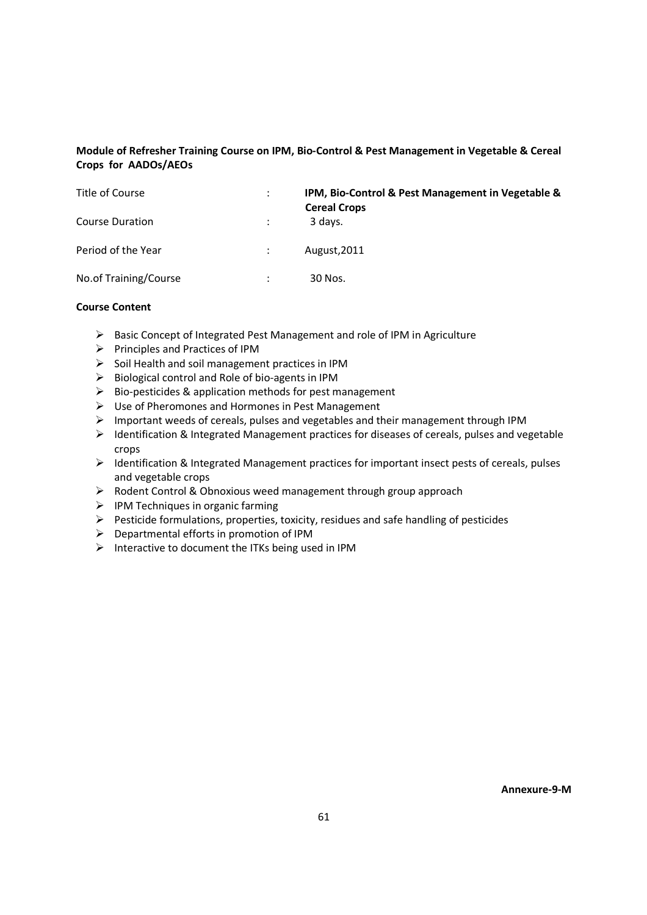**Module of Refresher Training Course on IPM, Bio-Control & Pest Management in Vegetable & Cereal Crops for AADOs/AEOs**

| | | |
|---|---|---|
| Title of Course | : | **IPM, Bio-Control & Pest Management in Vegetable & Cereal Crops** |
| Course Duration | : | 3 days. |
| Period of the Year | : | August,2011 |
| No.of Training/Course | : | 30 Nos. |

**Course Content**

- Basic Concept of Integrated Pest Management and role of IPM in Agriculture
- Principles and Practices of IPM
- Soil Health and soil management practices in IPM
- Biological control and Role of bio-agents in IPM
- Bio-pesticides & application methods for pest management
- Use of Pheromones and Hormones in Pest Management
- Important weeds of cereals, pulses and vegetables and their management through IPM
- Identification & Integrated Management practices for diseases of cereals, pulses and vegetable crops
- Identification & Integrated Management practices for important insect pests of cereals, pulses and vegetable crops
- Rodent Control & Obnoxious weed management through group approach
- IPM Techniques in organic farming
- Pesticide formulations, properties, toxicity, residues and safe handling of pesticides
- Departmental efforts in promotion of IPM
- Interactive to document the ITKs being used in IPM

**Annexure-9-M**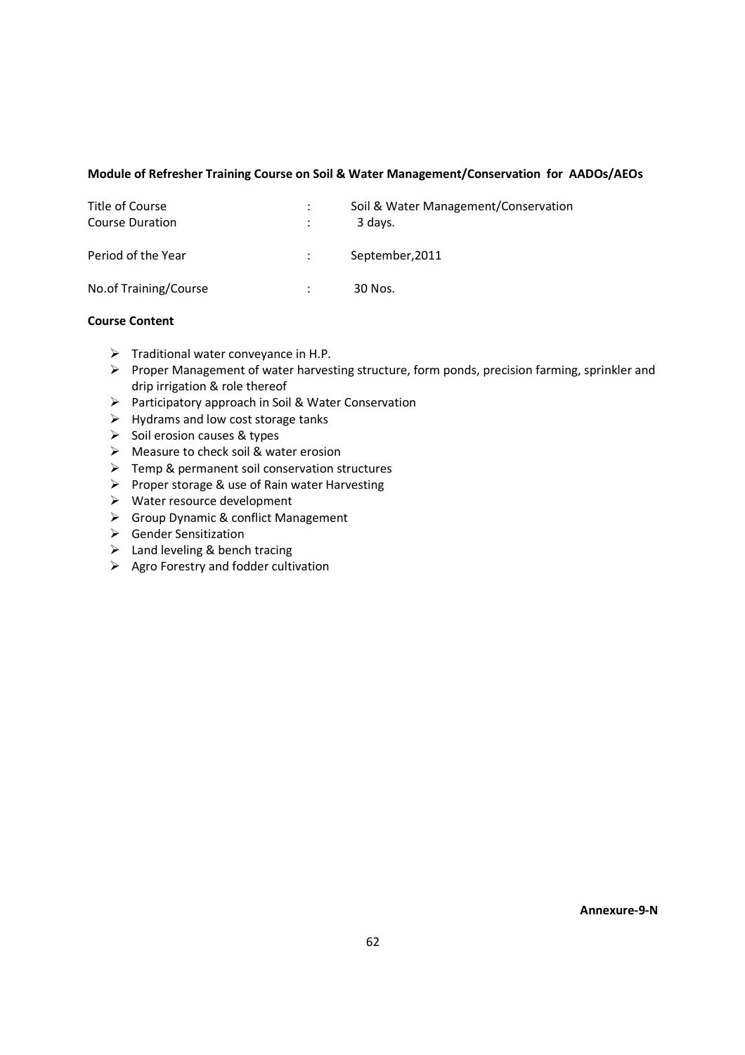**Module of Refresher Training Course on Soil & Water Management/Conservation for AADOs/AEOs**

| | | |
|---|---|---|
| Title of Course | : | Soil & Water Management/Conservation |
| Course Duration | : | 3 days. |
| Period of the Year | : | September,2011 |
| No.of Training/Course | : | 30 Nos. |

**Course Content**

- Traditional water conveyance in H.P.
- Proper Management of water harvesting structure, form ponds, precision farming, sprinkler and drip irrigation & role thereof
- Participatory approach in Soil & Water Conservation
- Hydrams and low cost storage tanks
- Soil erosion causes & types
- Measure to check soil & water erosion
- Temp & permanent soil conservation structures
- Proper storage & use of Rain water Harvesting
- Water resource development
- Group Dynamic & conflict Management
- Gender Sensitization
- Land leveling & bench tracing
- Agro Forestry and fodder cultivation

**Annexure-9-N**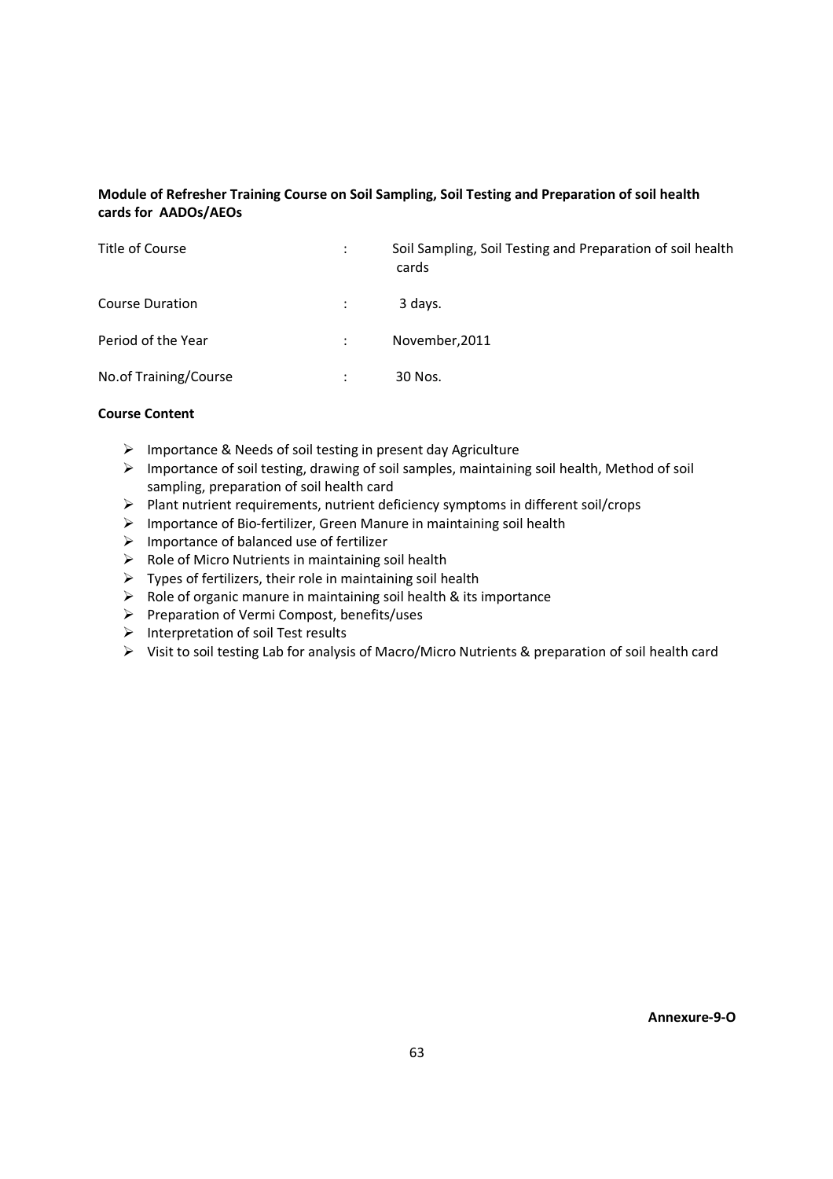**Module of Refresher Training Course on Soil Sampling, Soil Testing and Preparation of soil health cards for AADOs/AEOs**

| | | |
|---|---|---|
| Title of Course | : | Soil Sampling, Soil Testing and Preparation of soil health cards |
| Course Duration | : | 3 days. |
| Period of the Year | : | November,2011 |
| No.of Training/Course | : | 30 Nos. |

**Course Content**

- Importance & Needs of soil testing in present day Agriculture
- Importance of soil testing, drawing of soil samples, maintaining soil health, Method of soil sampling, preparation of soil health card
- Plant nutrient requirements, nutrient deficiency symptoms in different soil/crops
- Importance of Bio-fertilizer, Green Manure in maintaining soil health
- Importance of balanced use of fertilizer
- Role of Micro Nutrients in maintaining soil health
- Types of fertilizers, their role in maintaining soil health
- Role of organic manure in maintaining soil health & its importance
- Preparation of Vermi Compost, benefits/uses
- Interpretation of soil Test results
- Visit to soil testing Lab for analysis of Macro/Micro Nutrients & preparation of soil health card

**Annexure-9-O**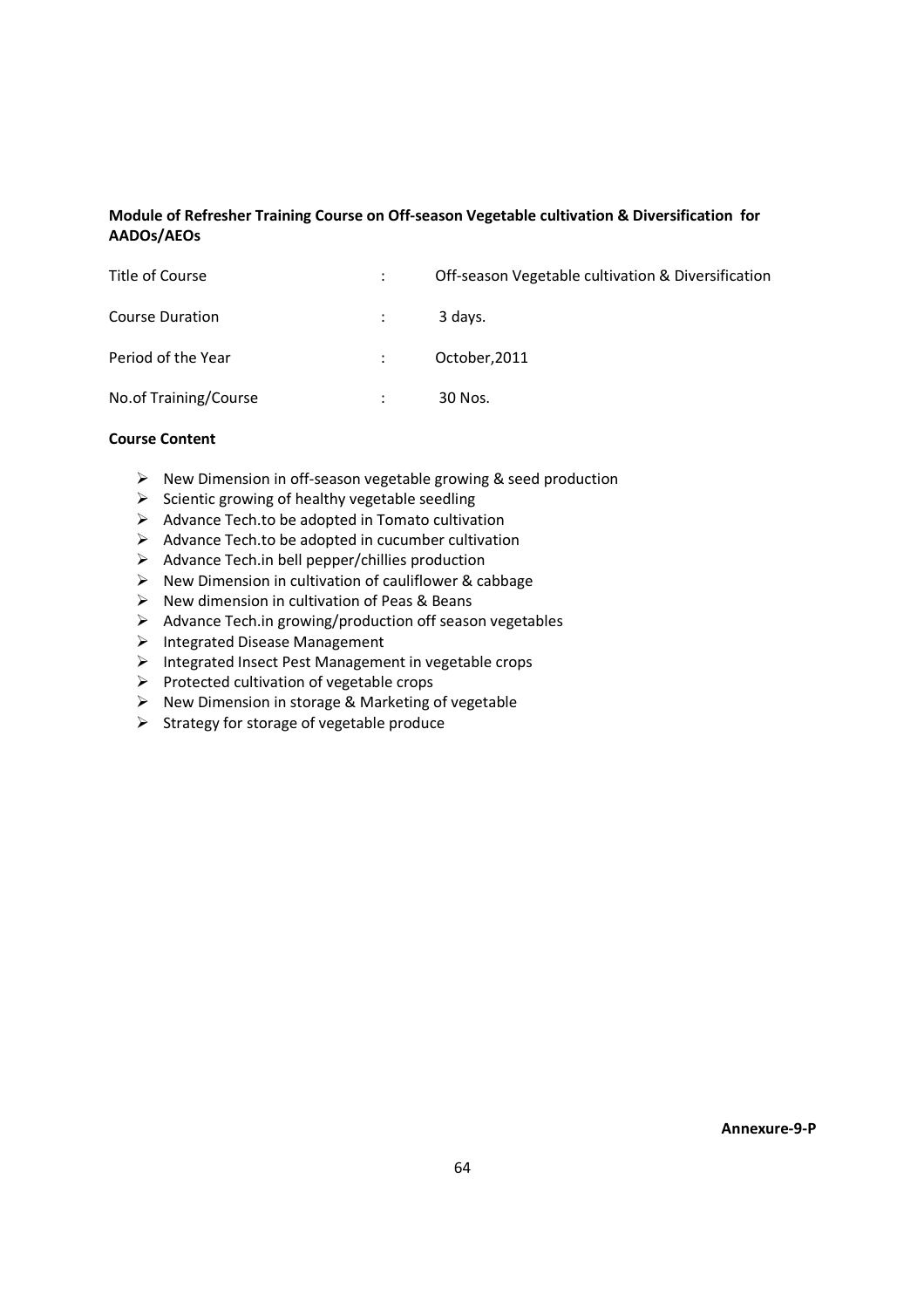**Module of Refresher Training Course on Off-season Vegetable cultivation & Diversification for AADOs/AEOs**

| | | |
|---|---|---|
| Title of Course | : | Off-season Vegetable cultivation & Diversification |
| Course Duration | : | 3 days. |
| Period of the Year | : | October,2011 |
| No.of Training/Course | : | 30 Nos. |

**Course Content**

- New Dimension in off-season vegetable growing & seed production
- Scientic growing of healthy vegetable seedling
- Advance Tech.to be adopted in Tomato cultivation
- Advance Tech.to be adopted in cucumber cultivation
- Advance Tech.in bell pepper/chillies production
- New Dimension in cultivation of cauliflower & cabbage
- New dimension in cultivation of Peas & Beans
- Advance Tech.in growing/production off season vegetables
- Integrated Disease Management
- Integrated Insect Pest Management in vegetable crops
- Protected cultivation of vegetable crops
- New Dimension in storage & Marketing of vegetable
- Strategy for storage of vegetable produce

**Annexure-9-P**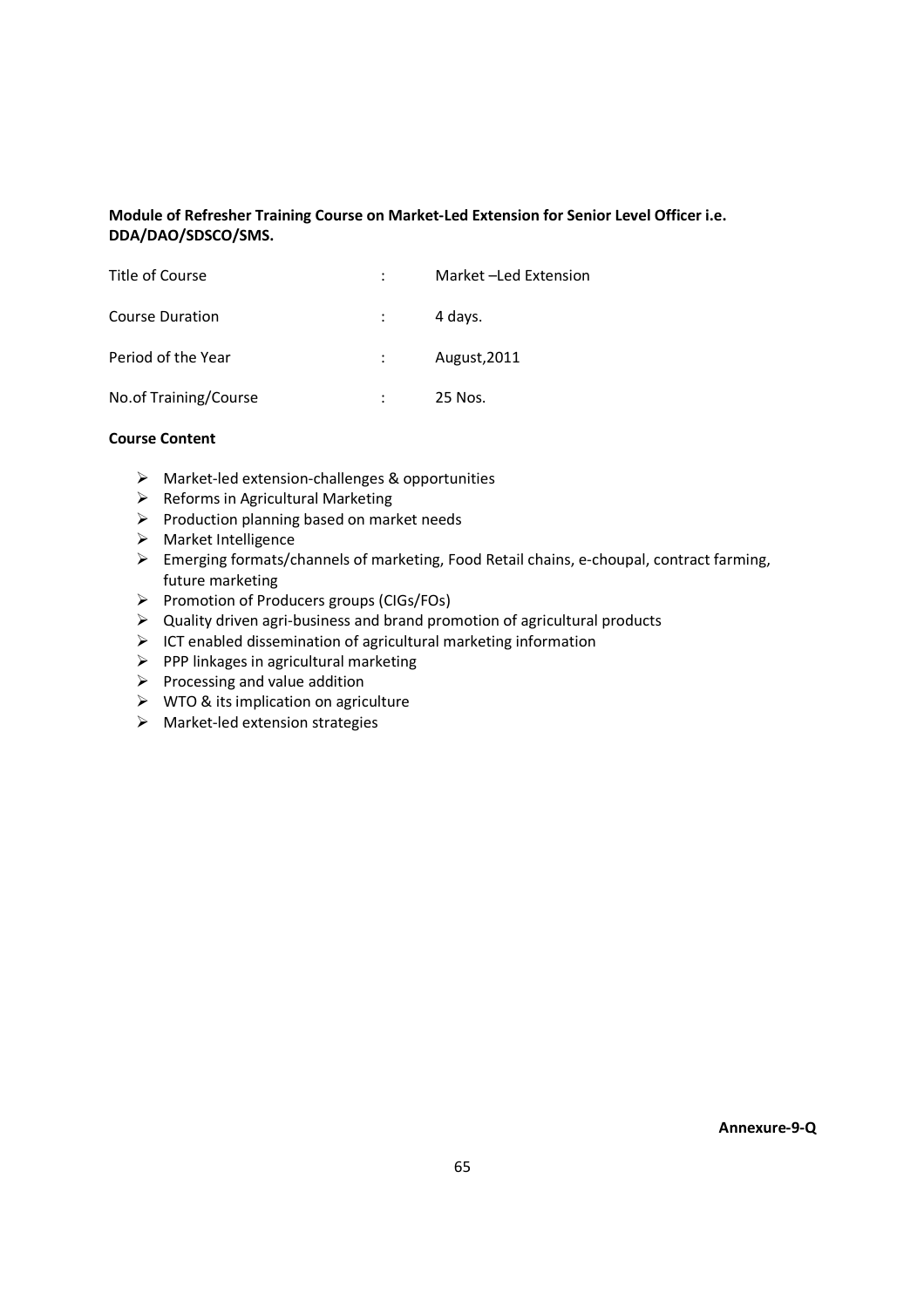**Module of Refresher Training Course on Market-Led Extension for Senior Level Officer i.e. DDA/DAO/SDSCO/SMS.**

| | | |
|---|---|---|
| Title of Course | : | Market –Led Extension |
| Course Duration | : | 4 days. |
| Period of the Year | : | August,2011 |
| No.of Training/Course | : | 25 Nos. |

**Course Content**

- Market-led extension-challenges & opportunities
- Reforms in Agricultural Marketing
- Production planning based on market needs
- Market Intelligence
- Emerging formats/channels of marketing, Food Retail chains, e-choupal, contract farming, future marketing
- Promotion of Producers groups (CIGs/FOs)
- Quality driven agri-business and brand promotion of agricultural products
- ICT enabled dissemination of agricultural marketing information
- PPP linkages in agricultural marketing
- Processing and value addition
- WTO & its implication on agriculture
- Market-led extension strategies

**Annexure-9-Q**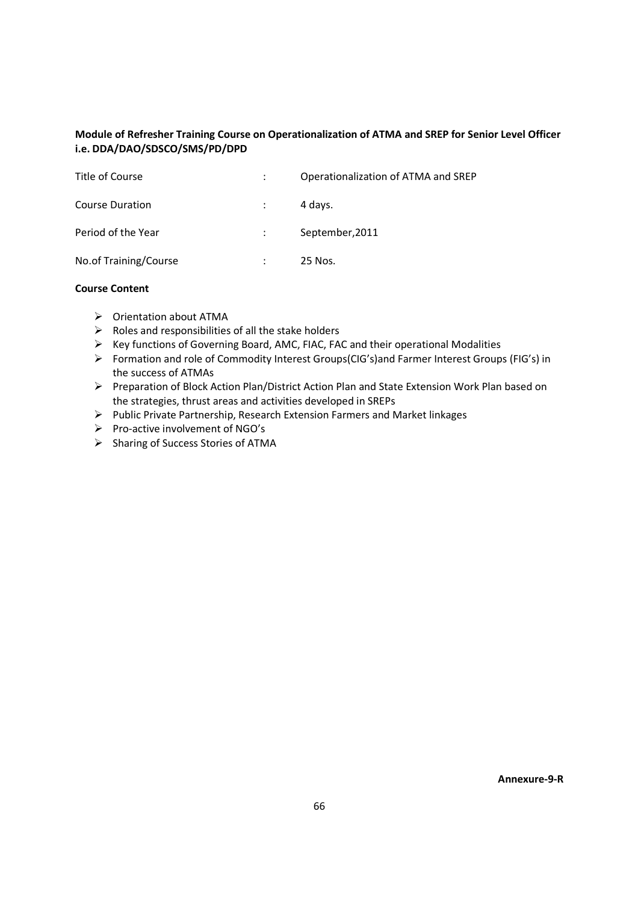**Module of Refresher Training Course on Operationalization of ATMA and SREP for Senior Level Officer i.e. DDA/DAO/SDSCO/SMS/PD/DPD**

| | | |
|---|---|---|
| Title of Course | : | Operationalization of ATMA and SREP |
| Course Duration | : | 4 days. |
| Period of the Year | : | September,2011 |
| No.of Training/Course | : | 25 Nos. |

**Course Content**

- Orientation about ATMA
- Roles and responsibilities of all the stake holders
- Key functions of Governing Board, AMC, FIAC, FAC and their operational Modalities
- Formation and role of Commodity Interest Groups(CIG's)and Farmer Interest Groups (FIG's) in the success of ATMAs
- Preparation of Block Action Plan/District Action Plan and State Extension Work Plan based on the strategies, thrust areas and activities developed in SREPs
- Public Private Partnership, Research Extension Farmers and Market linkages
- Pro-active involvement of NGO's
- Sharing of Success Stories of ATMA

**Annexure-9-R**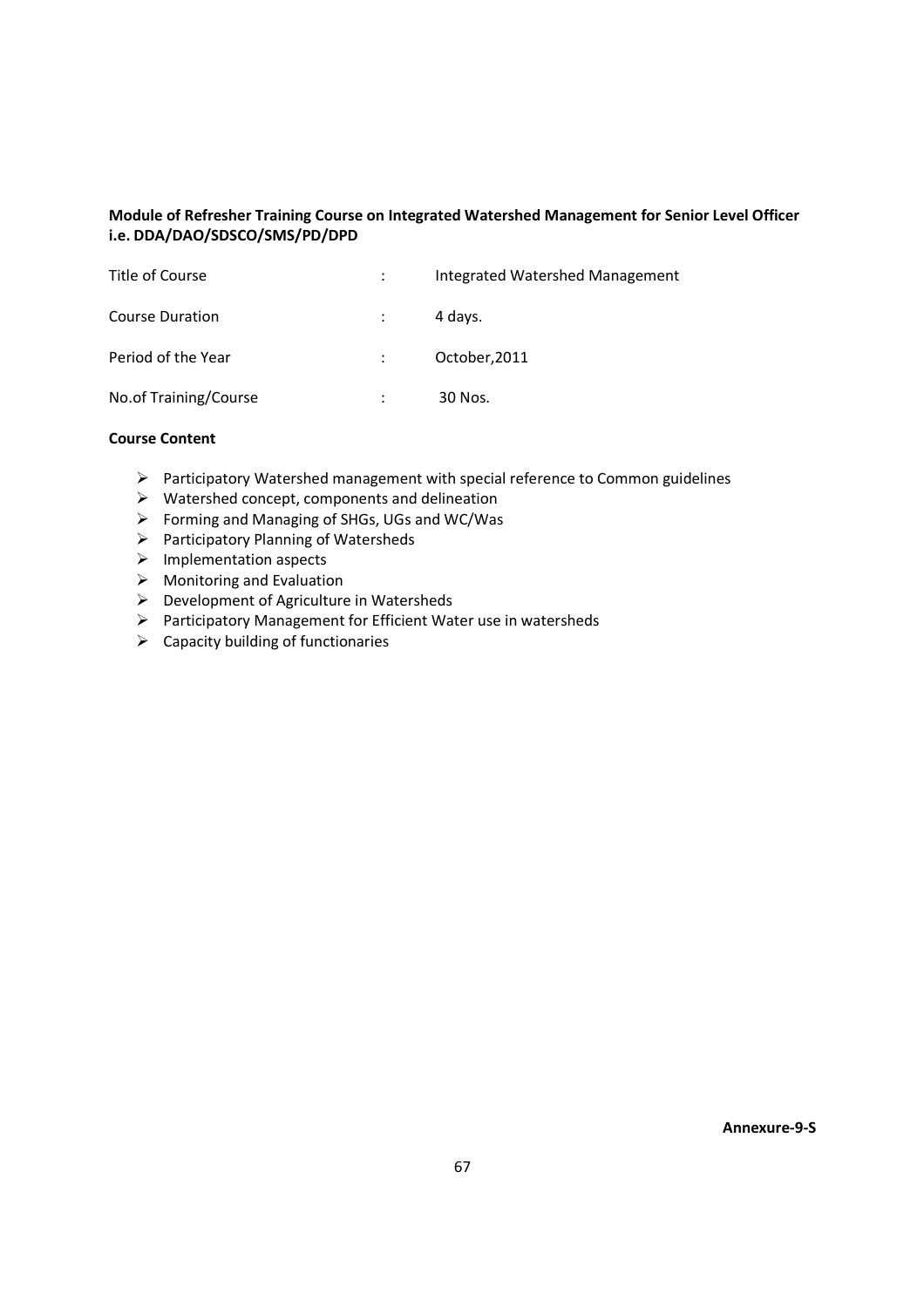**Module of Refresher Training Course on Integrated Watershed Management for Senior Level Officer i.e. DDA/DAO/SDSCO/SMS/PD/DPD**

| | | |
|---|---|---|
| Title of Course | : | Integrated Watershed Management |
| Course Duration | : | 4 days. |
| Period of the Year | : | October,2011 |
| No.of Training/Course | : | 30 Nos. |

**Course Content**

- Participatory Watershed management with special reference to Common guidelines
- Watershed concept, components and delineation
- Forming and Managing of SHGs, UGs and WC/Was
- Participatory Planning of Watersheds
- Implementation aspects
- Monitoring and Evaluation
- Development of Agriculture in Watersheds
- Participatory Management for Efficient Water use in watersheds
- Capacity building of functionaries

**Annexure-9-S**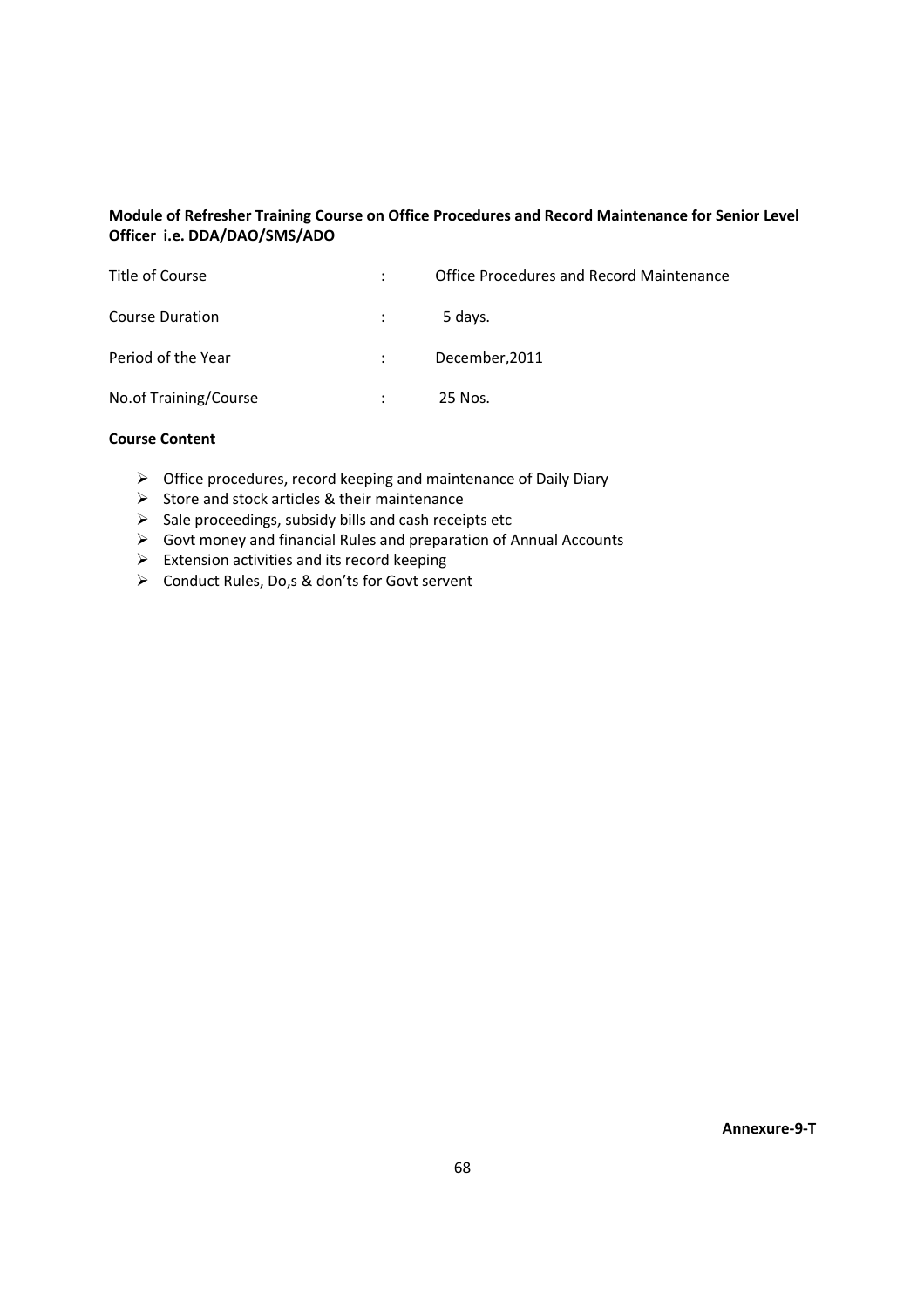**Module of Refresher Training Course on Office Procedures and Record Maintenance for Senior Level Officer i.e. DDA/DAO/SMS/ADO**

| | | |
|---|---|---|
| Title of Course | : | Office Procedures and Record Maintenance |
| Course Duration | : | 5 days. |
| Period of the Year | : | December,2011 |
| No.of Training/Course | : | 25 Nos. |

**Course Content**

- Office procedures, record keeping and maintenance of Daily Diary
- Store and stock articles & their maintenance
- Sale proceedings, subsidy bills and cash receipts etc
- Govt money and financial Rules and preparation of Annual Accounts
- Extension activities and its record keeping
- Conduct Rules, Do,s & don'ts for Govt servent

**Annexure-9-T**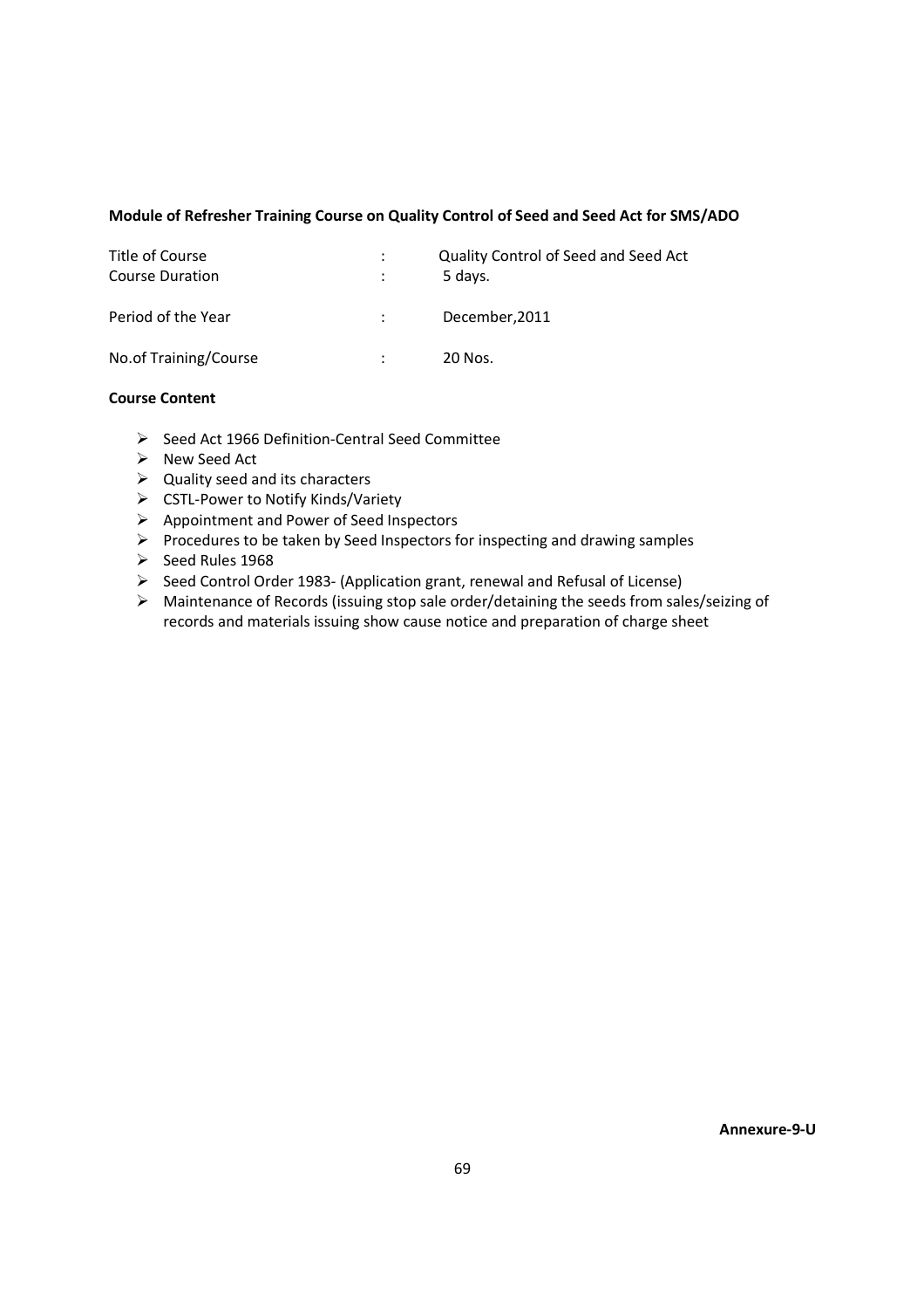**Module of Refresher Training Course on Quality Control of Seed and Seed Act for SMS/ADO**

| | | |
|---|---|---|
| Title of Course | : | Quality Control of Seed and Seed Act |
| Course Duration | : | 5 days. |
| Period of the Year | : | December,2011 |
| No.of Training/Course | : | 20 Nos. |

**Course Content**

- Seed Act 1966 Definition-Central Seed Committee
- New Seed Act
- Quality seed and its characters
- CSTL-Power to Notify Kinds/Variety
- Appointment and Power of Seed Inspectors
- Procedures to be taken by Seed Inspectors for inspecting and drawing samples
- Seed Rules 1968
- Seed Control Order 1983- (Application grant, renewal and Refusal of License)
- Maintenance of Records (issuing stop sale order/detaining the seeds from sales/seizing of records and materials issuing show cause notice and preparation of charge sheet

**Annexure-9-U**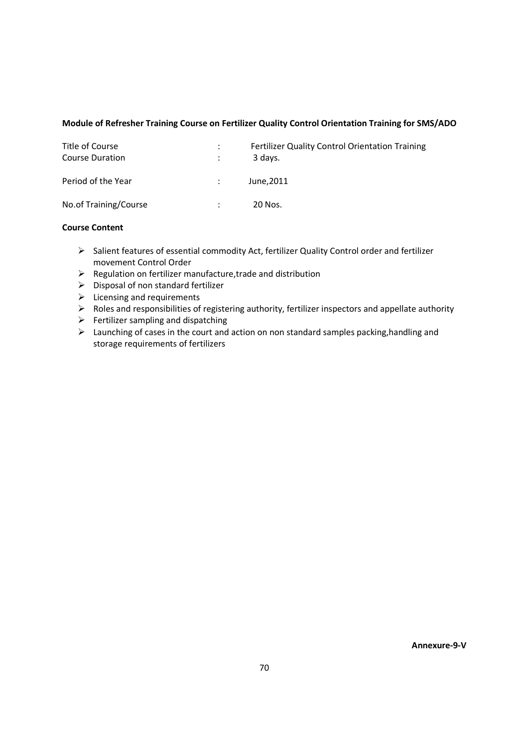**Module of Refresher Training Course on Fertilizer Quality Control Orientation Training for SMS/ADO**

| | | |
|---|---|---|
| Title of Course | : | Fertilizer Quality Control Orientation Training |
| Course Duration | : | 3 days. |
| Period of the Year | : | June,2011 |
| No.of Training/Course | : | 20 Nos. |

**Course Content**

- Salient features of essential commodity Act, fertilizer Quality Control order and fertilizer movement Control Order
- Regulation on fertilizer manufacture,trade and distribution
- Disposal of non standard fertilizer
- Licensing and requirements
- Roles and responsibilities of registering authority, fertilizer inspectors and appellate authority
- Fertilizer sampling and dispatching
- Launching of cases in the court and action on non standard samples packing,handling and storage requirements of fertilizers

**Annexure-9-V**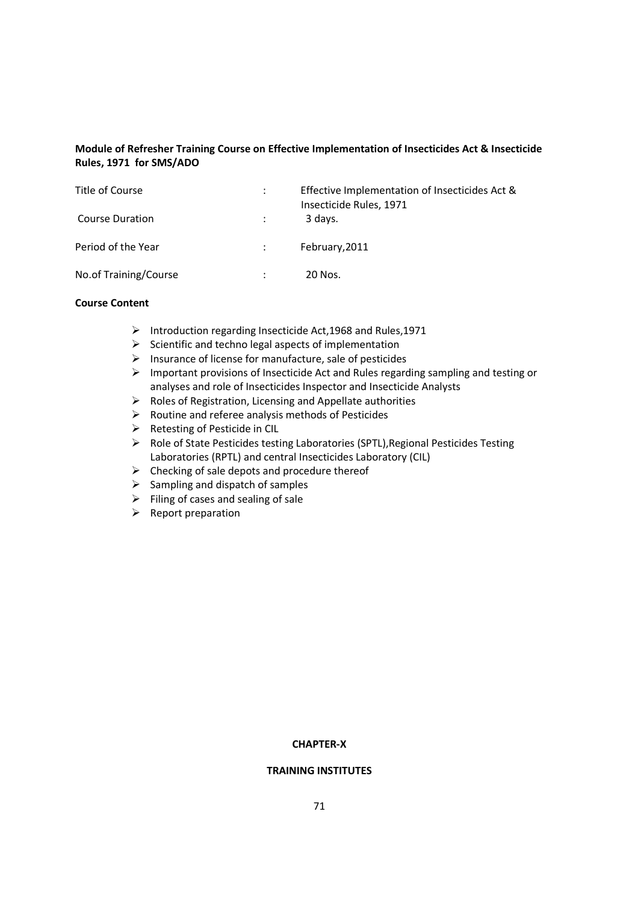**Module of Refresher Training Course on Effective Implementation of Insecticides Act & Insecticide Rules, 1971 for SMS/ADO**

| | | |
|---|---|---|
| Title of Course | : | Effective Implementation of Insecticides Act & Insecticide Rules, 1971 |
| Course Duration | : | 3 days. |
| Period of the Year | : | February,2011 |
| No.of Training/Course | : | 20 Nos. |

**Course Content**

- Introduction regarding Insecticide Act,1968 and Rules,1971
- Scientific and techno legal aspects of implementation
- Insurance of license for manufacture, sale of pesticides
- Important provisions of Insecticide Act and Rules regarding sampling and testing or analyses and role of Insecticides Inspector and Insecticide Analysts
- Roles of Registration, Licensing and Appellate authorities
- Routine and referee analysis methods of Pesticides
- Retesting of Pesticide in CIL
- Role of State Pesticides testing Laboratories (SPTL),Regional Pesticides Testing Laboratories (RPTL) and central Insecticides Laboratory (CIL)
- Checking of sale depots and procedure thereof
- Sampling and dispatch of samples
- Filing of cases and sealing of sale
- Report preparation

## CHAPTER-X

## TRAINING INSTITUTES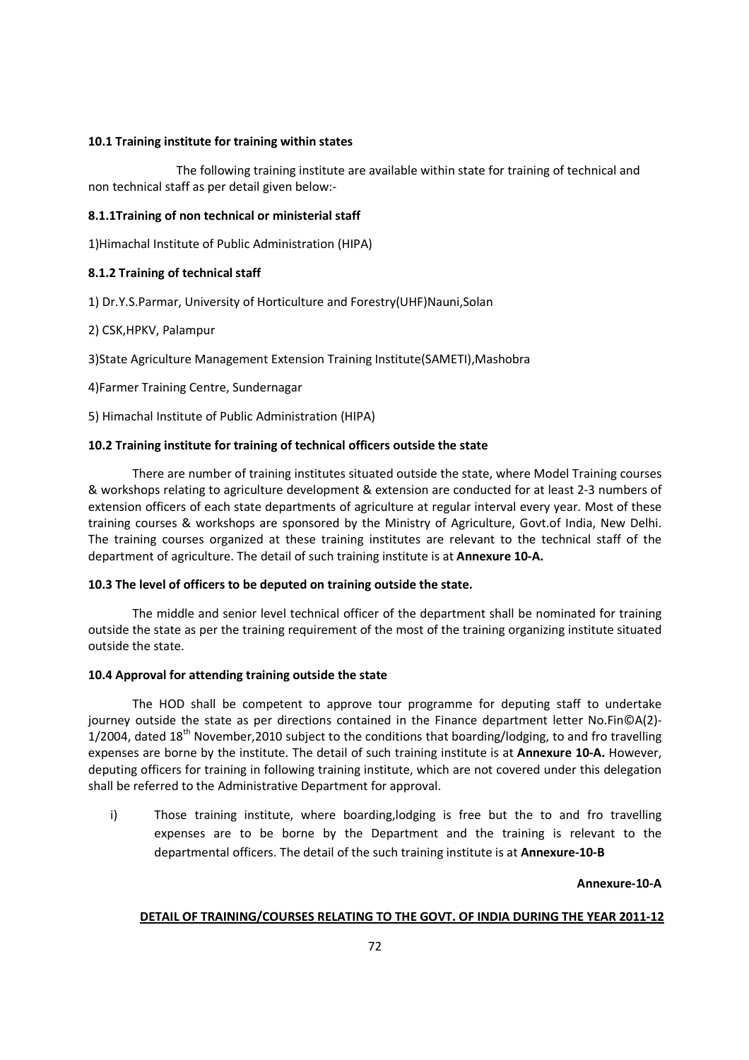**10.1 Training institute for training within states**

The following training institute are available within state for training of technical and non technical staff as per detail given below:-

**8.1.1Training of non technical or ministerial staff**

1)Himachal Institute of Public Administration (HIPA)

**8.1.2 Training of technical staff**

1) Dr.Y.S.Parmar, University of Horticulture and Forestry(UHF)Nauni,Solan

2) CSK,HPKV, Palampur

3)State Agriculture Management Extension Training Institute(SAMETI),Mashobra

4)Farmer Training Centre, Sundernagar

5) Himachal Institute of Public Administration (HIPA)

**10.2 Training institute for training of technical officers outside the state**

There are number of training institutes situated outside the state, where Model Training courses & workshops relating to agriculture development & extension are conducted for at least 2-3 numbers of extension officers of each state departments of agriculture at regular interval every year. Most of these training courses & workshops are sponsored by the Ministry of Agriculture, Govt.of India, New Delhi. The training courses organized at these training institutes are relevant to the technical staff of the department of agriculture. The detail of such training institute is at **Annexure 10-A.**

**10.3 The level of officers to be deputed on training outside the state.**

The middle and senior level technical officer of the department shall be nominated for training outside the state as per the training requirement of the most of the training organizing institute situated outside the state.

**10.4 Approval for attending training outside the state**

The HOD shall be competent to approve tour programme for deputing staff to undertake journey outside the state as per directions contained in the Finance department letter No.Fin©A(2)-1/2004, dated 18th November,2010 subject to the conditions that boarding/lodging, to and fro travelling expenses are borne by the institute. The detail of such training institute is at **Annexure 10-A.** However, deputing officers for training in following training institute, which are not covered under this delegation shall be referred to the Administrative Department for approval.

i) Those training institute, where boarding,lodging is free but the to and fro travelling expenses are to be borne by the Department and the training is relevant to the departmental officers. The detail of the such training institute is at **Annexure-10-B**

**Annexure-10-A**

**DETAIL OF TRAINING/COURSES RELATING TO THE GOVT. OF INDIA DURING THE YEAR 2011-12**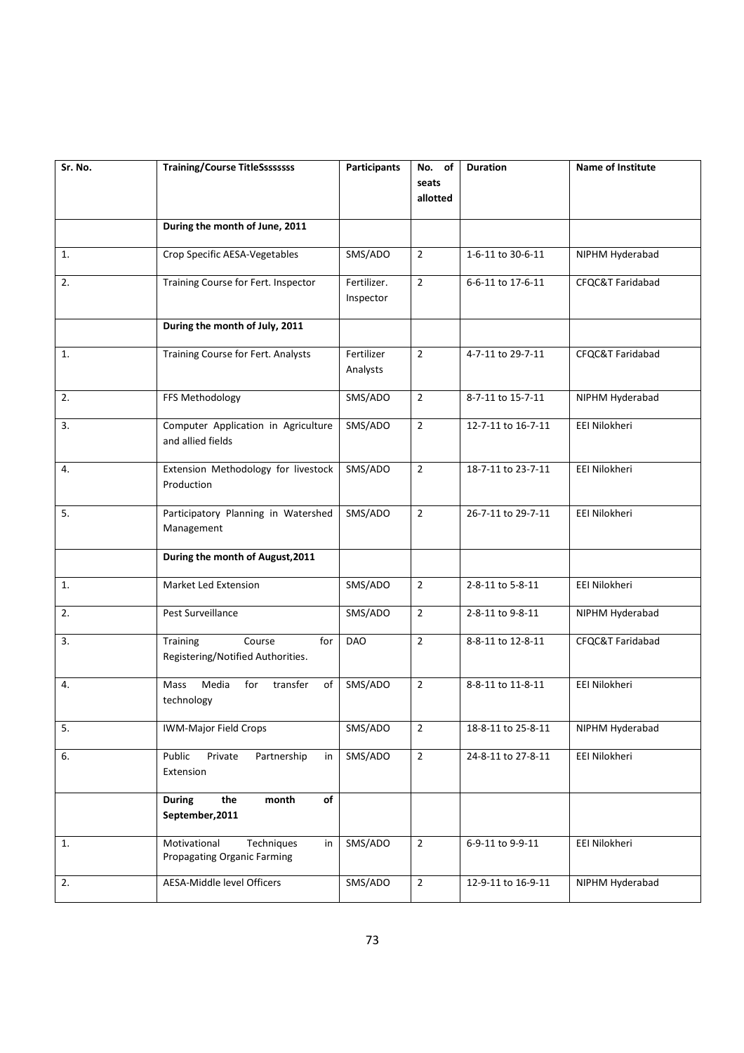| Sr. No. | Training/Course TitleSsssssss | Participants | No. of seats allotted | Duration | Name of Institute |
|---|---|---|---|---|---|
| | **During the month of June, 2011** | | | | |
| 1. | Crop Specific AESA-Vegetables | SMS/ADO | 2 | 1-6-11 to 30-6-11 | NIPHM Hyderabad |
| 2. | Training Course for Fert. Inspector | Fertilizer. Inspector | 2 | 6-6-11 to 17-6-11 | CFQC&T Faridabad |
| | **During the month of July, 2011** | | | | |
| 1. | Training Course for Fert. Analysts | Fertilizer Analysts | 2 | 4-7-11 to 29-7-11 | CFQC&T Faridabad |
| 2. | FFS Methodology | SMS/ADO | 2 | 8-7-11 to 15-7-11 | NIPHM Hyderabad |
| 3. | Computer Application in Agriculture and allied fields | SMS/ADO | 2 | 12-7-11 to 16-7-11 | EEI Nilokheri |
| 4. | Extension Methodology for livestock Production | SMS/ADO | 2 | 18-7-11 to 23-7-11 | EEI Nilokheri |
| 5. | Participatory Planning in Watershed Management | SMS/ADO | 2 | 26-7-11 to 29-7-11 | EEI Nilokheri |
| | **During the month of August,2011** | | | | |
| 1. | Market Led Extension | SMS/ADO | 2 | 2-8-11 to 5-8-11 | EEI Nilokheri |
| 2. | Pest Surveillance | SMS/ADO | 2 | 2-8-11 to 9-8-11 | NIPHM Hyderabad |
| 3. | Training Course for Registering/Notified Authorities. | DAO | 2 | 8-8-11 to 12-8-11 | CFQC&T Faridabad |
| 4. | Mass Media for transfer of technology | SMS/ADO | 2 | 8-8-11 to 11-8-11 | EEI Nilokheri |
| 5. | IWM-Major Field Crops | SMS/ADO | 2 | 18-8-11 to 25-8-11 | NIPHM Hyderabad |
| 6. | Public Private Partnership in Extension | SMS/ADO | 2 | 24-8-11 to 27-8-11 | EEI Nilokheri |
| | **During the month of September,2011** | | | | |
| 1. | Motivational Techniques in Propagating Organic Farming | SMS/ADO | 2 | 6-9-11 to 9-9-11 | EEI Nilokheri |
| 2. | AESA-Middle level Officers | SMS/ADO | 2 | 12-9-11 to 16-9-11 | NIPHM Hyderabad |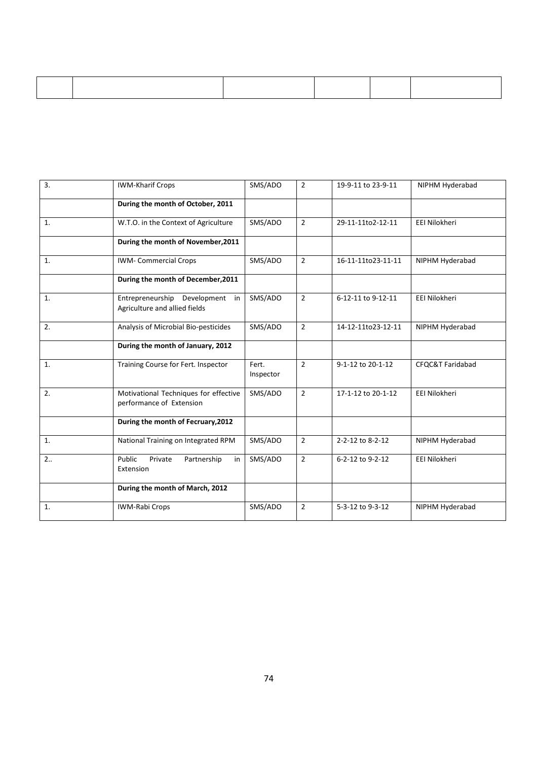| | | | | | |
|---|---|---|---|---|---|
| | | | | | |

| | | | | | |
|---|---|---|---|---|---|
| 3. | IWM-Kharif Crops | SMS/ADO | 2 | 19-9-11 to 23-9-11 | NIPHM Hyderabad |
| | **During the month of October, 2011** | | | | |
| 1. | W.T.O. in the Context of Agriculture | SMS/ADO | 2 | 29-11-11to2-12-11 | EEI Nilokheri |
| | **During the month of November,2011** | | | | |
| 1. | IWM- Commercial Crops | SMS/ADO | 2 | 16-11-11to23-11-11 | NIPHM Hyderabad |
| | **During the month of December,2011** | | | | |
| 1. | Entrepreneurship Development in Agriculture and allied fields | SMS/ADO | 2 | 6-12-11 to 9-12-11 | EEI Nilokheri |
| 2. | Analysis of Microbial Bio-pesticides | SMS/ADO | 2 | 14-12-11to23-12-11 | NIPHM Hyderabad |
| | **During the month of January, 2012** | | | | |
| 1. | Training Course for Fert. Inspector | Fert. Inspector | 2 | 9-1-12 to 20-1-12 | CFQC&T Faridabad |
| 2. | Motivational Techniques for effective performance of Extension | SMS/ADO | 2 | 17-1-12 to 20-1-12 | EEI Nilokheri |
| | **During the month of Fecruary,2012** | | | | |
| 1. | National Training on Integrated RPM | SMS/ADO | 2 | 2-2-12 to 8-2-12 | NIPHM Hyderabad |
| 2.. | Public Private Partnership in Extension | SMS/ADO | 2 | 6-2-12 to 9-2-12 | EEI Nilokheri |
| | **During the month of March, 2012** | | | | |
| 1. | IWM-Rabi Crops | SMS/ADO | 2 | 5-3-12 to 9-3-12 | NIPHM Hyderabad |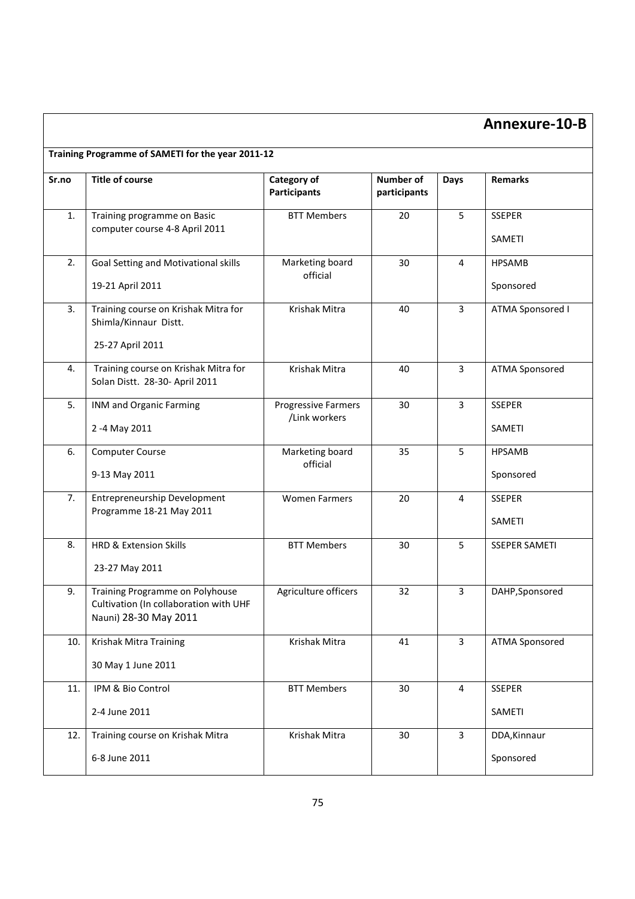# Annexure-10-B

**Training Programme of SAMETI for the year 2011-12**

| Sr.no | Title of course | Category of Participants | Number of participants | Days | Remarks |
|---|---|---|---|---|---|
| 1. | Training programme on Basic computer course 4-8 April 2011 | BTT Members | 20 | 5 | SSEPER SAMETI |
| 2. | Goal Setting and Motivational skills 19-21 April 2011 | Marketing board official | 30 | 4 | HPSAMB Sponsored |
| 3. | Training course on Krishak Mitra for Shimla/Kinnaur Distt. 25-27 April 2011 | Krishak Mitra | 40 | 3 | ATMA Sponsored I |
| 4. | Training course on Krishak Mitra for Solan Distt. 28-30- April 2011 | Krishak Mitra | 40 | 3 | ATMA Sponsored |
| 5. | INM and Organic Farming 2 -4 May 2011 | Progressive Farmers /Link workers | 30 | 3 | SSEPER SAMETI |
| 6. | Computer Course 9-13 May 2011 | Marketing board official | 35 | 5 | HPSAMB Sponsored |
| 7. | Entrepreneurship Development Programme 18-21 May 2011 | Women Farmers | 20 | 4 | SSEPER SAMETI |
| 8. | HRD & Extension Skills 23-27 May 2011 | BTT Members | 30 | 5 | SSEPER SAMETI |
| 9. | Training Programme on Polyhouse Cultivation (In collaboration with UHF Nauni) 28-30 May 2011 | Agriculture officers | 32 | 3 | DAHP,Sponsored |
| 10. | Krishak Mitra Training 30 May 1 June 2011 | Krishak Mitra | 41 | 3 | ATMA Sponsored |
| 11. | IPM & Bio Control 2-4 June 2011 | BTT Members | 30 | 4 | SSEPER SAMETI |
| 12. | Training course on Krishak Mitra 6-8 June 2011 | Krishak Mitra | 30 | 3 | DDA,Kinnaur Sponsored |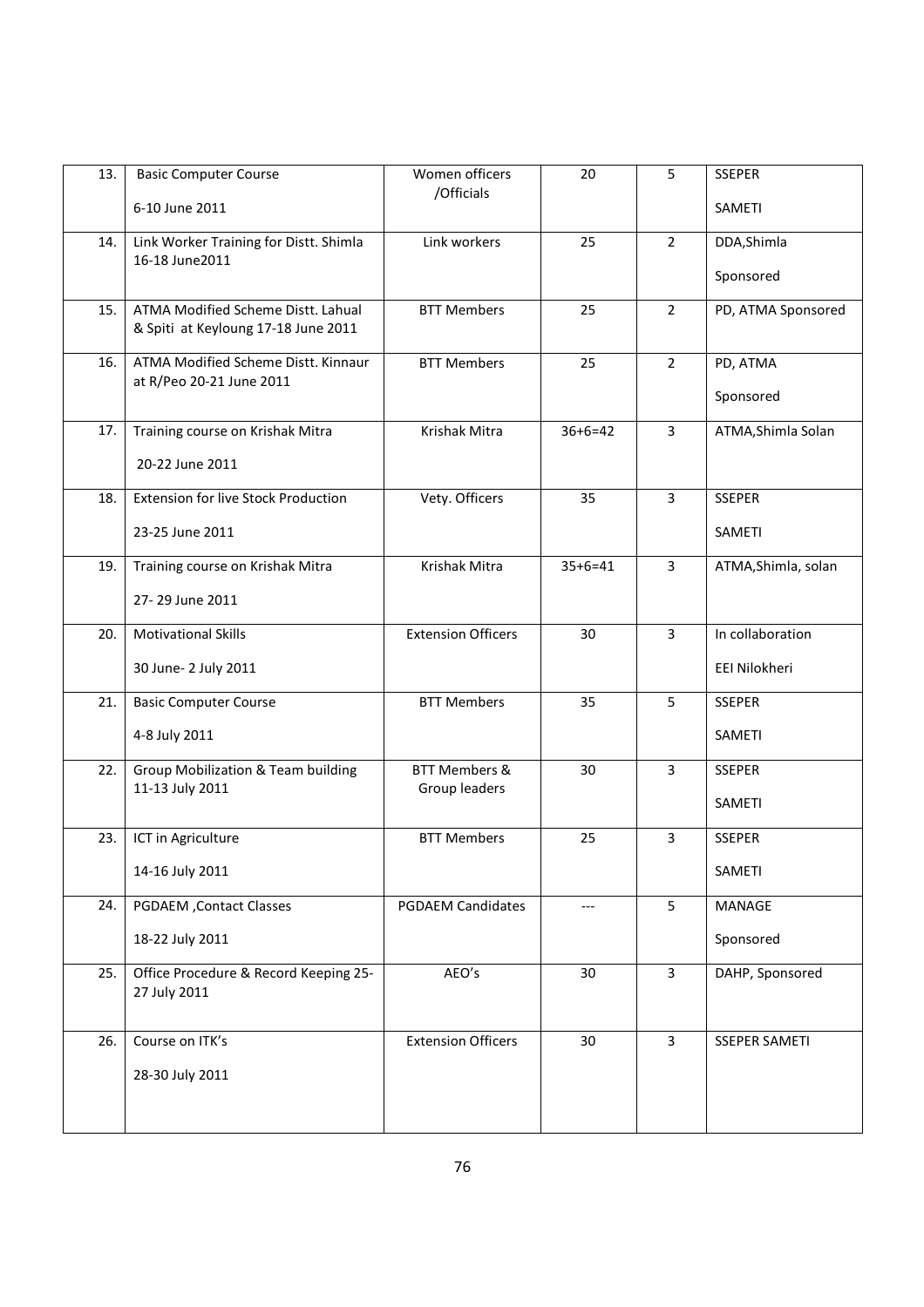| 13. | Basic Computer Course<br>6-10 June 2011 | Women officers /Officials | 20 | 5 | SSEPER<br>SAMETI |
|---|---|---|---|---|---|
| 14. | Link Worker Training for Distt. Shimla 16-18 June2011 | Link workers | 25 | 2 | DDA,Shimla<br>Sponsored |
| 15. | ATMA Modified Scheme Distt. Lahual & Spiti at Keyloung 17-18 June 2011 | BTT Members | 25 | 2 | PD, ATMA Sponsored |
| 16. | ATMA Modified Scheme Distt. Kinnaur at R/Peo 20-21 June 2011 | BTT Members | 25 | 2 | PD, ATMA<br>Sponsored |
| 17. | Training course on Krishak Mitra<br>20-22 June 2011 | Krishak Mitra | 36+6=42 | 3 | ATMA,Shimla Solan |
| 18. | Extension for live Stock Production<br>23-25 June 2011 | Vety. Officers | 35 | 3 | SSEPER<br>SAMETI |
| 19. | Training course on Krishak Mitra<br>27- 29 June 2011 | Krishak Mitra | 35+6=41 | 3 | ATMA,Shimla, solan |
| 20. | Motivational Skills<br>30 June- 2 July 2011 | Extension Officers | 30 | 3 | In collaboration<br>EEI Nilokheri |
| 21. | Basic Computer Course<br>4-8 July 2011 | BTT Members | 35 | 5 | SSEPER<br>SAMETI |
| 22. | Group Mobilization & Team building 11-13 July 2011 | BTT Members & Group leaders | 30 | 3 | SSEPER<br>SAMETI |
| 23. | ICT in Agriculture<br>14-16 July 2011 | BTT Members | 25 | 3 | SSEPER<br>SAMETI |
| 24. | PGDAEM ,Contact Classes<br>18-22 July 2011 | PGDAEM Candidates | --- | 5 | MANAGE<br>Sponsored |
| 25. | Office Procedure & Record Keeping 25-27 July 2011 | AEO's | 30 | 3 | DAHP, Sponsored |
| 26. | Course on ITK's<br>28-30 July 2011 | Extension Officers | 30 | 3 | SSEPER SAMETI |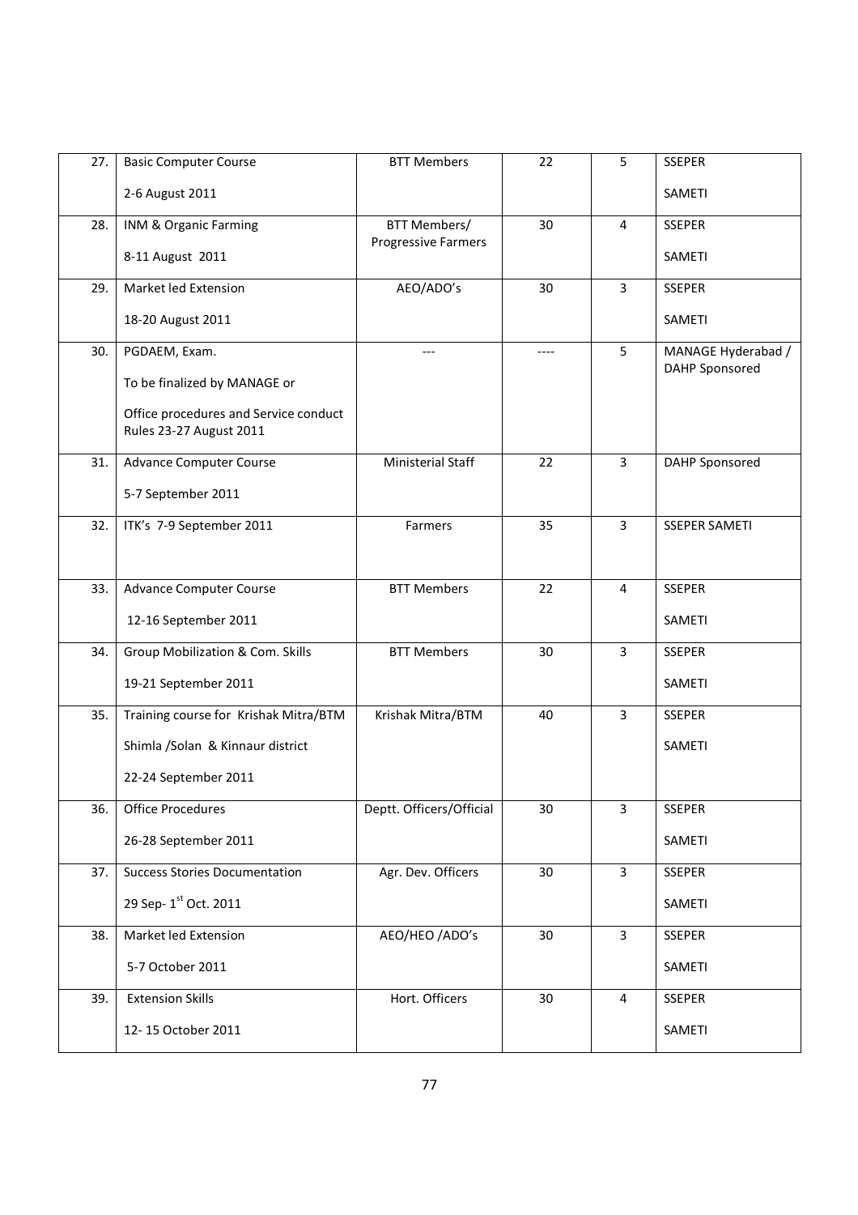| 27. | Basic Computer Course<br><br>2-6 August 2011 | BTT Members | 22 | 5 | SSEPER<br><br>SAMETI |
|---|---|---|---|---|---|
| 28. | INM & Organic Farming<br><br>8-11 August 2011 | BTT Members/ Progressive Farmers | 30 | 4 | SSEPER<br><br>SAMETI |
| 29. | Market led Extension<br><br>18-20 August 2011 | AEO/ADO's | 30 | 3 | SSEPER<br><br>SAMETI |
| 30. | PGDAEM, Exam.<br><br>To be finalized by MANAGE or<br><br>Office procedures and Service conduct Rules 23-27 August 2011 | --- | ---- | 5 | MANAGE Hyderabad / DAHP Sponsored |
| 31. | Advance Computer Course<br><br>5-7 September 2011 | Ministerial Staff | 22 | 3 | DAHP Sponsored |
| 32. | ITK's 7-9 September 2011 | Farmers | 35 | 3 | SSEPER SAMETI |
| 33. | Advance Computer Course<br><br>12-16 September 2011 | BTT Members | 22 | 4 | SSEPER<br><br>SAMETI |
| 34. | Group Mobilization & Com. Skills<br><br>19-21 September 2011 | BTT Members | 30 | 3 | SSEPER<br><br>SAMETI |
| 35. | Training course for Krishak Mitra/BTM<br><br>Shimla /Solan & Kinnaur district<br><br>22-24 September 2011 | Krishak Mitra/BTM | 40 | 3 | SSEPER<br><br>SAMETI |
| 36. | Office Procedures<br><br>26-28 September 2011 | Deptt. Officers/Official | 30 | 3 | SSEPER<br><br>SAMETI |
| 37. | Success Stories Documentation<br><br>29 Sep- 1st Oct. 2011 | Agr. Dev. Officers | 30 | 3 | SSEPER<br><br>SAMETI |
| 38. | Market led Extension<br><br>5-7 October 2011 | AEO/HEO /ADO's | 30 | 3 | SSEPER<br><br>SAMETI |
| 39. | Extension Skills<br><br>12- 15 October 2011 | Hort. Officers | 30 | 4 | SSEPER<br><br>SAMETI |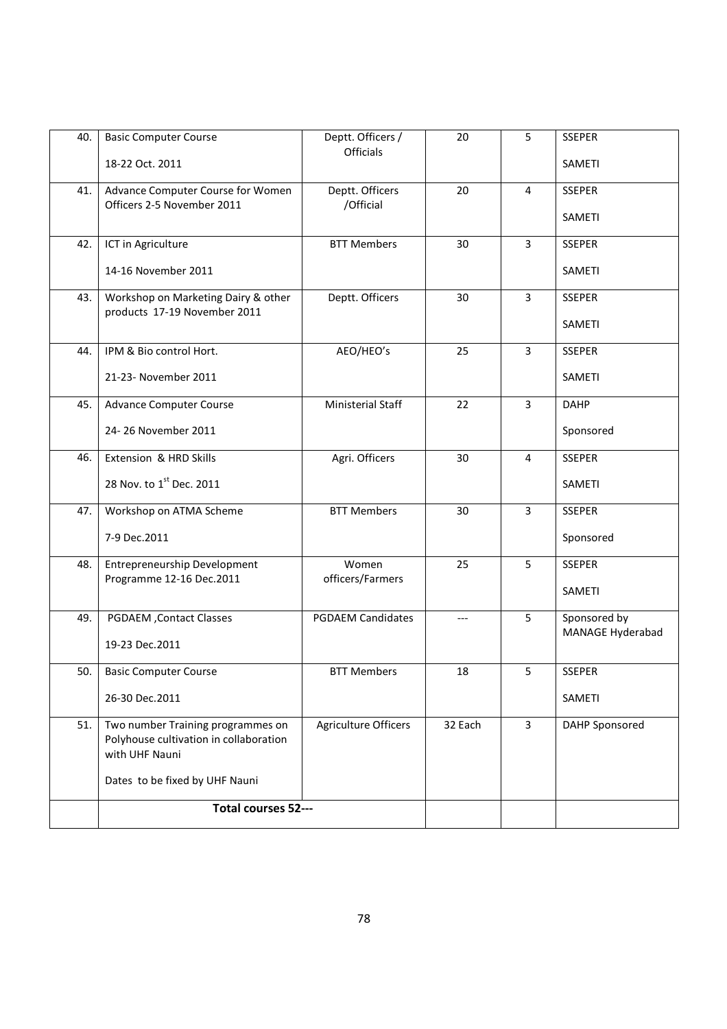| 40. | Basic Computer Course<br><br>18-22 Oct. 2011 | Deptt. Officers / Officials | 20 | 5 | SSEPER<br><br>SAMETI |
|---|---|---|---|---|---|
| 41. | Advance Computer Course for Women Officers 2-5 November 2011 | Deptt. Officers /Official | 20 | 4 | SSEPER<br><br>SAMETI |
| 42. | ICT in Agriculture<br><br>14-16 November 2011 | BTT Members | 30 | 3 | SSEPER<br><br>SAMETI |
| 43. | Workshop on Marketing Dairy & other products 17-19 November 2011 | Deptt. Officers | 30 | 3 | SSEPER<br><br>SAMETI |
| 44. | IPM & Bio control Hort.<br><br>21-23- November 2011 | AEO/HEO's | 25 | 3 | SSEPER<br><br>SAMETI |
| 45. | Advance Computer Course<br><br>24- 26 November 2011 | Ministerial Staff | 22 | 3 | DAHP<br><br>Sponsored |
| 46. | Extension & HRD Skills<br><br>28 Nov. to 1st Dec. 2011 | Agri. Officers | 30 | 4 | SSEPER<br><br>SAMETI |
| 47. | Workshop on ATMA Scheme<br><br>7-9 Dec.2011 | BTT Members | 30 | 3 | SSEPER<br><br>Sponsored |
| 48. | Entrepreneurship Development Programme 12-16 Dec.2011 | Women officers/Farmers | 25 | 5 | SSEPER<br><br>SAMETI |
| 49. | PGDAEM ,Contact Classes<br><br>19-23 Dec.2011 | PGDAEM Candidates | --- | 5 | Sponsored by MANAGE Hyderabad |
| 50. | Basic Computer Course<br><br>26-30 Dec.2011 | BTT Members | 18 | 5 | SSEPER<br><br>SAMETI |
| 51. | Two number Training programmes on Polyhouse cultivation in collaboration with UHF Nauni<br><br>Dates to be fixed by UHF Nauni | Agriculture Officers | 32 Each | 3 | DAHP Sponsored |
| | **Total courses 52---** | | | | |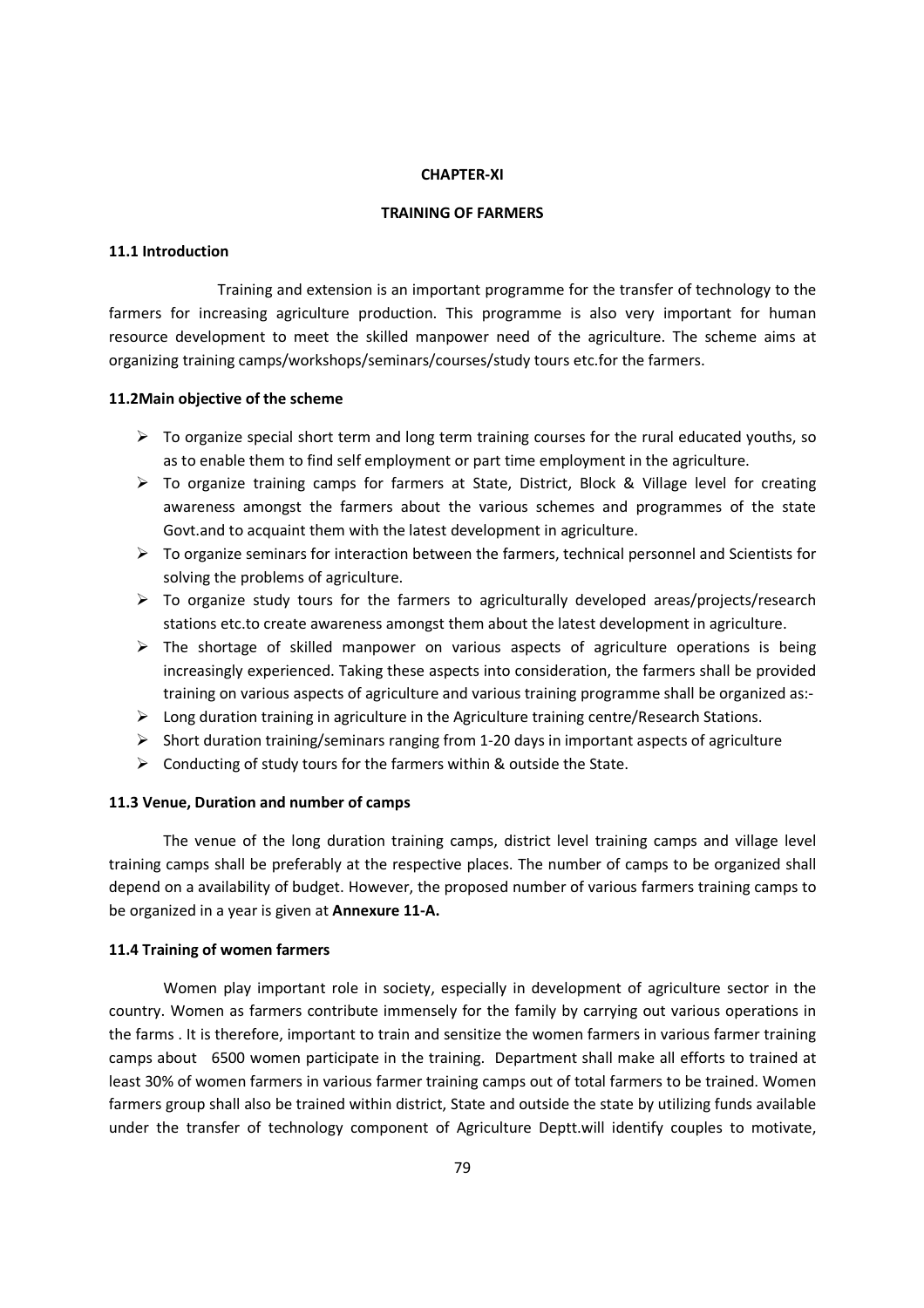# CHAPTER-XI

## TRAINING OF FARMERS

### 11.1 Introduction

Training and extension is an important programme for the transfer of technology to the farmers for increasing agriculture production. This programme is also very important for human resource development to meet the skilled manpower need of the agriculture. The scheme aims at organizing training camps/workshops/seminars/courses/study tours etc.for the farmers.

### 11.2Main objective of the scheme

- To organize special short term and long term training courses for the rural educated youths, so as to enable them to find self employment or part time employment in the agriculture.
- To organize training camps for farmers at State, District, Block & Village level for creating awareness amongst the farmers about the various schemes and programmes of the state Govt.and to acquaint them with the latest development in agriculture.
- To organize seminars for interaction between the farmers, technical personnel and Scientists for solving the problems of agriculture.
- To organize study tours for the farmers to agriculturally developed areas/projects/research stations etc.to create awareness amongst them about the latest development in agriculture.
- The shortage of skilled manpower on various aspects of agriculture operations is being increasingly experienced. Taking these aspects into consideration, the farmers shall be provided training on various aspects of agriculture and various training programme shall be organized as:-
- Long duration training in agriculture in the Agriculture training centre/Research Stations.
- Short duration training/seminars ranging from 1-20 days in important aspects of agriculture
- Conducting of study tours for the farmers within & outside the State.

### 11.3 Venue, Duration and number of camps

The venue of the long duration training camps, district level training camps and village level training camps shall be preferably at the respective places. The number of camps to be organized shall depend on a availability of budget. However, the proposed number of various farmers training camps to be organized in a year is given at **Annexure 11-A.**

### 11.4 Training of women farmers

Women play important role in society, especially in development of agriculture sector in the country. Women as farmers contribute immensely for the family by carrying out various operations in the farms . It is therefore, important to train and sensitize the women farmers in various farmer training camps about 6500 women participate in the training. Department shall make all efforts to trained at least 30% of women farmers in various farmer training camps out of total farmers to be trained. Women farmers group shall also be trained within district, State and outside the state by utilizing funds available under the transfer of technology component of Agriculture Deptt.will identify couples to motivate,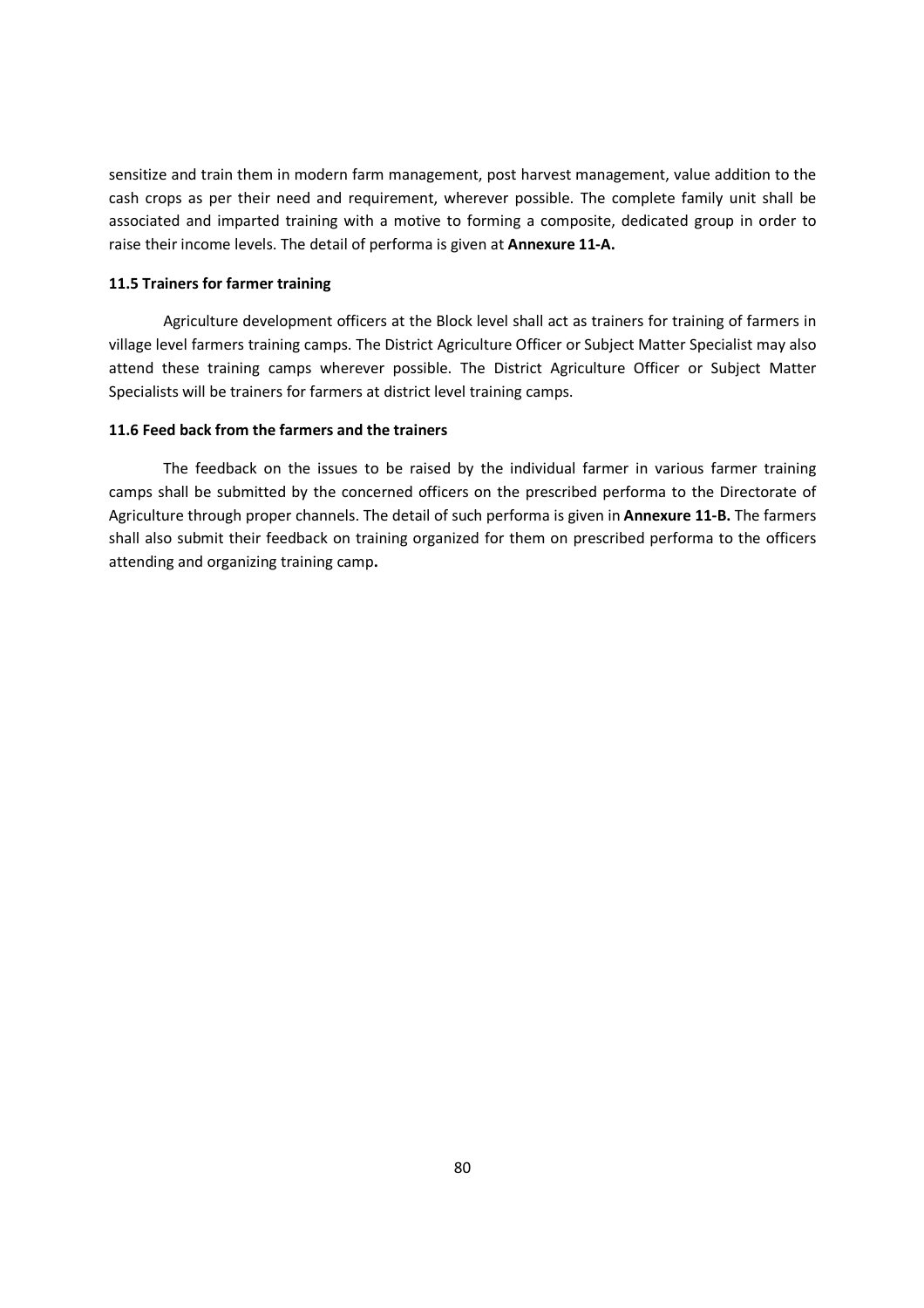sensitize and train them in modern farm management, post harvest management, value addition to the cash crops as per their need and requirement, wherever possible. The complete family unit shall be associated and imparted training with a motive to forming a composite, dedicated group in order to raise their income levels. The detail of performa is given at **Annexure 11-A.**

### 11.5 Trainers for farmer training

Agriculture development officers at the Block level shall act as trainers for training of farmers in village level farmers training camps. The District Agriculture Officer or Subject Matter Specialist may also attend these training camps wherever possible. The District Agriculture Officer or Subject Matter Specialists will be trainers for farmers at district level training camps.

### 11.6 Feed back from the farmers and the trainers

The feedback on the issues to be raised by the individual farmer in various farmer training camps shall be submitted by the concerned officers on the prescribed performa to the Directorate of Agriculture through proper channels. The detail of such performa is given in **Annexure 11-B.** The farmers shall also submit their feedback on training organized for them on prescribed performa to the officers attending and organizing training camp**.**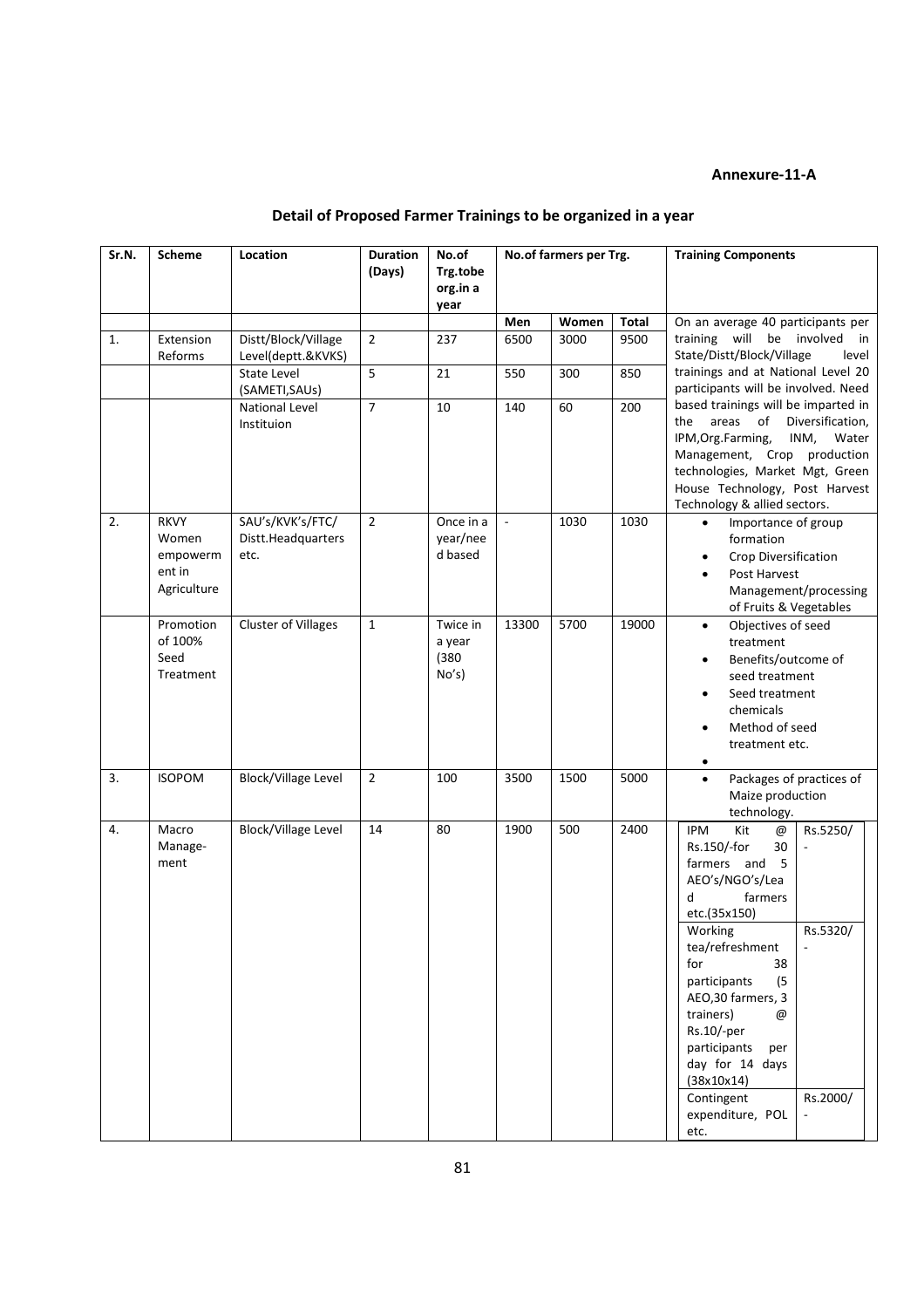**Annexure-11-A**

## Detail of Proposed Farmer Trainings to be organized in a year

| Sr.N. | Scheme | Location | Duration (Days) | No.of Trg.tobe org.in a year | No.of farmers per Trg. | | | Training Components |
|---|---|---|---|---|---|---|---|---|
| | | | | | Men | Women | Total | |
| 1. | Extension Reforms | Distt/Block/Village Level(deptt.&KVKS) | 2 | 237 | 6500 | 3000 | 9500 | On an average 40 participants per training will be involved in State/Distt/Block/Village level trainings and at National Level 20 participants will be involved. Need based trainings will be imparted in the areas of Diversification, IPM,Org.Farming, INM, Water Management, Crop production technologies, Market Mgt, Green House Technology, Post Harvest Technology & allied sectors. |
| | | State Level (SAMETI,SAUs) | 5 | 21 | 550 | 300 | 850 | |
| | | National Level Instituion | 7 | 10 | 140 | 60 | 200 | |
| 2. | RKVY Women empowerment in Agriculture | SAU's/KVK's/FTC/ Distt.Headquarters etc. | 2 | Once in a year/need based | - | 1030 | 1030 | • Importance of group formation<br>• Crop Diversification<br>• Post Harvest Management/processing of Fruits & Vegetables |
| | Promotion of 100% Seed Treatment | Cluster of Villages | 1 | Twice in a year (380 No's) | 13300 | 5700 | 19000 | • Objectives of seed treatment<br>• Benefits/outcome of seed treatment<br>• Seed treatment chemicals<br>• Method of seed treatment etc.<br>• |
| 3. | ISOPOM | Block/Village Level | 2 | 100 | 3500 | 1500 | 5000 | • Packages of practices of Maize production technology. |
| 4. | Macro Manage-ment | Block/Village Level | 14 | 80 | 1900 | 500 | 2400 | IPM Kit @ Rs.150/-for 30 farmers and 5 AEO's/NGO's/Lead farmers etc.(35x150) — Rs.5250/-<br>Working tea/refreshment for 38 participants (5 AEO,30 farmers, 3 trainers) @ Rs.10/-per participants per day for 14 days (38x10x14) — Rs.5320/-<br>Contingent expenditure, POL etc. — Rs.2000/- |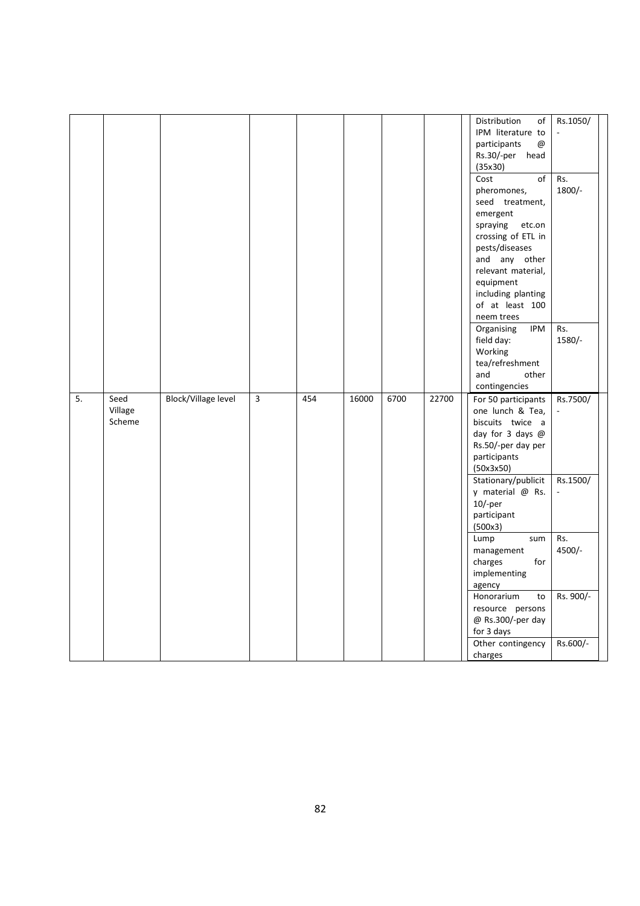|  |  |  |  |  |  |  |  |  |  |
|---|---|---|---|---|---|---|---|---|---|
|  |  |  |  |  |  |  |  | Distribution of IPM literature to participants @ Rs.30/-per head (35x30) | Rs.1050/- |
|  |  |  |  |  |  |  |  | Cost of pheromones, seed treatment, emergent spraying etc.on crossing of ETL in pests/diseases and any other relevant material, equipment including planting of at least 100 neem trees | Rs. 1800/- |
|  |  |  |  |  |  |  |  | Organising IPM field day: Working tea/refreshment and other contingencies | Rs. 1580/- |
| 5. | Seed Village Scheme | Block/Village level | 3 | 454 | 16000 | 6700 | 22700 | For 50 participants one lunch & Tea, biscuits twice a day for 3 days @ Rs.50/-per day per participants (50x3x50) | Rs.7500/- |
|  |  |  |  |  |  |  |  | Stationary/publicity material @ Rs. 10/-per participant (500x3) | Rs.1500/- |
|  |  |  |  |  |  |  |  | Lump sum management charges for implementing agency | Rs. 4500/- |
|  |  |  |  |  |  |  |  | Honorarium to resource persons @ Rs.300/-per day for 3 days | Rs. 900/- |
|  |  |  |  |  |  |  |  | Other contingency charges | Rs.600/- |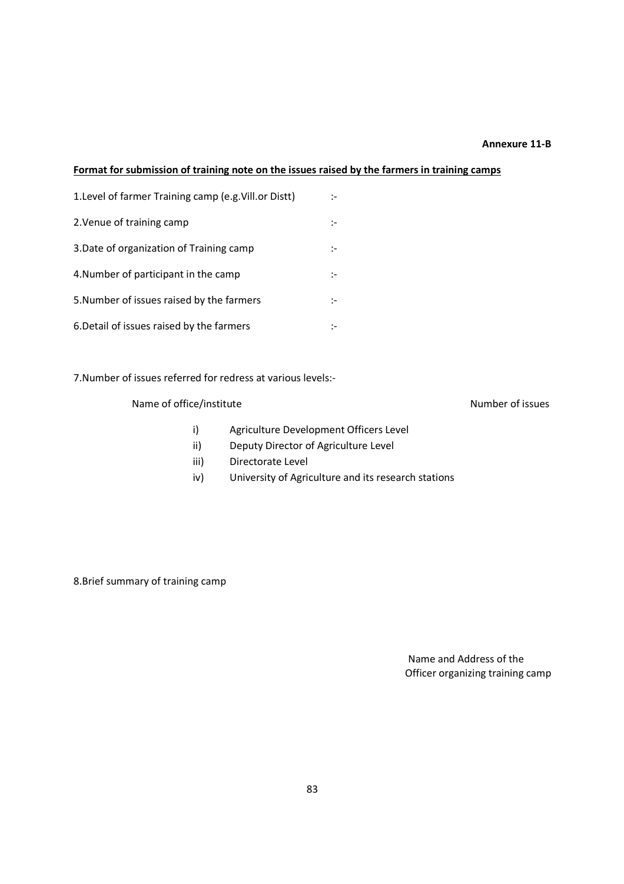**Annexure 11-B**

**Format for submission of training note on the issues raised by the farmers in training camps**

1.Level of farmer Training camp (e.g.Vill.or Distt) :-

2.Venue of training camp :-

3.Date of organization of Training camp :-

4.Number of participant in the camp :-

5.Number of issues raised by the farmers :-

6.Detail of issues raised by the farmers :-

7.Number of issues referred for redress at various levels:-

| Name of office/institute | Number of issues |
|---|---|
| i) Agriculture Development Officers Level | |
| ii) Deputy Director of Agriculture Level | |
| iii) Directorate Level | |
| iv) University of Agriculture and its research stations | |

8.Brief summary of training camp

Name and Address of the
Officer organizing training camp